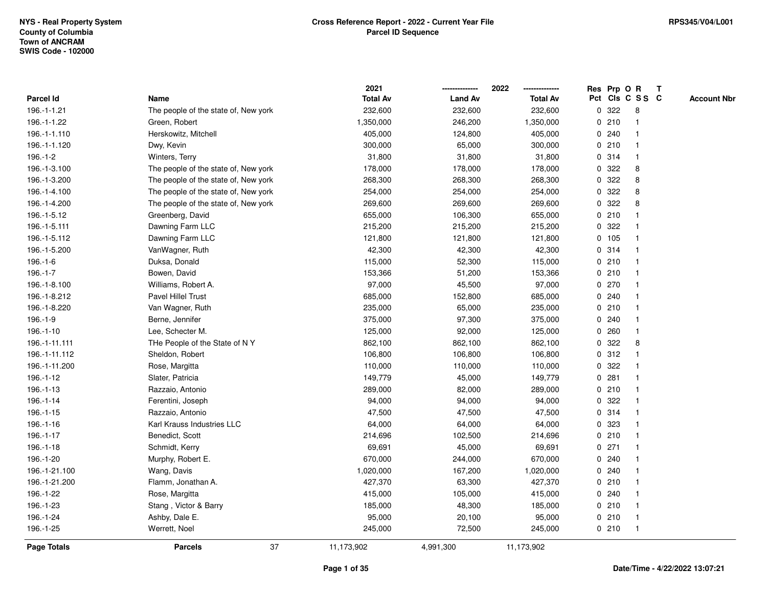NYS - Real Property System
County of Columbia
Town of ANCRAM
SWIS Code - 102000

**Cross Reference Report - 2022 - Current Year File**
**Parcel ID Sequence**

RPS345/V04/L001

| Parcel Id | Name | 2021 Total Av | 2022 Land Av | 2022 Total Av | Res Pct | Prp Cls | O C | R S S | T C | Account Nbr |
|---|---|---|---|---|---|---|---|---|---|---|
| 196.-1-1.21 | The people of the state of, New york | 232,600 | 232,600 | 232,600 | 0 | 322 | | 8 | | |
| 196.-1-1.22 | Green, Robert | 1,350,000 | 246,200 | 1,350,000 | 0 | 210 | | 1 | | |
| 196.-1-1.110 | Herskowitz, Mitchell | 405,000 | 124,800 | 405,000 | 0 | 240 | | 1 | | |
| 196.-1-1.120 | Dwy, Kevin | 300,000 | 65,000 | 300,000 | 0 | 210 | | 1 | | |
| 196.-1-2 | Winters, Terry | 31,800 | 31,800 | 31,800 | 0 | 314 | | 1 | | |
| 196.-1-3.100 | The people of the state of, New york | 178,000 | 178,000 | 178,000 | 0 | 322 | | 8 | | |
| 196.-1-3.200 | The people of the state of, New york | 268,300 | 268,300 | 268,300 | 0 | 322 | | 8 | | |
| 196.-1-4.100 | The people of the state of, New york | 254,000 | 254,000 | 254,000 | 0 | 322 | | 8 | | |
| 196.-1-4.200 | The people of the state of, New york | 269,600 | 269,600 | 269,600 | 0 | 322 | | 8 | | |
| 196.-1-5.12 | Greenberg, David | 655,000 | 106,300 | 655,000 | 0 | 210 | | 1 | | |
| 196.-1-5.111 | Dawning Farm LLC | 215,200 | 215,200 | 215,200 | 0 | 322 | | 1 | | |
| 196.-1-5.112 | Dawning Farm LLC | 121,800 | 121,800 | 121,800 | 0 | 105 | | 1 | | |
| 196.-1-5.200 | VanWagner, Ruth | 42,300 | 42,300 | 42,300 | 0 | 314 | | 1 | | |
| 196.-1-6 | Duksa, Donald | 115,000 | 52,300 | 115,000 | 0 | 210 | | 1 | | |
| 196.-1-7 | Bowen, David | 153,366 | 51,200 | 153,366 | 0 | 210 | | 1 | | |
| 196.-1-8.100 | Williams, Robert A. | 97,000 | 45,500 | 97,000 | 0 | 270 | | 1 | | |
| 196.-1-8.212 | Pavel Hillel Trust | 685,000 | 152,800 | 685,000 | 0 | 240 | | 1 | | |
| 196.-1-8.220 | Van Wagner, Ruth | 235,000 | 65,000 | 235,000 | 0 | 210 | | 1 | | |
| 196.-1-9 | Berne, Jennifer | 375,000 | 97,300 | 375,000 | 0 | 240 | | 1 | | |
| 196.-1-10 | Lee, Schecter M. | 125,000 | 92,000 | 125,000 | 0 | 260 | | 1 | | |
| 196.-1-11.111 | THe People of the State of N Y | 862,100 | 862,100 | 862,100 | 0 | 322 | | 8 | | |
| 196.-1-11.112 | Sheldon, Robert | 106,800 | 106,800 | 106,800 | 0 | 312 | | 1 | | |
| 196.-1-11.200 | Rose, Margitta | 110,000 | 110,000 | 110,000 | 0 | 322 | | 1 | | |
| 196.-1-12 | Slater, Patricia | 149,779 | 45,000 | 149,779 | 0 | 281 | | 1 | | |
| 196.-1-13 | Razzaio, Antonio | 289,000 | 82,000 | 289,000 | 0 | 210 | | 1 | | |
| 196.-1-14 | Ferentini, Joseph | 94,000 | 94,000 | 94,000 | 0 | 322 | | 1 | | |
| 196.-1-15 | Razzaio, Antonio | 47,500 | 47,500 | 47,500 | 0 | 314 | | 1 | | |
| 196.-1-16 | Karl Krauss Industries LLC | 64,000 | 64,000 | 64,000 | 0 | 323 | | 1 | | |
| 196.-1-17 | Benedict, Scott | 214,696 | 102,500 | 214,696 | 0 | 210 | | 1 | | |
| 196.-1-18 | Schmidt, Kerry | 69,691 | 45,000 | 69,691 | 0 | 271 | | 1 | | |
| 196.-1-20 | Murphy, Robert E. | 670,000 | 244,000 | 670,000 | 0 | 240 | | 1 | | |
| 196.-1-21.100 | Wang, Davis | 1,020,000 | 167,200 | 1,020,000 | 0 | 240 | | 1 | | |
| 196.-1-21.200 | Flamm, Jonathan A. | 427,370 | 63,300 | 427,370 | 0 | 210 | | 1 | | |
| 196.-1-22 | Rose, Margitta | 415,000 | 105,000 | 415,000 | 0 | 240 | | 1 | | |
| 196.-1-23 | Stang , Victor & Barry | 185,000 | 48,300 | 185,000 | 0 | 210 | | 1 | | |
| 196.-1-24 | Ashby, Dale E. | 95,000 | 20,100 | 95,000 | 0 | 210 | | 1 | | |
| 196.-1-25 | Werrett, Noel | 245,000 | 72,500 | 245,000 | 0 | 210 | | 1 | | |
| **Page Totals** | **Parcels** 37 | 11,173,902 | 4,991,300 | 11,173,902 | | | | | | |

Date/Time - 4/22/2022 13:07:21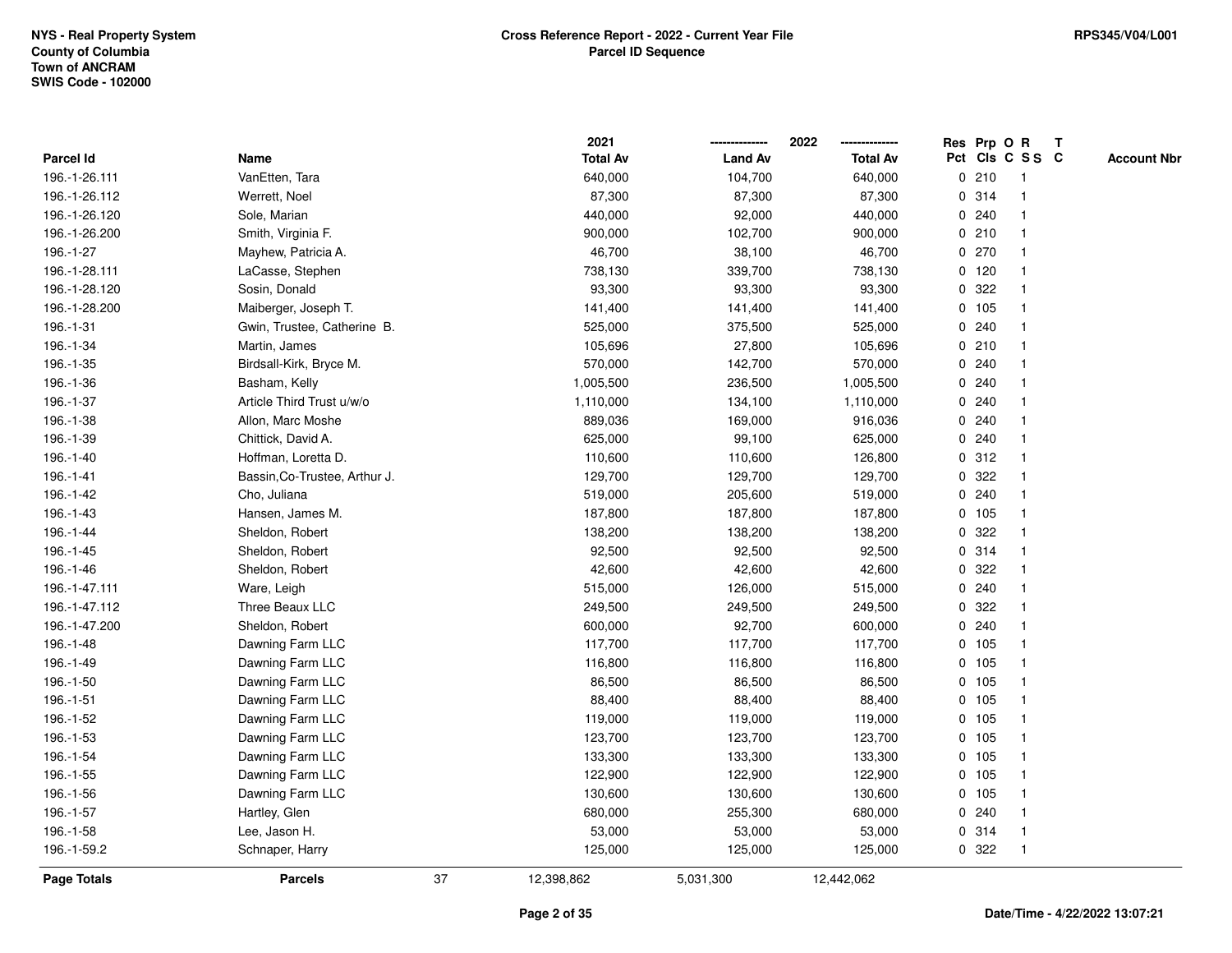NYS - Real Property System
County of Columbia
Town of ANCRAM
SWIS Code - 102000

**Cross Reference Report - 2022 - Current Year File**
**Parcel ID Sequence**

RPS345/V04/L001

| Parcel Id | Name | 2021 Total Av | 2022 Land Av | 2022 Total Av | Res Pct | Prp Cls | O C | R S S | T C | Account Nbr |
|---|---|---|---|---|---|---|---|---|---|---|
| 196.-1-26.111 | VanEtten, Tara | 640,000 | 104,700 | 640,000 | 0 | 210 | | 1 | | |
| 196.-1-26.112 | Werrett, Noel | 87,300 | 87,300 | 87,300 | 0 | 314 | | 1 | | |
| 196.-1-26.120 | Sole, Marian | 440,000 | 92,000 | 440,000 | 0 | 240 | | 1 | | |
| 196.-1-26.200 | Smith, Virginia F. | 900,000 | 102,700 | 900,000 | 0 | 210 | | 1 | | |
| 196.-1-27 | Mayhew, Patricia A. | 46,700 | 38,100 | 46,700 | 0 | 270 | | 1 | | |
| 196.-1-28.111 | LaCasse, Stephen | 738,130 | 339,700 | 738,130 | 0 | 120 | | 1 | | |
| 196.-1-28.120 | Sosin, Donald | 93,300 | 93,300 | 93,300 | 0 | 322 | | 1 | | |
| 196.-1-28.200 | Maiberger, Joseph T. | 141,400 | 141,400 | 141,400 | 0 | 105 | | 1 | | |
| 196.-1-31 | Gwin, Trustee, Catherine B. | 525,000 | 375,500 | 525,000 | 0 | 240 | | 1 | | |
| 196.-1-34 | Martin, James | 105,696 | 27,800 | 105,696 | 0 | 210 | | 1 | | |
| 196.-1-35 | Birdsall-Kirk, Bryce M. | 570,000 | 142,700 | 570,000 | 0 | 240 | | 1 | | |
| 196.-1-36 | Basham, Kelly | 1,005,500 | 236,500 | 1,005,500 | 0 | 240 | | 1 | | |
| 196.-1-37 | Article Third Trust u/w/o | 1,110,000 | 134,100 | 1,110,000 | 0 | 240 | | 1 | | |
| 196.-1-38 | Allon, Marc Moshe | 889,036 | 169,000 | 916,036 | 0 | 240 | | 1 | | |
| 196.-1-39 | Chittick, David A. | 625,000 | 99,100 | 625,000 | 0 | 240 | | 1 | | |
| 196.-1-40 | Hoffman, Loretta D. | 110,600 | 110,600 | 126,800 | 0 | 312 | | 1 | | |
| 196.-1-41 | Bassin,Co-Trustee, Arthur J. | 129,700 | 129,700 | 129,700 | 0 | 322 | | 1 | | |
| 196.-1-42 | Cho, Juliana | 519,000 | 205,600 | 519,000 | 0 | 240 | | 1 | | |
| 196.-1-43 | Hansen, James M. | 187,800 | 187,800 | 187,800 | 0 | 105 | | 1 | | |
| 196.-1-44 | Sheldon, Robert | 138,200 | 138,200 | 138,200 | 0 | 322 | | 1 | | |
| 196.-1-45 | Sheldon, Robert | 92,500 | 92,500 | 92,500 | 0 | 314 | | 1 | | |
| 196.-1-46 | Sheldon, Robert | 42,600 | 42,600 | 42,600 | 0 | 322 | | 1 | | |
| 196.-1-47.111 | Ware, Leigh | 515,000 | 126,000 | 515,000 | 0 | 240 | | 1 | | |
| 196.-1-47.112 | Three Beaux LLC | 249,500 | 249,500 | 249,500 | 0 | 322 | | 1 | | |
| 196.-1-47.200 | Sheldon, Robert | 600,000 | 92,700 | 600,000 | 0 | 240 | | 1 | | |
| 196.-1-48 | Dawning Farm LLC | 117,700 | 117,700 | 117,700 | 0 | 105 | | 1 | | |
| 196.-1-49 | Dawning Farm LLC | 116,800 | 116,800 | 116,800 | 0 | 105 | | 1 | | |
| 196.-1-50 | Dawning Farm LLC | 86,500 | 86,500 | 86,500 | 0 | 105 | | 1 | | |
| 196.-1-51 | Dawning Farm LLC | 88,400 | 88,400 | 88,400 | 0 | 105 | | 1 | | |
| 196.-1-52 | Dawning Farm LLC | 119,000 | 119,000 | 119,000 | 0 | 105 | | 1 | | |
| 196.-1-53 | Dawning Farm LLC | 123,700 | 123,700 | 123,700 | 0 | 105 | | 1 | | |
| 196.-1-54 | Dawning Farm LLC | 133,300 | 133,300 | 133,300 | 0 | 105 | | 1 | | |
| 196.-1-55 | Dawning Farm LLC | 122,900 | 122,900 | 122,900 | 0 | 105 | | 1 | | |
| 196.-1-56 | Dawning Farm LLC | 130,600 | 130,600 | 130,600 | 0 | 105 | | 1 | | |
| 196.-1-57 | Hartley, Glen | 680,000 | 255,300 | 680,000 | 0 | 240 | | 1 | | |
| 196.-1-58 | Lee, Jason H. | 53,000 | 53,000 | 53,000 | 0 | 314 | | 1 | | |
| 196.-1-59.2 | Schnaper, Harry | 125,000 | 125,000 | 125,000 | 0 | 322 | | 1 | | |
| **Page Totals** | **Parcels** 37 | 12,398,862 | 5,031,300 | 12,442,062 | | | | | | |

Date/Time - 4/22/2022 13:07:21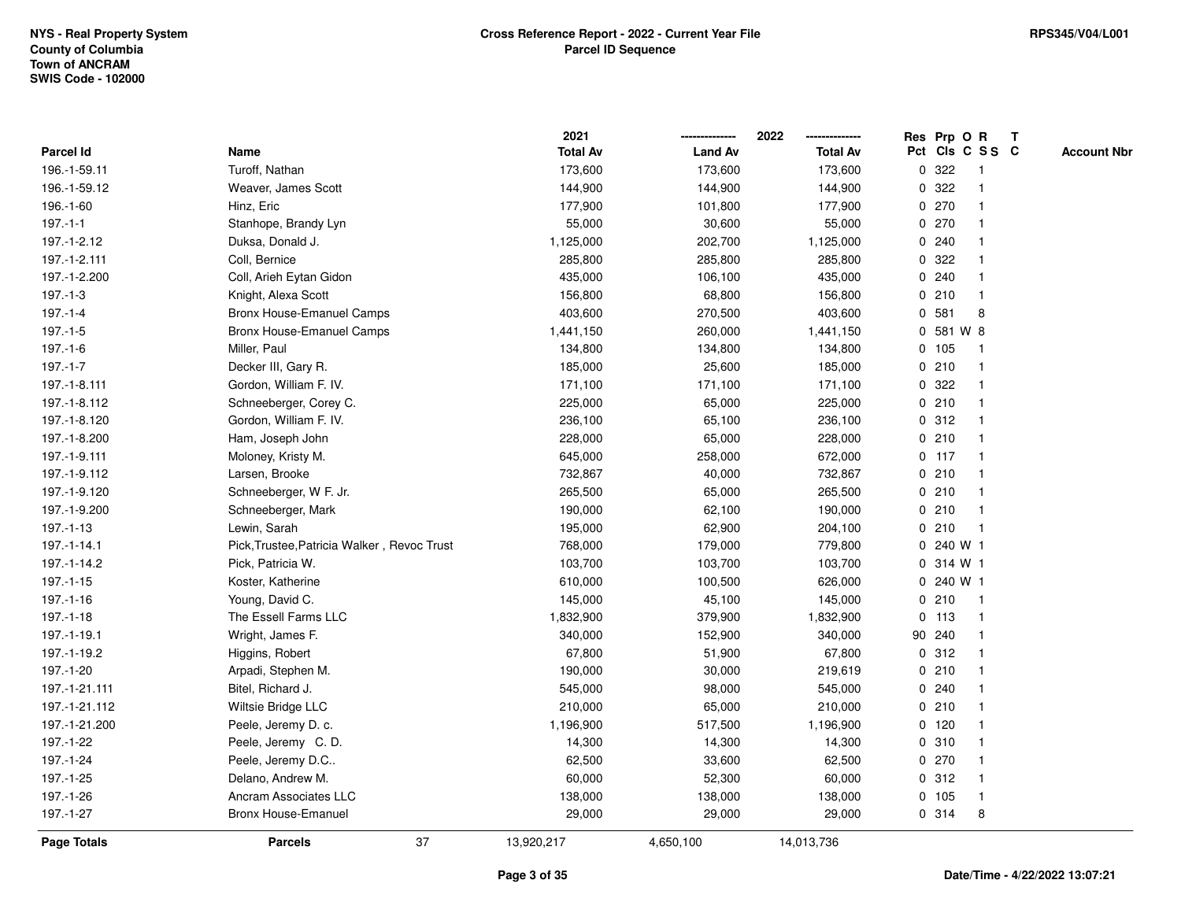| Parcel Id | Name | 2021 Total Av | 2022 Land Av | 2022 Total Av | Res Pct | Prp Cls | O C | R S S | T C | Account Nbr |
|---|---|---|---|---|---|---|---|---|---|---|
| 196.-1-59.11 | Turoff, Nathan | 173,600 | 173,600 | 173,600 | 0 | 322 | | 1 | | |
| 196.-1-59.12 | Weaver, James Scott | 144,900 | 144,900 | 144,900 | 0 | 322 | | 1 | | |
| 196.-1-60 | Hinz, Eric | 177,900 | 101,800 | 177,900 | 0 | 270 | | 1 | | |
| 197.-1-1 | Stanhope, Brandy Lyn | 55,000 | 30,600 | 55,000 | 0 | 270 | | 1 | | |
| 197.-1-2.12 | Duksa, Donald J. | 1,125,000 | 202,700 | 1,125,000 | 0 | 240 | | 1 | | |
| 197.-1-2.111 | Coll, Bernice | 285,800 | 285,800 | 285,800 | 0 | 322 | | 1 | | |
| 197.-1-2.200 | Coll, Arieh Eytan Gidon | 435,000 | 106,100 | 435,000 | 0 | 240 | | 1 | | |
| 197.-1-3 | Knight, Alexa Scott | 156,800 | 68,800 | 156,800 | 0 | 210 | | 1 | | |
| 197.-1-4 | Bronx House-Emanuel Camps | 403,600 | 270,500 | 403,600 | 0 | 581 | | 8 | | |
| 197.-1-5 | Bronx House-Emanuel Camps | 1,441,150 | 260,000 | 1,441,150 | 0 | 581 | W | 8 | | |
| 197.-1-6 | Miller, Paul | 134,800 | 134,800 | 134,800 | 0 | 105 | | 1 | | |
| 197.-1-7 | Decker III, Gary R. | 185,000 | 25,600 | 185,000 | 0 | 210 | | 1 | | |
| 197.-1-8.111 | Gordon, William F. IV. | 171,100 | 171,100 | 171,100 | 0 | 322 | | 1 | | |
| 197.-1-8.112 | Schneeberger, Corey C. | 225,000 | 65,000 | 225,000 | 0 | 210 | | 1 | | |
| 197.-1-8.120 | Gordon, William F. IV. | 236,100 | 65,100 | 236,100 | 0 | 312 | | 1 | | |
| 197.-1-8.200 | Ham, Joseph John | 228,000 | 65,000 | 228,000 | 0 | 210 | | 1 | | |
| 197.-1-9.111 | Moloney, Kristy M. | 645,000 | 258,000 | 672,000 | 0 | 117 | | 1 | | |
| 197.-1-9.112 | Larsen, Brooke | 732,867 | 40,000 | 732,867 | 0 | 210 | | 1 | | |
| 197.-1-9.120 | Schneeberger, W F. Jr. | 265,500 | 65,000 | 265,500 | 0 | 210 | | 1 | | |
| 197.-1-9.200 | Schneeberger, Mark | 190,000 | 62,100 | 190,000 | 0 | 210 | | 1 | | |
| 197.-1-13 | Lewin, Sarah | 195,000 | 62,900 | 204,100 | 0 | 210 | | 1 | | |
| 197.-1-14.1 | Pick,Trustee,Patricia Walker , Revoc Trust | 768,000 | 179,000 | 779,800 | 0 | 240 | W | 1 | | |
| 197.-1-14.2 | Pick, Patricia W. | 103,700 | 103,700 | 103,700 | 0 | 314 | W | 1 | | |
| 197.-1-15 | Koster, Katherine | 610,000 | 100,500 | 626,000 | 0 | 240 | W | 1 | | |
| 197.-1-16 | Young, David C. | 145,000 | 45,100 | 145,000 | 0 | 210 | | 1 | | |
| 197.-1-18 | The Essell Farms LLC | 1,832,900 | 379,900 | 1,832,900 | 0 | 113 | | 1 | | |
| 197.-1-19.1 | Wright, James F. | 340,000 | 152,900 | 340,000 | 90 | 240 | | 1 | | |
| 197.-1-19.2 | Higgins, Robert | 67,800 | 51,900 | 67,800 | 0 | 312 | | 1 | | |
| 197.-1-20 | Arpadi, Stephen M. | 190,000 | 30,000 | 219,619 | 0 | 210 | | 1 | | |
| 197.-1-21.111 | Bitel, Richard J. | 545,000 | 98,000 | 545,000 | 0 | 240 | | 1 | | |
| 197.-1-21.112 | Wiltsie Bridge LLC | 210,000 | 65,000 | 210,000 | 0 | 210 | | 1 | | |
| 197.-1-21.200 | Peele, Jeremy D. c. | 1,196,900 | 517,500 | 1,196,900 | 0 | 120 | | 1 | | |
| 197.-1-22 | Peele, Jeremy C. D. | 14,300 | 14,300 | 14,300 | 0 | 310 | | 1 | | |
| 197.-1-24 | Peele, Jeremy D.C.. | 62,500 | 33,600 | 62,500 | 0 | 270 | | 1 | | |
| 197.-1-25 | Delano, Andrew M. | 60,000 | 52,300 | 60,000 | 0 | 312 | | 1 | | |
| 197.-1-26 | Ancram Associates LLC | 138,000 | 138,000 | 138,000 | 0 | 105 | | 1 | | |
| 197.-1-27 | Bronx House-Emanuel | 29,000 | 29,000 | 29,000 | 0 | 314 | | 8 | | |
| **Page Totals** | **Parcels** 37 | 13,920,217 | 4,650,100 | 14,013,736 | | | | | | |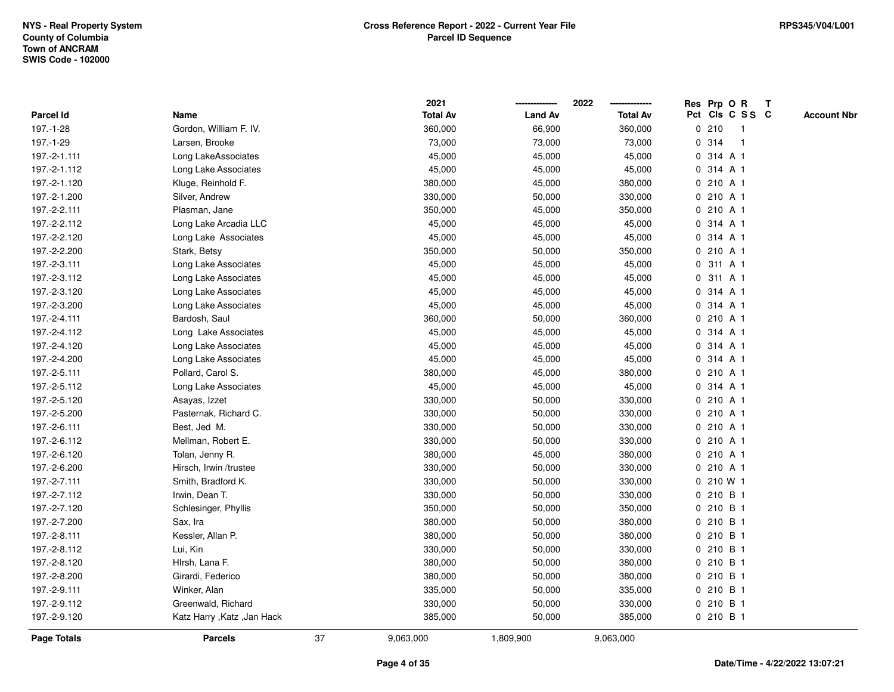NYS - Real Property System
County of Columbia
Town of ANCRAM
SWIS Code - 102000

**Cross Reference Report - 2022 - Current Year File**
**Parcel ID Sequence**

RPS345/V04/L001

| Parcel Id | Name | 2021 Total Av | 2022 Land Av | 2022 Total Av | Res Pct | Prp Cls | O C | R S S | T C | Account Nbr |
|---|---|---|---|---|---|---|---|---|---|---|
| 197.-1-28 | Gordon, William F. IV. | 360,000 | 66,900 | 360,000 | 0 | 210 | | 1 | | |
| 197.-1-29 | Larsen, Brooke | 73,000 | 73,000 | 73,000 | 0 | 314 | | 1 | | |
| 197.-2-1.111 | Long LakeAssociates | 45,000 | 45,000 | 45,000 | 0 | 314 | A | 1 | | |
| 197.-2-1.112 | Long Lake Associates | 45,000 | 45,000 | 45,000 | 0 | 314 | A | 1 | | |
| 197.-2-1.120 | Kluge, Reinhold F. | 380,000 | 45,000 | 380,000 | 0 | 210 | A | 1 | | |
| 197.-2-1.200 | Silver, Andrew | 330,000 | 50,000 | 330,000 | 0 | 210 | A | 1 | | |
| 197.-2-2.111 | Plasman, Jane | 350,000 | 45,000 | 350,000 | 0 | 210 | A | 1 | | |
| 197.-2-2.112 | Long Lake Arcadia LLC | 45,000 | 45,000 | 45,000 | 0 | 314 | A | 1 | | |
| 197.-2-2.120 | Long Lake  Associates | 45,000 | 45,000 | 45,000 | 0 | 314 | A | 1 | | |
| 197.-2-2.200 | Stark, Betsy | 350,000 | 50,000 | 350,000 | 0 | 210 | A | 1 | | |
| 197.-2-3.111 | Long Lake Associates | 45,000 | 45,000 | 45,000 | 0 | 311 | A | 1 | | |
| 197.-2-3.112 | Long Lake Associates | 45,000 | 45,000 | 45,000 | 0 | 311 | A | 1 | | |
| 197.-2-3.120 | Long Lake Associates | 45,000 | 45,000 | 45,000 | 0 | 314 | A | 1 | | |
| 197.-2-3.200 | Long Lake Associates | 45,000 | 45,000 | 45,000 | 0 | 314 | A | 1 | | |
| 197.-2-4.111 | Bardosh, Saul | 360,000 | 50,000 | 360,000 | 0 | 210 | A | 1 | | |
| 197.-2-4.112 | Long  Lake Associates | 45,000 | 45,000 | 45,000 | 0 | 314 | A | 1 | | |
| 197.-2-4.120 | Long Lake Associates | 45,000 | 45,000 | 45,000 | 0 | 314 | A | 1 | | |
| 197.-2-4.200 | Long Lake Associates | 45,000 | 45,000 | 45,000 | 0 | 314 | A | 1 | | |
| 197.-2-5.111 | Pollard, Carol S. | 380,000 | 45,000 | 380,000 | 0 | 210 | A | 1 | | |
| 197.-2-5.112 | Long Lake Associates | 45,000 | 45,000 | 45,000 | 0 | 314 | A | 1 | | |
| 197.-2-5.120 | Asayas, Izzet | 330,000 | 50,000 | 330,000 | 0 | 210 | A | 1 | | |
| 197.-2-5.200 | Pasternak, Richard C. | 330,000 | 50,000 | 330,000 | 0 | 210 | A | 1 | | |
| 197.-2-6.111 | Best, Jed  M. | 330,000 | 50,000 | 330,000 | 0 | 210 | A | 1 | | |
| 197.-2-6.112 | Mellman, Robert E. | 330,000 | 50,000 | 330,000 | 0 | 210 | A | 1 | | |
| 197.-2-6.120 | Tolan, Jenny R. | 380,000 | 45,000 | 380,000 | 0 | 210 | A | 1 | | |
| 197.-2-6.200 | Hirsch, Irwin /trustee | 330,000 | 50,000 | 330,000 | 0 | 210 | A | 1 | | |
| 197.-2-7.111 | Smith, Bradford K. | 330,000 | 50,000 | 330,000 | 0 | 210 | W | 1 | | |
| 197.-2-7.112 | Irwin, Dean T. | 330,000 | 50,000 | 330,000 | 0 | 210 | B | 1 | | |
| 197.-2-7.120 | Schlesinger, Phyllis | 350,000 | 50,000 | 350,000 | 0 | 210 | B | 1 | | |
| 197.-2-7.200 | Sax, Ira | 380,000 | 50,000 | 380,000 | 0 | 210 | B | 1 | | |
| 197.-2-8.111 | Kessler, Allan P. | 380,000 | 50,000 | 380,000 | 0 | 210 | B | 1 | | |
| 197.-2-8.112 | Lui, Kin | 330,000 | 50,000 | 330,000 | 0 | 210 | B | 1 | | |
| 197.-2-8.120 | HIrsh, Lana F. | 380,000 | 50,000 | 380,000 | 0 | 210 | B | 1 | | |
| 197.-2-8.200 | Girardi, Federico | 380,000 | 50,000 | 380,000 | 0 | 210 | B | 1 | | |
| 197.-2-9.111 | Winker, Alan | 335,000 | 50,000 | 335,000 | 0 | 210 | B | 1 | | |
| 197.-2-9.112 | Greenwald, Richard | 330,000 | 50,000 | 330,000 | 0 | 210 | B | 1 | | |
| 197.-2-9.120 | Katz Harry ,Katz ,Jan Hack | 385,000 | 50,000 | 385,000 | 0 | 210 | B | 1 | | |
| **Page Totals** | **Parcels** 37 | 9,063,000 | 1,809,900 | 9,063,000 | | | | | | |

Date/Time - 4/22/2022 13:07:21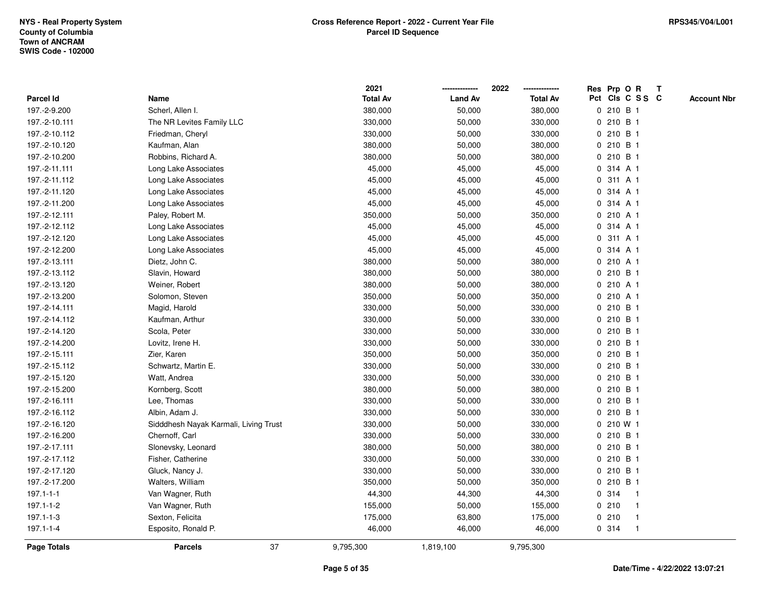NYS - Real Property System
County of Columbia
Town of ANCRAM
SWIS Code - 102000

**Cross Reference Report - 2022 - Current Year File**
**Parcel ID Sequence**

RPS345/V04/L001

| Parcel Id | Name | 2021 Total Av | 2022 Land Av | 2022 Total Av | Res Pct | Prp Cls | O C | R SS | T C | Account Nbr |
|---|---|---|---|---|---|---|---|---|---|---|
| 197.-2-9.200 | Scherl, Allen I. | 380,000 | 50,000 | 380,000 | 0 | 210 | B | 1 | | |
| 197.-2-10.111 | The NR Levites Family LLC | 330,000 | 50,000 | 330,000 | 0 | 210 | B | 1 | | |
| 197.-2-10.112 | Friedman, Cheryl | 330,000 | 50,000 | 330,000 | 0 | 210 | B | 1 | | |
| 197.-2-10.120 | Kaufman, Alan | 380,000 | 50,000 | 380,000 | 0 | 210 | B | 1 | | |
| 197.-2-10.200 | Robbins, Richard A. | 380,000 | 50,000 | 380,000 | 0 | 210 | B | 1 | | |
| 197.-2-11.111 | Long Lake Associates | 45,000 | 45,000 | 45,000 | 0 | 314 | A | 1 | | |
| 197.-2-11.112 | Long Lake Associates | 45,000 | 45,000 | 45,000 | 0 | 311 | A | 1 | | |
| 197.-2-11.120 | Long Lake Associates | 45,000 | 45,000 | 45,000 | 0 | 314 | A | 1 | | |
| 197.-2-11.200 | Long Lake Associates | 45,000 | 45,000 | 45,000 | 0 | 314 | A | 1 | | |
| 197.-2-12.111 | Paley, Robert M. | 350,000 | 50,000 | 350,000 | 0 | 210 | A | 1 | | |
| 197.-2-12.112 | Long Lake Associates | 45,000 | 45,000 | 45,000 | 0 | 314 | A | 1 | | |
| 197.-2-12.120 | Long Lake Associates | 45,000 | 45,000 | 45,000 | 0 | 311 | A | 1 | | |
| 197.-2-12.200 | Long Lake Associates | 45,000 | 45,000 | 45,000 | 0 | 314 | A | 1 | | |
| 197.-2-13.111 | Dietz, John C. | 380,000 | 50,000 | 380,000 | 0 | 210 | A | 1 | | |
| 197.-2-13.112 | Slavin, Howard | 380,000 | 50,000 | 380,000 | 0 | 210 | B | 1 | | |
| 197.-2-13.120 | Weiner, Robert | 380,000 | 50,000 | 380,000 | 0 | 210 | A | 1 | | |
| 197.-2-13.200 | Solomon, Steven | 350,000 | 50,000 | 350,000 | 0 | 210 | A | 1 | | |
| 197.-2-14.111 | Magid, Harold | 330,000 | 50,000 | 330,000 | 0 | 210 | B | 1 | | |
| 197.-2-14.112 | Kaufman, Arthur | 330,000 | 50,000 | 330,000 | 0 | 210 | B | 1 | | |
| 197.-2-14.120 | Scola, Peter | 330,000 | 50,000 | 330,000 | 0 | 210 | B | 1 | | |
| 197.-2-14.200 | Lovitz, Irene H. | 330,000 | 50,000 | 330,000 | 0 | 210 | B | 1 | | |
| 197.-2-15.111 | Zier, Karen | 350,000 | 50,000 | 350,000 | 0 | 210 | B | 1 | | |
| 197.-2-15.112 | Schwartz, Martin E. | 330,000 | 50,000 | 330,000 | 0 | 210 | B | 1 | | |
| 197.-2-15.120 | Watt, Andrea | 330,000 | 50,000 | 330,000 | 0 | 210 | B | 1 | | |
| 197.-2-15.200 | Kornberg, Scott | 380,000 | 50,000 | 380,000 | 0 | 210 | B | 1 | | |
| 197.-2-16.111 | Lee, Thomas | 330,000 | 50,000 | 330,000 | 0 | 210 | B | 1 | | |
| 197.-2-16.112 | Albin, Adam J. | 330,000 | 50,000 | 330,000 | 0 | 210 | B | 1 | | |
| 197.-2-16.120 | Sidddhesh Nayak Karmali, Living Trust | 330,000 | 50,000 | 330,000 | 0 | 210 | W | 1 | | |
| 197.-2-16.200 | Chernoff, Carl | 330,000 | 50,000 | 330,000 | 0 | 210 | B | 1 | | |
| 197.-2-17.111 | Slonevsky, Leonard | 380,000 | 50,000 | 380,000 | 0 | 210 | B | 1 | | |
| 197.-2-17.112 | Fisher, Catherine | 330,000 | 50,000 | 330,000 | 0 | 210 | B | 1 | | |
| 197.-2-17.120 | Gluck, Nancy J. | 330,000 | 50,000 | 330,000 | 0 | 210 | B | 1 | | |
| 197.-2-17.200 | Walters, William | 350,000 | 50,000 | 350,000 | 0 | 210 | B | 1 | | |
| 197.1-1-1 | Van Wagner, Ruth | 44,300 | 44,300 | 44,300 | 0 | 314 | | 1 | | |
| 197.1-1-2 | Van Wagner, Ruth | 155,000 | 50,000 | 155,000 | 0 | 210 | | 1 | | |
| 197.1-1-3 | Sexton, Felicita | 175,000 | 63,800 | 175,000 | 0 | 210 | | 1 | | |
| 197.1-1-4 | Esposito, Ronald P. | 46,000 | 46,000 | 46,000 | 0 | 314 | | 1 | | |
| **Page Totals** | **Parcels** 37 | 9,795,300 | 1,819,100 | 9,795,300 | | | | | | |

Date/Time - 4/22/2022 13:07:21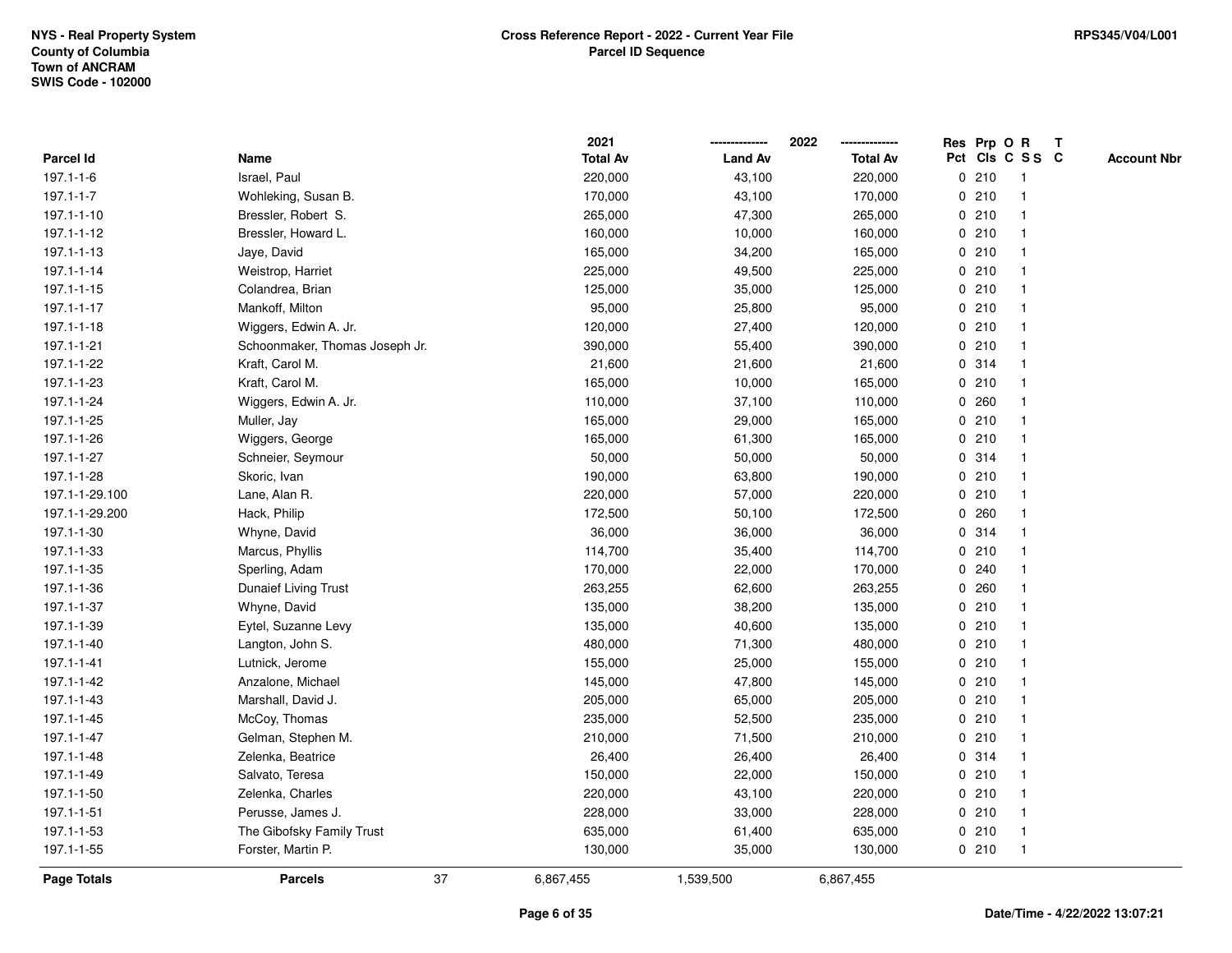NYS - Real Property System
County of Columbia
Town of ANCRAM
SWIS Code - 102000

**Cross Reference Report - 2022 - Current Year File**
**Parcel ID Sequence**

RPS345/V04/L001

| Parcel Id | Name | 2021 Total Av | 2022 Land Av | 2022 Total Av | Res Pct | Prp Cls | O C | R S S | T C | Account Nbr |
|---|---|---|---|---|---|---|---|---|---|---|
| 197.1-1-6 | Israel, Paul | 220,000 | 43,100 | 220,000 | 0 | 210 | | 1 | | |
| 197.1-1-7 | Wohleking, Susan B. | 170,000 | 43,100 | 170,000 | 0 | 210 | | 1 | | |
| 197.1-1-10 | Bressler, Robert S. | 265,000 | 47,300 | 265,000 | 0 | 210 | | 1 | | |
| 197.1-1-12 | Bressler, Howard L. | 160,000 | 10,000 | 160,000 | 0 | 210 | | 1 | | |
| 197.1-1-13 | Jaye, David | 165,000 | 34,200 | 165,000 | 0 | 210 | | 1 | | |
| 197.1-1-14 | Weistrop, Harriet | 225,000 | 49,500 | 225,000 | 0 | 210 | | 1 | | |
| 197.1-1-15 | Colandrea, Brian | 125,000 | 35,000 | 125,000 | 0 | 210 | | 1 | | |
| 197.1-1-17 | Mankoff, Milton | 95,000 | 25,800 | 95,000 | 0 | 210 | | 1 | | |
| 197.1-1-18 | Wiggers, Edwin A. Jr. | 120,000 | 27,400 | 120,000 | 0 | 210 | | 1 | | |
| 197.1-1-21 | Schoonmaker, Thomas Joseph Jr. | 390,000 | 55,400 | 390,000 | 0 | 210 | | 1 | | |
| 197.1-1-22 | Kraft, Carol M. | 21,600 | 21,600 | 21,600 | 0 | 314 | | 1 | | |
| 197.1-1-23 | Kraft, Carol M. | 165,000 | 10,000 | 165,000 | 0 | 210 | | 1 | | |
| 197.1-1-24 | Wiggers, Edwin A. Jr. | 110,000 | 37,100 | 110,000 | 0 | 260 | | 1 | | |
| 197.1-1-25 | Muller, Jay | 165,000 | 29,000 | 165,000 | 0 | 210 | | 1 | | |
| 197.1-1-26 | Wiggers, George | 165,000 | 61,300 | 165,000 | 0 | 210 | | 1 | | |
| 197.1-1-27 | Schneier, Seymour | 50,000 | 50,000 | 50,000 | 0 | 314 | | 1 | | |
| 197.1-1-28 | Skoric, Ivan | 190,000 | 63,800 | 190,000 | 0 | 210 | | 1 | | |
| 197.1-1-29.100 | Lane, Alan R. | 220,000 | 57,000 | 220,000 | 0 | 210 | | 1 | | |
| 197.1-1-29.200 | Hack, Philip | 172,500 | 50,100 | 172,500 | 0 | 260 | | 1 | | |
| 197.1-1-30 | Whyne, David | 36,000 | 36,000 | 36,000 | 0 | 314 | | 1 | | |
| 197.1-1-33 | Marcus, Phyllis | 114,700 | 35,400 | 114,700 | 0 | 210 | | 1 | | |
| 197.1-1-35 | Sperling, Adam | 170,000 | 22,000 | 170,000 | 0 | 240 | | 1 | | |
| 197.1-1-36 | Dunaief Living Trust | 263,255 | 62,600 | 263,255 | 0 | 260 | | 1 | | |
| 197.1-1-37 | Whyne, David | 135,000 | 38,200 | 135,000 | 0 | 210 | | 1 | | |
| 197.1-1-39 | Eytel, Suzanne Levy | 135,000 | 40,600 | 135,000 | 0 | 210 | | 1 | | |
| 197.1-1-40 | Langton, John S. | 480,000 | 71,300 | 480,000 | 0 | 210 | | 1 | | |
| 197.1-1-41 | Lutnick, Jerome | 155,000 | 25,000 | 155,000 | 0 | 210 | | 1 | | |
| 197.1-1-42 | Anzalone, Michael | 145,000 | 47,800 | 145,000 | 0 | 210 | | 1 | | |
| 197.1-1-43 | Marshall, David J. | 205,000 | 65,000 | 205,000 | 0 | 210 | | 1 | | |
| 197.1-1-45 | McCoy, Thomas | 235,000 | 52,500 | 235,000 | 0 | 210 | | 1 | | |
| 197.1-1-47 | Gelman, Stephen M. | 210,000 | 71,500 | 210,000 | 0 | 210 | | 1 | | |
| 197.1-1-48 | Zelenka, Beatrice | 26,400 | 26,400 | 26,400 | 0 | 314 | | 1 | | |
| 197.1-1-49 | Salvato, Teresa | 150,000 | 22,000 | 150,000 | 0 | 210 | | 1 | | |
| 197.1-1-50 | Zelenka, Charles | 220,000 | 43,100 | 220,000 | 0 | 210 | | 1 | | |
| 197.1-1-51 | Perusse, James J. | 228,000 | 33,000 | 228,000 | 0 | 210 | | 1 | | |
| 197.1-1-53 | The Gibofsky Family Trust | 635,000 | 61,400 | 635,000 | 0 | 210 | | 1 | | |
| 197.1-1-55 | Forster, Martin P. | 130,000 | 35,000 | 130,000 | 0 | 210 | | 1 | | |
| **Page Totals** | **Parcels** 37 | 6,867,455 | 1,539,500 | 6,867,455 | | | | | | |

Date/Time - 4/22/2022 13:07:21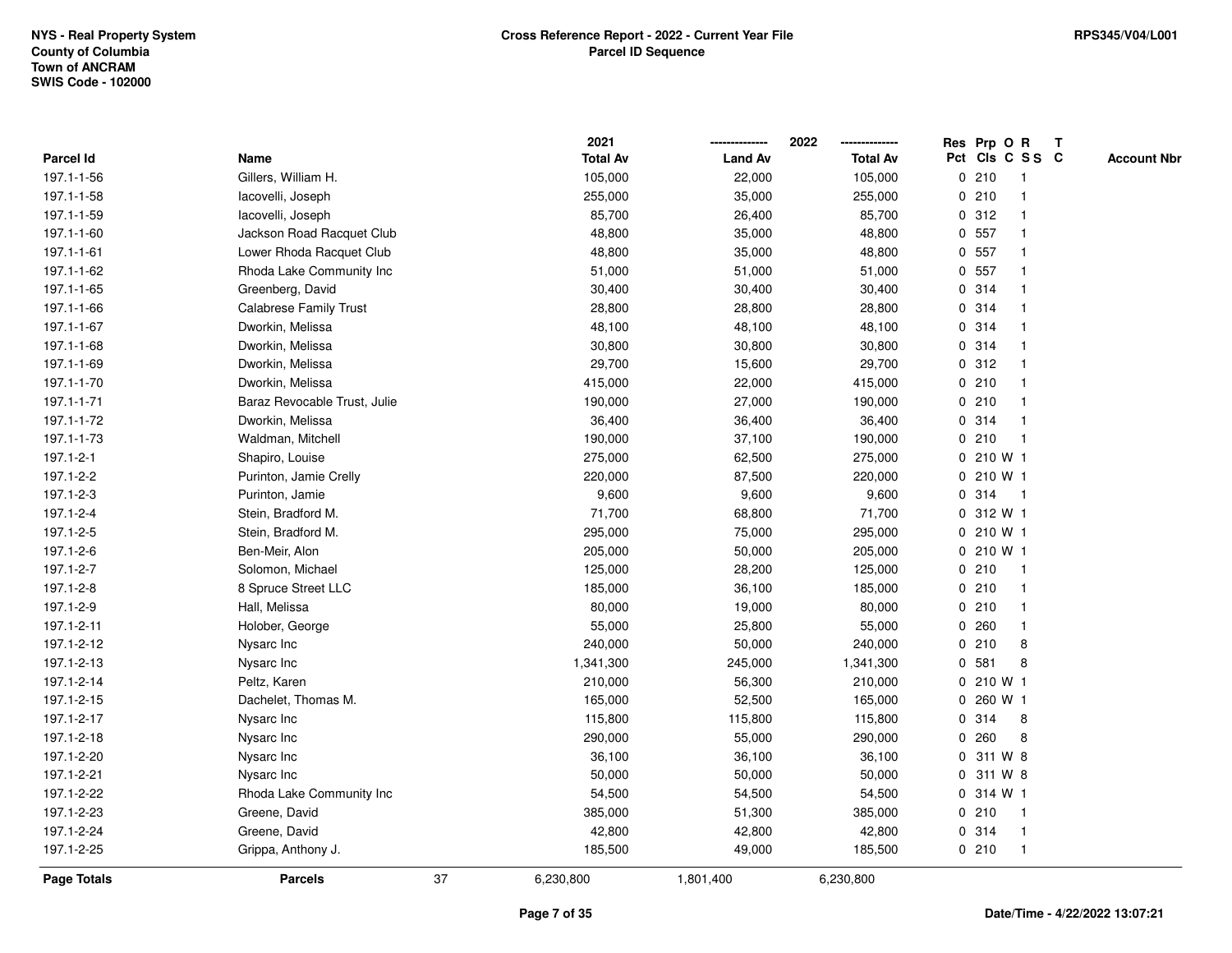NYS - Real Property System
County of Columbia
Town of ANCRAM
SWIS Code - 102000

**Cross Reference Report - 2022 - Current Year File**
**Parcel ID Sequence**

RPS345/V04/L001

| Parcel Id | Name | 2021 Total Av | 2022 Land Av | 2022 Total Av | Res Pct | Prp Cls | O C | R SS | T C | Account Nbr |
|---|---|---|---|---|---|---|---|---|---|---|
| 197.1-1-56 | Gillers, William H. | 105,000 | 22,000 | 105,000 | 0 | 210 | | 1 | | |
| 197.1-1-58 | Iacovelli, Joseph | 255,000 | 35,000 | 255,000 | 0 | 210 | | 1 | | |
| 197.1-1-59 | Iacovelli, Joseph | 85,700 | 26,400 | 85,700 | 0 | 312 | | 1 | | |
| 197.1-1-60 | Jackson Road Racquet Club | 48,800 | 35,000 | 48,800 | 0 | 557 | | 1 | | |
| 197.1-1-61 | Lower Rhoda Racquet Club | 48,800 | 35,000 | 48,800 | 0 | 557 | | 1 | | |
| 197.1-1-62 | Rhoda Lake Community Inc | 51,000 | 51,000 | 51,000 | 0 | 557 | | 1 | | |
| 197.1-1-65 | Greenberg, David | 30,400 | 30,400 | 30,400 | 0 | 314 | | 1 | | |
| 197.1-1-66 | Calabrese Family Trust | 28,800 | 28,800 | 28,800 | 0 | 314 | | 1 | | |
| 197.1-1-67 | Dworkin, Melissa | 48,100 | 48,100 | 48,100 | 0 | 314 | | 1 | | |
| 197.1-1-68 | Dworkin, Melissa | 30,800 | 30,800 | 30,800 | 0 | 314 | | 1 | | |
| 197.1-1-69 | Dworkin, Melissa | 29,700 | 15,600 | 29,700 | 0 | 312 | | 1 | | |
| 197.1-1-70 | Dworkin, Melissa | 415,000 | 22,000 | 415,000 | 0 | 210 | | 1 | | |
| 197.1-1-71 | Baraz Revocable Trust, Julie | 190,000 | 27,000 | 190,000 | 0 | 210 | | 1 | | |
| 197.1-1-72 | Dworkin, Melissa | 36,400 | 36,400 | 36,400 | 0 | 314 | | 1 | | |
| 197.1-1-73 | Waldman, Mitchell | 190,000 | 37,100 | 190,000 | 0 | 210 | | 1 | | |
| 197.1-2-1 | Shapiro, Louise | 275,000 | 62,500 | 275,000 | 0 | 210 | W | 1 | | |
| 197.1-2-2 | Purinton, Jamie Crelly | 220,000 | 87,500 | 220,000 | 0 | 210 | W | 1 | | |
| 197.1-2-3 | Purinton, Jamie | 9,600 | 9,600 | 9,600 | 0 | 314 | | 1 | | |
| 197.1-2-4 | Stein, Bradford M. | 71,700 | 68,800 | 71,700 | 0 | 312 | W | 1 | | |
| 197.1-2-5 | Stein, Bradford M. | 295,000 | 75,000 | 295,000 | 0 | 210 | W | 1 | | |
| 197.1-2-6 | Ben-Meir, Alon | 205,000 | 50,000 | 205,000 | 0 | 210 | W | 1 | | |
| 197.1-2-7 | Solomon, Michael | 125,000 | 28,200 | 125,000 | 0 | 210 | | 1 | | |
| 197.1-2-8 | 8 Spruce Street LLC | 185,000 | 36,100 | 185,000 | 0 | 210 | | 1 | | |
| 197.1-2-9 | Hall, Melissa | 80,000 | 19,000 | 80,000 | 0 | 210 | | 1 | | |
| 197.1-2-11 | Holober, George | 55,000 | 25,800 | 55,000 | 0 | 260 | | 1 | | |
| 197.1-2-12 | Nysarc Inc | 240,000 | 50,000 | 240,000 | 0 | 210 | | 8 | | |
| 197.1-2-13 | Nysarc Inc | 1,341,300 | 245,000 | 1,341,300 | 0 | 581 | | 8 | | |
| 197.1-2-14 | Peltz, Karen | 210,000 | 56,300 | 210,000 | 0 | 210 | W | 1 | | |
| 197.1-2-15 | Dachelet, Thomas M. | 165,000 | 52,500 | 165,000 | 0 | 260 | W | 1 | | |
| 197.1-2-17 | Nysarc Inc | 115,800 | 115,800 | 115,800 | 0 | 314 | | 8 | | |
| 197.1-2-18 | Nysarc Inc | 290,000 | 55,000 | 290,000 | 0 | 260 | | 8 | | |
| 197.1-2-20 | Nysarc Inc | 36,100 | 36,100 | 36,100 | 0 | 311 | W | 8 | | |
| 197.1-2-21 | Nysarc Inc | 50,000 | 50,000 | 50,000 | 0 | 311 | W | 8 | | |
| 197.1-2-22 | Rhoda Lake Community Inc | 54,500 | 54,500 | 54,500 | 0 | 314 | W | 1 | | |
| 197.1-2-23 | Greene, David | 385,000 | 51,300 | 385,000 | 0 | 210 | | 1 | | |
| 197.1-2-24 | Greene, David | 42,800 | 42,800 | 42,800 | 0 | 314 | | 1 | | |
| 197.1-2-25 | Grippa, Anthony J. | 185,500 | 49,000 | 185,500 | 0 | 210 | | 1 | | |
| **Page Totals** | **Parcels** 37 | 6,230,800 | 1,801,400 | 6,230,800 | | | | | | |

Date/Time - 4/22/2022 13:07:21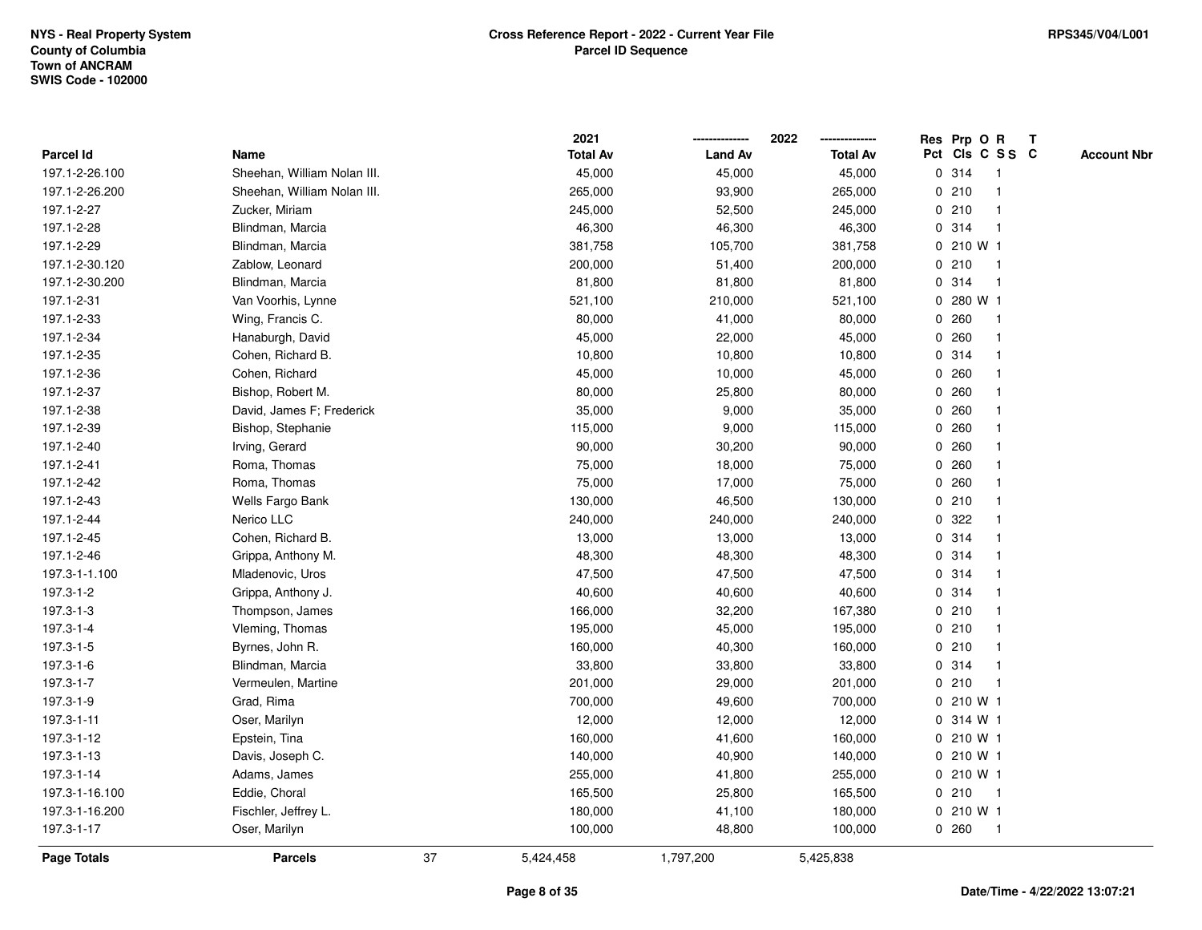NYS - Real Property System
County of Columbia
Town of ANCRAM
SWIS Code - 102000

**Cross Reference Report - 2022 - Current Year File**
**Parcel ID Sequence**

RPS345/V04/L001

| Parcel Id | Name | 2021 Total Av | 2022 Land Av | 2022 Total Av | Res Pct | Prp Cls | O C | R SS | T C | Account Nbr |
|---|---|---|---|---|---|---|---|---|---|---|
| 197.1-2-26.100 | Sheehan, William Nolan III. | 45,000 | 45,000 | 45,000 | 0 | 314 | | 1 | | |
| 197.1-2-26.200 | Sheehan, William Nolan III. | 265,000 | 93,900 | 265,000 | 0 | 210 | | 1 | | |
| 197.1-2-27 | Zucker, Miriam | 245,000 | 52,500 | 245,000 | 0 | 210 | | 1 | | |
| 197.1-2-28 | Blindman, Marcia | 46,300 | 46,300 | 46,300 | 0 | 314 | | 1 | | |
| 197.1-2-29 | Blindman, Marcia | 381,758 | 105,700 | 381,758 | 0 | 210 | W | 1 | | |
| 197.1-2-30.120 | Zablow, Leonard | 200,000 | 51,400 | 200,000 | 0 | 210 | | 1 | | |
| 197.1-2-30.200 | Blindman, Marcia | 81,800 | 81,800 | 81,800 | 0 | 314 | | 1 | | |
| 197.1-2-31 | Van Voorhis, Lynne | 521,100 | 210,000 | 521,100 | 0 | 280 | W | 1 | | |
| 197.1-2-33 | Wing, Francis C. | 80,000 | 41,000 | 80,000 | 0 | 260 | | 1 | | |
| 197.1-2-34 | Hanaburgh, David | 45,000 | 22,000 | 45,000 | 0 | 260 | | 1 | | |
| 197.1-2-35 | Cohen, Richard B. | 10,800 | 10,800 | 10,800 | 0 | 314 | | 1 | | |
| 197.1-2-36 | Cohen, Richard | 45,000 | 10,000 | 45,000 | 0 | 260 | | 1 | | |
| 197.1-2-37 | Bishop, Robert M. | 80,000 | 25,800 | 80,000 | 0 | 260 | | 1 | | |
| 197.1-2-38 | David, James F; Frederick | 35,000 | 9,000 | 35,000 | 0 | 260 | | 1 | | |
| 197.1-2-39 | Bishop, Stephanie | 115,000 | 9,000 | 115,000 | 0 | 260 | | 1 | | |
| 197.1-2-40 | Irving, Gerard | 90,000 | 30,200 | 90,000 | 0 | 260 | | 1 | | |
| 197.1-2-41 | Roma, Thomas | 75,000 | 18,000 | 75,000 | 0 | 260 | | 1 | | |
| 197.1-2-42 | Roma, Thomas | 75,000 | 17,000 | 75,000 | 0 | 260 | | 1 | | |
| 197.1-2-43 | Wells Fargo Bank | 130,000 | 46,500 | 130,000 | 0 | 210 | | 1 | | |
| 197.1-2-44 | Nerico LLC | 240,000 | 240,000 | 240,000 | 0 | 322 | | 1 | | |
| 197.1-2-45 | Cohen, Richard B. | 13,000 | 13,000 | 13,000 | 0 | 314 | | 1 | | |
| 197.1-2-46 | Grippa, Anthony M. | 48,300 | 48,300 | 48,300 | 0 | 314 | | 1 | | |
| 197.3-1-1.100 | Mladenovic, Uros | 47,500 | 47,500 | 47,500 | 0 | 314 | | 1 | | |
| 197.3-1-2 | Grippa, Anthony J. | 40,600 | 40,600 | 40,600 | 0 | 314 | | 1 | | |
| 197.3-1-3 | Thompson, James | 166,000 | 32,200 | 167,380 | 0 | 210 | | 1 | | |
| 197.3-1-4 | Vleming, Thomas | 195,000 | 45,000 | 195,000 | 0 | 210 | | 1 | | |
| 197.3-1-5 | Byrnes, John R. | 160,000 | 40,300 | 160,000 | 0 | 210 | | 1 | | |
| 197.3-1-6 | Blindman, Marcia | 33,800 | 33,800 | 33,800 | 0 | 314 | | 1 | | |
| 197.3-1-7 | Vermeulen, Martine | 201,000 | 29,000 | 201,000 | 0 | 210 | | 1 | | |
| 197.3-1-9 | Grad, Rima | 700,000 | 49,600 | 700,000 | 0 | 210 | W | 1 | | |
| 197.3-1-11 | Oser, Marilyn | 12,000 | 12,000 | 12,000 | 0 | 314 | W | 1 | | |
| 197.3-1-12 | Epstein, Tina | 160,000 | 41,600 | 160,000 | 0 | 210 | W | 1 | | |
| 197.3-1-13 | Davis, Joseph C. | 140,000 | 40,900 | 140,000 | 0 | 210 | W | 1 | | |
| 197.3-1-14 | Adams, James | 255,000 | 41,800 | 255,000 | 0 | 210 | W | 1 | | |
| 197.3-1-16.100 | Eddie, Choral | 165,500 | 25,800 | 165,500 | 0 | 210 | | 1 | | |
| 197.3-1-16.200 | Fischler, Jeffrey L. | 180,000 | 41,100 | 180,000 | 0 | 210 | W | 1 | | |
| 197.3-1-17 | Oser, Marilyn | 100,000 | 48,800 | 100,000 | 0 | 260 | | 1 | | |
| **Page Totals** | **Parcels** 37 | 5,424,458 | 1,797,200 | 5,425,838 | | | | | | |

**Date/Time - 4/22/2022 13:07:21**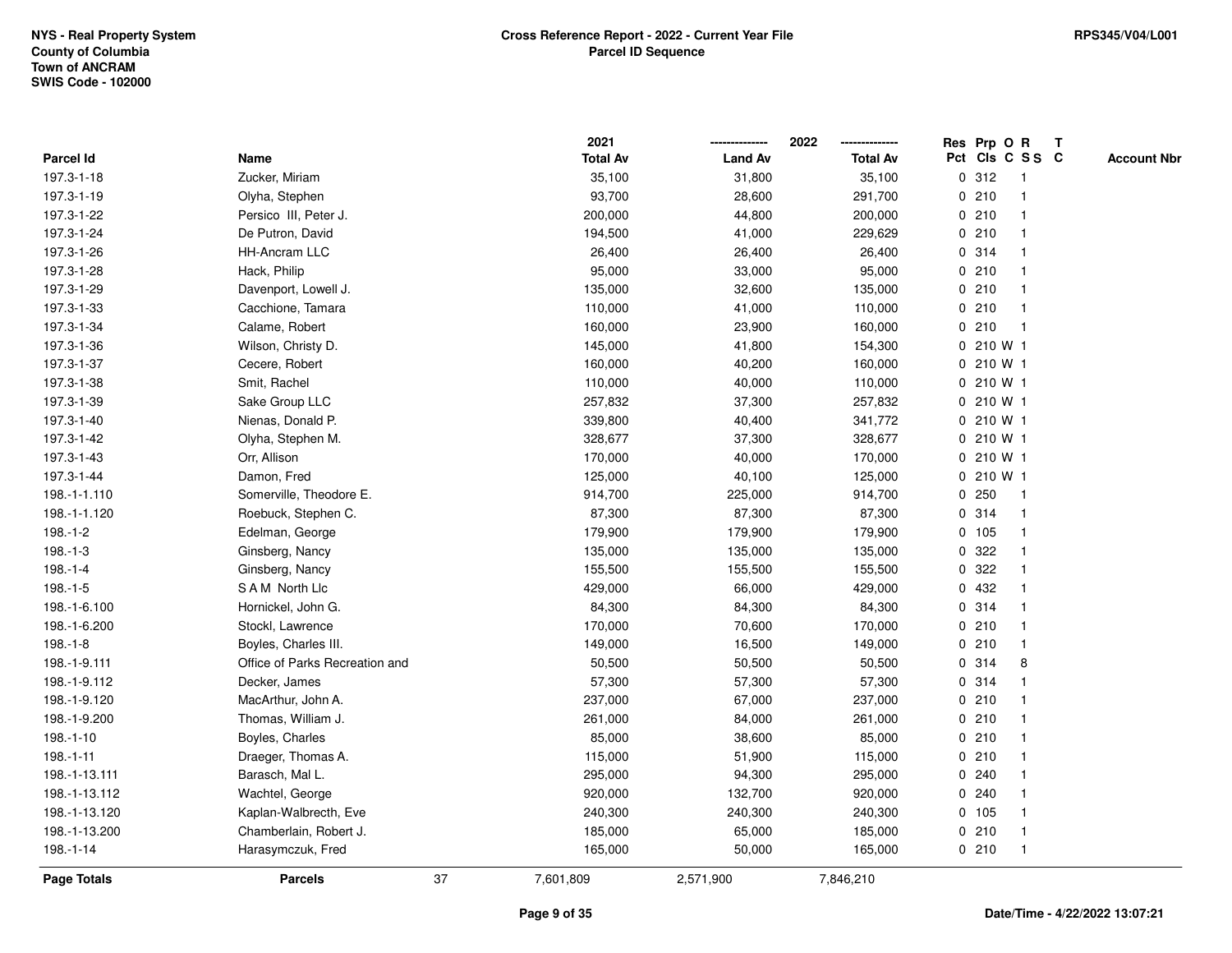NYS - Real Property System
County of Columbia
Town of ANCRAM
SWIS Code - 102000

**Cross Reference Report - 2022 - Current Year File**
**Parcel ID Sequence**

RPS345/V04/L001

| Parcel Id | Name | 2021 Total Av | 2022 Land Av | 2022 Total Av | Res Pct | Prp Cls | O C | R SS | T C | Account Nbr |
|---|---|---|---|---|---|---|---|---|---|---|
| 197.3-1-18 | Zucker, Miriam | 35,100 | 31,800 | 35,100 | 0 | 312 | | 1 | | |
| 197.3-1-19 | Olyha, Stephen | 93,700 | 28,600 | 291,700 | 0 | 210 | | 1 | | |
| 197.3-1-22 | Persico III, Peter J. | 200,000 | 44,800 | 200,000 | 0 | 210 | | 1 | | |
| 197.3-1-24 | De Putron, David | 194,500 | 41,000 | 229,629 | 0 | 210 | | 1 | | |
| 197.3-1-26 | HH-Ancram LLC | 26,400 | 26,400 | 26,400 | 0 | 314 | | 1 | | |
| 197.3-1-28 | Hack, Philip | 95,000 | 33,000 | 95,000 | 0 | 210 | | 1 | | |
| 197.3-1-29 | Davenport, Lowell J. | 135,000 | 32,600 | 135,000 | 0 | 210 | | 1 | | |
| 197.3-1-33 | Cacchione, Tamara | 110,000 | 41,000 | 110,000 | 0 | 210 | | 1 | | |
| 197.3-1-34 | Calame, Robert | 160,000 | 23,900 | 160,000 | 0 | 210 | | 1 | | |
| 197.3-1-36 | Wilson, Christy D. | 145,000 | 41,800 | 154,300 | 0 | 210 | W | 1 | | |
| 197.3-1-37 | Cecere, Robert | 160,000 | 40,200 | 160,000 | 0 | 210 | W | 1 | | |
| 197.3-1-38 | Smit, Rachel | 110,000 | 40,000 | 110,000 | 0 | 210 | W | 1 | | |
| 197.3-1-39 | Sake Group LLC | 257,832 | 37,300 | 257,832 | 0 | 210 | W | 1 | | |
| 197.3-1-40 | Nienas, Donald P. | 339,800 | 40,400 | 341,772 | 0 | 210 | W | 1 | | |
| 197.3-1-42 | Olyha, Stephen M. | 328,677 | 37,300 | 328,677 | 0 | 210 | W | 1 | | |
| 197.3-1-43 | Orr, Allison | 170,000 | 40,000 | 170,000 | 0 | 210 | W | 1 | | |
| 197.3-1-44 | Damon, Fred | 125,000 | 40,100 | 125,000 | 0 | 210 | W | 1 | | |
| 198.-1-1.110 | Somerville, Theodore E. | 914,700 | 225,000 | 914,700 | 0 | 250 | | 1 | | |
| 198.-1-1.120 | Roebuck, Stephen C. | 87,300 | 87,300 | 87,300 | 0 | 314 | | 1 | | |
| 198.-1-2 | Edelman, George | 179,900 | 179,900 | 179,900 | 0 | 105 | | 1 | | |
| 198.-1-3 | Ginsberg, Nancy | 135,000 | 135,000 | 135,000 | 0 | 322 | | 1 | | |
| 198.-1-4 | Ginsberg, Nancy | 155,500 | 155,500 | 155,500 | 0 | 322 | | 1 | | |
| 198.-1-5 | S A M North Llc | 429,000 | 66,000 | 429,000 | 0 | 432 | | 1 | | |
| 198.-1-6.100 | Hornickel, John G. | 84,300 | 84,300 | 84,300 | 0 | 314 | | 1 | | |
| 198.-1-6.200 | Stockl, Lawrence | 170,000 | 70,600 | 170,000 | 0 | 210 | | 1 | | |
| 198.-1-8 | Boyles, Charles III. | 149,000 | 16,500 | 149,000 | 0 | 210 | | 1 | | |
| 198.-1-9.111 | Office of Parks Recreation and | 50,500 | 50,500 | 50,500 | 0 | 314 | | 8 | | |
| 198.-1-9.112 | Decker, James | 57,300 | 57,300 | 57,300 | 0 | 314 | | 1 | | |
| 198.-1-9.120 | MacArthur, John A. | 237,000 | 67,000 | 237,000 | 0 | 210 | | 1 | | |
| 198.-1-9.200 | Thomas, William J. | 261,000 | 84,000 | 261,000 | 0 | 210 | | 1 | | |
| 198.-1-10 | Boyles, Charles | 85,000 | 38,600 | 85,000 | 0 | 210 | | 1 | | |
| 198.-1-11 | Draeger, Thomas A. | 115,000 | 51,900 | 115,000 | 0 | 210 | | 1 | | |
| 198.-1-13.111 | Barasch, Mal L. | 295,000 | 94,300 | 295,000 | 0 | 240 | | 1 | | |
| 198.-1-13.112 | Wachtel, George | 920,000 | 132,700 | 920,000 | 0 | 240 | | 1 | | |
| 198.-1-13.120 | Kaplan-Walbrecth, Eve | 240,300 | 240,300 | 240,300 | 0 | 105 | | 1 | | |
| 198.-1-13.200 | Chamberlain, Robert J. | 185,000 | 65,000 | 185,000 | 0 | 210 | | 1 | | |
| 198.-1-14 | Harasymczuk, Fred | 165,000 | 50,000 | 165,000 | 0 | 210 | | 1 | | |
| **Page Totals** | **Parcels** 37 | 7,601,809 | 2,571,900 | 7,846,210 | | | | | | |

Date/Time - 4/22/2022 13:07:21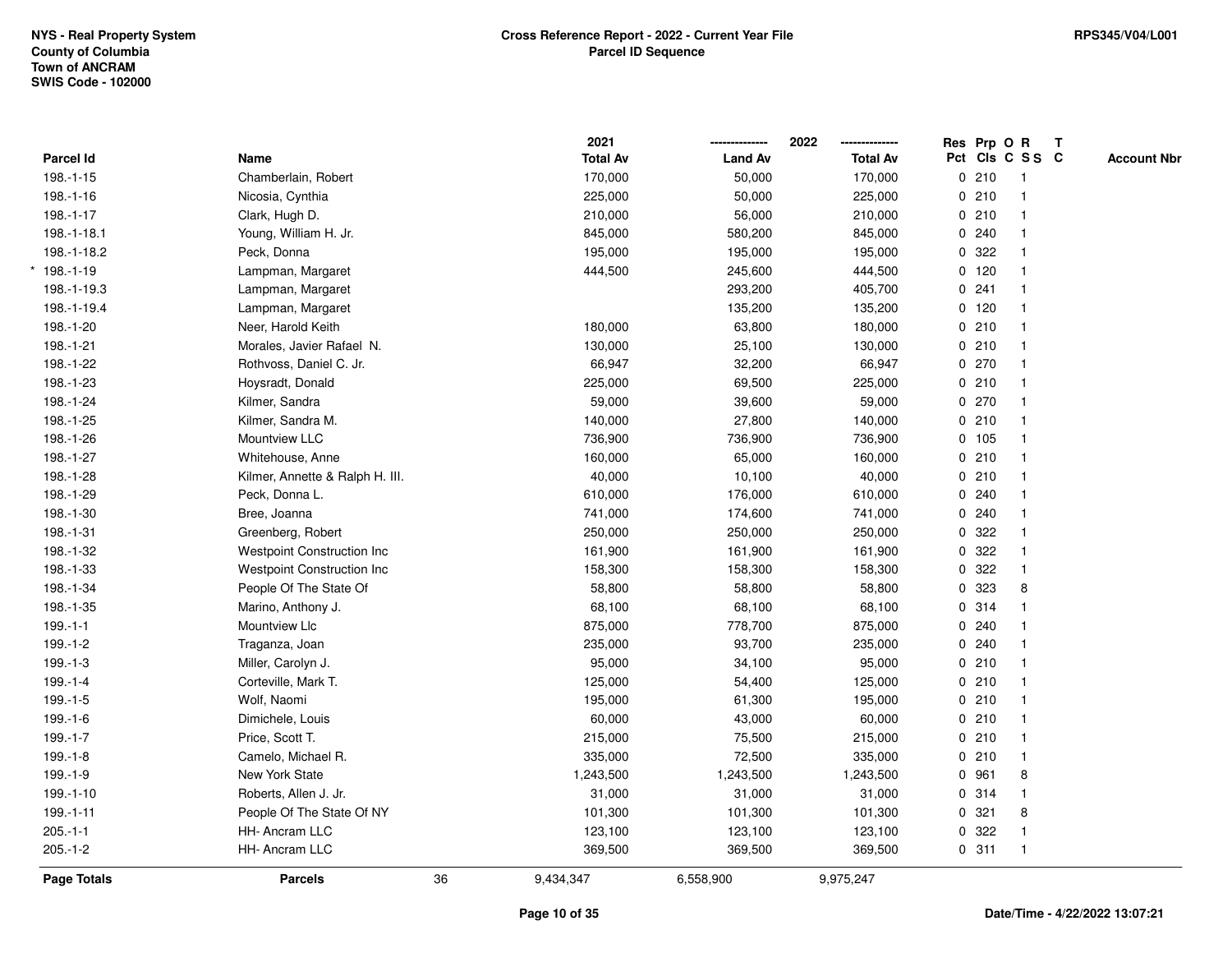NYS - Real Property System
County of Columbia
Town of ANCRAM
SWIS Code - 102000

**Cross Reference Report - 2022 - Current Year File**
**Parcel ID Sequence**

RPS345/V04/L001

| | Parcel Id | Name | 2021 Total Av | 2022 Land Av | 2022 Total Av | Res Pct | Prp Cls | O C | R S S | T C | Account Nbr |
|---|---|---|---|---|---|---|---|---|---|---|---|
| | 198.-1-15 | Chamberlain, Robert | 170,000 | 50,000 | 170,000 | 0 | 210 | | 1 | | |
| | 198.-1-16 | Nicosia, Cynthia | 225,000 | 50,000 | 225,000 | 0 | 210 | | 1 | | |
| | 198.-1-17 | Clark, Hugh D. | 210,000 | 56,000 | 210,000 | 0 | 210 | | 1 | | |
| | 198.-1-18.1 | Young, William H. Jr. | 845,000 | 580,200 | 845,000 | 0 | 240 | | 1 | | |
| | 198.-1-18.2 | Peck, Donna | 195,000 | 195,000 | 195,000 | 0 | 322 | | 1 | | |
| * | 198.-1-19 | Lampman, Margaret | 444,500 | 245,600 | 444,500 | 0 | 120 | | 1 | | |
| | 198.-1-19.3 | Lampman, Margaret | | 293,200 | 405,700 | 0 | 241 | | 1 | | |
| | 198.-1-19.4 | Lampman, Margaret | | 135,200 | 135,200 | 0 | 120 | | 1 | | |
| | 198.-1-20 | Neer, Harold Keith | 180,000 | 63,800 | 180,000 | 0 | 210 | | 1 | | |
| | 198.-1-21 | Morales, Javier Rafael N. | 130,000 | 25,100 | 130,000 | 0 | 210 | | 1 | | |
| | 198.-1-22 | Rothvoss, Daniel C. Jr. | 66,947 | 32,200 | 66,947 | 0 | 270 | | 1 | | |
| | 198.-1-23 | Hoysradt, Donald | 225,000 | 69,500 | 225,000 | 0 | 210 | | 1 | | |
| | 198.-1-24 | Kilmer, Sandra | 59,000 | 39,600 | 59,000 | 0 | 270 | | 1 | | |
| | 198.-1-25 | Kilmer, Sandra M. | 140,000 | 27,800 | 140,000 | 0 | 210 | | 1 | | |
| | 198.-1-26 | Mountview LLC | 736,900 | 736,900 | 736,900 | 0 | 105 | | 1 | | |
| | 198.-1-27 | Whitehouse, Anne | 160,000 | 65,000 | 160,000 | 0 | 210 | | 1 | | |
| | 198.-1-28 | Kilmer, Annette & Ralph H. III. | 40,000 | 10,100 | 40,000 | 0 | 210 | | 1 | | |
| | 198.-1-29 | Peck, Donna L. | 610,000 | 176,000 | 610,000 | 0 | 240 | | 1 | | |
| | 198.-1-30 | Bree, Joanna | 741,000 | 174,600 | 741,000 | 0 | 240 | | 1 | | |
| | 198.-1-31 | Greenberg, Robert | 250,000 | 250,000 | 250,000 | 0 | 322 | | 1 | | |
| | 198.-1-32 | Westpoint Construction Inc | 161,900 | 161,900 | 161,900 | 0 | 322 | | 1 | | |
| | 198.-1-33 | Westpoint Construction Inc | 158,300 | 158,300 | 158,300 | 0 | 322 | | 1 | | |
| | 198.-1-34 | People Of The State Of | 58,800 | 58,800 | 58,800 | 0 | 323 | | 8 | | |
| | 198.-1-35 | Marino, Anthony J. | 68,100 | 68,100 | 68,100 | 0 | 314 | | 1 | | |
| | 199.-1-1 | Mountview Llc | 875,000 | 778,700 | 875,000 | 0 | 240 | | 1 | | |
| | 199.-1-2 | Traganza, Joan | 235,000 | 93,700 | 235,000 | 0 | 240 | | 1 | | |
| | 199.-1-3 | Miller, Carolyn J. | 95,000 | 34,100 | 95,000 | 0 | 210 | | 1 | | |
| | 199.-1-4 | Corteville, Mark T. | 125,000 | 54,400 | 125,000 | 0 | 210 | | 1 | | |
| | 199.-1-5 | Wolf, Naomi | 195,000 | 61,300 | 195,000 | 0 | 210 | | 1 | | |
| | 199.-1-6 | Dimichele, Louis | 60,000 | 43,000 | 60,000 | 0 | 210 | | 1 | | |
| | 199.-1-7 | Price, Scott T. | 215,000 | 75,500 | 215,000 | 0 | 210 | | 1 | | |
| | 199.-1-8 | Camelo, Michael R. | 335,000 | 72,500 | 335,000 | 0 | 210 | | 1 | | |
| | 199.-1-9 | New York State | 1,243,500 | 1,243,500 | 1,243,500 | 0 | 961 | | 8 | | |
| | 199.-1-10 | Roberts, Allen J. Jr. | 31,000 | 31,000 | 31,000 | 0 | 314 | | 1 | | |
| | 199.-1-11 | People Of The State Of NY | 101,300 | 101,300 | 101,300 | 0 | 321 | | 8 | | |
| | 205.-1-1 | HH- Ancram LLC | 123,100 | 123,100 | 123,100 | 0 | 322 | | 1 | | |
| | 205.-1-2 | HH- Ancram LLC | 369,500 | 369,500 | 369,500 | 0 | 311 | | 1 | | |
| | **Page Totals** | **Parcels** 36 | 9,434,347 | 6,558,900 | 9,975,247 | | | | | | |

Date/Time - 4/22/2022 13:07:21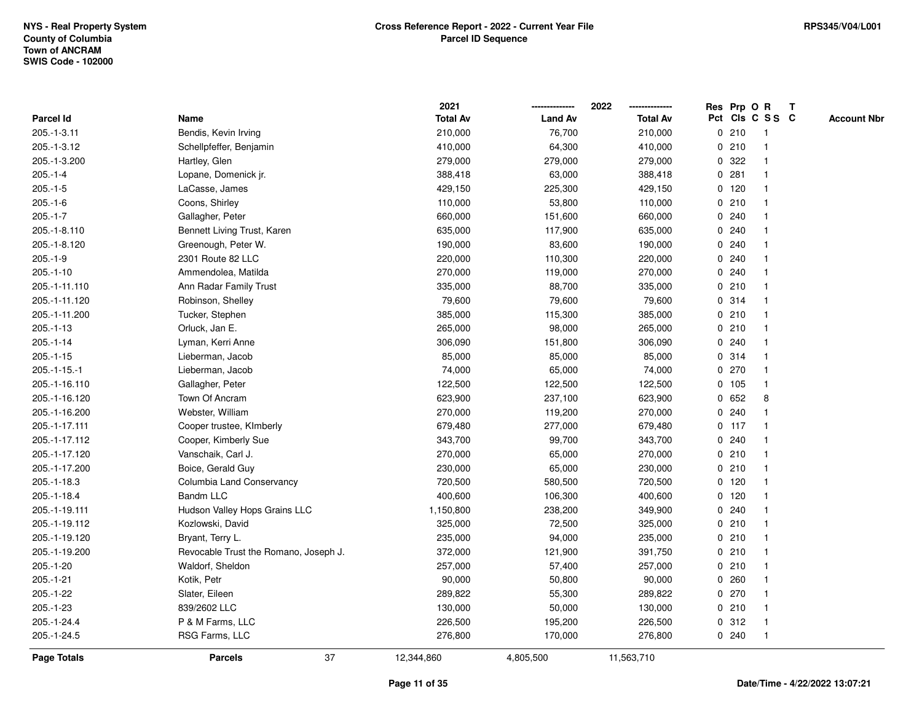NYS - Real Property System
County of Columbia
Town of ANCRAM
SWIS Code - 102000

**Cross Reference Report - 2022 - Current Year File**
**Parcel ID Sequence**

RPS345/V04/L001

| Parcel Id | Name | 2021 Total Av | 2022 Land Av | 2022 Total Av | Res Pct | Prp Cls | O C | R S S | T C | Account Nbr |
|---|---|---|---|---|---|---|---|---|---|---|
| 205.-1-3.11 | Bendis, Kevin Irving | 210,000 | 76,700 | 210,000 | 0 | 210 | | 1 | | |
| 205.-1-3.12 | Schellpfeffer, Benjamin | 410,000 | 64,300 | 410,000 | 0 | 210 | | 1 | | |
| 205.-1-3.200 | Hartley, Glen | 279,000 | 279,000 | 279,000 | 0 | 322 | | 1 | | |
| 205.-1-4 | Lopane, Domenick jr. | 388,418 | 63,000 | 388,418 | 0 | 281 | | 1 | | |
| 205.-1-5 | LaCasse, James | 429,150 | 225,300 | 429,150 | 0 | 120 | | 1 | | |
| 205.-1-6 | Coons, Shirley | 110,000 | 53,800 | 110,000 | 0 | 210 | | 1 | | |
| 205.-1-7 | Gallagher, Peter | 660,000 | 151,600 | 660,000 | 0 | 240 | | 1 | | |
| 205.-1-8.110 | Bennett Living Trust, Karen | 635,000 | 117,900 | 635,000 | 0 | 240 | | 1 | | |
| 205.-1-8.120 | Greenough, Peter W. | 190,000 | 83,600 | 190,000 | 0 | 240 | | 1 | | |
| 205.-1-9 | 2301 Route 82 LLC | 220,000 | 110,300 | 220,000 | 0 | 240 | | 1 | | |
| 205.-1-10 | Ammendolea, Matilda | 270,000 | 119,000 | 270,000 | 0 | 240 | | 1 | | |
| 205.-1-11.110 | Ann Radar Family Trust | 335,000 | 88,700 | 335,000 | 0 | 210 | | 1 | | |
| 205.-1-11.120 | Robinson, Shelley | 79,600 | 79,600 | 79,600 | 0 | 314 | | 1 | | |
| 205.-1-11.200 | Tucker, Stephen | 385,000 | 115,300 | 385,000 | 0 | 210 | | 1 | | |
| 205.-1-13 | Orluck, Jan E. | 265,000 | 98,000 | 265,000 | 0 | 210 | | 1 | | |
| 205.-1-14 | Lyman, Kerri Anne | 306,090 | 151,800 | 306,090 | 0 | 240 | | 1 | | |
| 205.-1-15 | Lieberman, Jacob | 85,000 | 85,000 | 85,000 | 0 | 314 | | 1 | | |
| 205.-1-15.-1 | Lieberman, Jacob | 74,000 | 65,000 | 74,000 | 0 | 270 | | 1 | | |
| 205.-1-16.110 | Gallagher, Peter | 122,500 | 122,500 | 122,500 | 0 | 105 | | 1 | | |
| 205.-1-16.120 | Town Of Ancram | 623,900 | 237,100 | 623,900 | 0 | 652 | | 8 | | |
| 205.-1-16.200 | Webster, William | 270,000 | 119,200 | 270,000 | 0 | 240 | | 1 | | |
| 205.-1-17.111 | Cooper trustee, KImberly | 679,480 | 277,000 | 679,480 | 0 | 117 | | 1 | | |
| 205.-1-17.112 | Cooper, Kimberly Sue | 343,700 | 99,700 | 343,700 | 0 | 240 | | 1 | | |
| 205.-1-17.120 | Vanschaik, Carl J. | 270,000 | 65,000 | 270,000 | 0 | 210 | | 1 | | |
| 205.-1-17.200 | Boice, Gerald Guy | 230,000 | 65,000 | 230,000 | 0 | 210 | | 1 | | |
| 205.-1-18.3 | Columbia Land Conservancy | 720,500 | 580,500 | 720,500 | 0 | 120 | | 1 | | |
| 205.-1-18.4 | Bandm LLC | 400,600 | 106,300 | 400,600 | 0 | 120 | | 1 | | |
| 205.-1-19.111 | Hudson Valley Hops Grains LLC | 1,150,800 | 238,200 | 349,900 | 0 | 240 | | 1 | | |
| 205.-1-19.112 | Kozlowski, David | 325,000 | 72,500 | 325,000 | 0 | 210 | | 1 | | |
| 205.-1-19.120 | Bryant, Terry L. | 235,000 | 94,000 | 235,000 | 0 | 210 | | 1 | | |
| 205.-1-19.200 | Revocable Trust the Romano, Joseph J. | 372,000 | 121,900 | 391,750 | 0 | 210 | | 1 | | |
| 205.-1-20 | Waldorf, Sheldon | 257,000 | 57,400 | 257,000 | 0 | 210 | | 1 | | |
| 205.-1-21 | Kotik, Petr | 90,000 | 50,800 | 90,000 | 0 | 260 | | 1 | | |
| 205.-1-22 | Slater, Eileen | 289,822 | 55,300 | 289,822 | 0 | 270 | | 1 | | |
| 205.-1-23 | 839/2602 LLC | 130,000 | 50,000 | 130,000 | 0 | 210 | | 1 | | |
| 205.-1-24.4 | P & M Farms, LLC | 226,500 | 195,200 | 226,500 | 0 | 312 | | 1 | | |
| 205.-1-24.5 | RSG Farms, LLC | 276,800 | 170,000 | 276,800 | 0 | 240 | | 1 | | |
| **Page Totals** | **Parcels** 37 | 12,344,860 | 4,805,500 | 11,563,710 | | | | | | |

Date/Time - 4/22/2022 13:07:21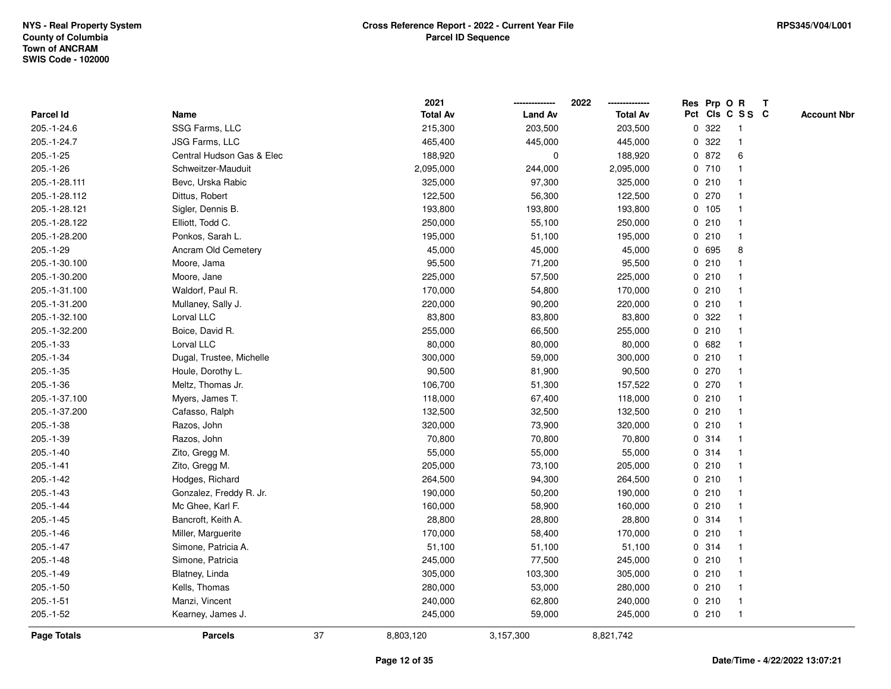NYS - Real Property System
County of Columbia
Town of ANCRAM
SWIS Code - 102000

**Cross Reference Report - 2022 - Current Year File**
**Parcel ID Sequence**

RPS345/V04/L001

| Parcel Id | Name | 2021 Total Av | 2022 Land Av | 2022 Total Av | Res Pct | Prp Cls | O C | R S S | T C | Account Nbr |
|---|---|---|---|---|---|---|---|---|---|---|
| 205.-1-24.6 | SSG Farms, LLC | 215,300 | 203,500 | 203,500 | 0 | 322 | | 1 | | |
| 205.-1-24.7 | JSG Farms, LLC | 465,400 | 445,000 | 445,000 | 0 | 322 | | 1 | | |
| 205.-1-25 | Central Hudson Gas & Elec | 188,920 | 0 | 188,920 | 0 | 872 | | 6 | | |
| 205.-1-26 | Schweitzer-Mauduit | 2,095,000 | 244,000 | 2,095,000 | 0 | 710 | | 1 | | |
| 205.-1-28.111 | Bevc, Urska Rabic | 325,000 | 97,300 | 325,000 | 0 | 210 | | 1 | | |
| 205.-1-28.112 | Dittus, Robert | 122,500 | 56,300 | 122,500 | 0 | 270 | | 1 | | |
| 205.-1-28.121 | Sigler, Dennis B. | 193,800 | 193,800 | 193,800 | 0 | 105 | | 1 | | |
| 205.-1-28.122 | Elliott, Todd C. | 250,000 | 55,100 | 250,000 | 0 | 210 | | 1 | | |
| 205.-1-28.200 | Ponkos, Sarah L. | 195,000 | 51,100 | 195,000 | 0 | 210 | | 1 | | |
| 205.-1-29 | Ancram Old Cemetery | 45,000 | 45,000 | 45,000 | 0 | 695 | | 8 | | |
| 205.-1-30.100 | Moore, Jama | 95,500 | 71,200 | 95,500 | 0 | 210 | | 1 | | |
| 205.-1-30.200 | Moore, Jane | 225,000 | 57,500 | 225,000 | 0 | 210 | | 1 | | |
| 205.-1-31.100 | Waldorf, Paul R. | 170,000 | 54,800 | 170,000 | 0 | 210 | | 1 | | |
| 205.-1-31.200 | Mullaney, Sally J. | 220,000 | 90,200 | 220,000 | 0 | 210 | | 1 | | |
| 205.-1-32.100 | Lorval LLC | 83,800 | 83,800 | 83,800 | 0 | 322 | | 1 | | |
| 205.-1-32.200 | Boice, David R. | 255,000 | 66,500 | 255,000 | 0 | 210 | | 1 | | |
| 205.-1-33 | Lorval LLC | 80,000 | 80,000 | 80,000 | 0 | 682 | | 1 | | |
| 205.-1-34 | Dugal, Trustee, Michelle | 300,000 | 59,000 | 300,000 | 0 | 210 | | 1 | | |
| 205.-1-35 | Houle, Dorothy L. | 90,500 | 81,900 | 90,500 | 0 | 270 | | 1 | | |
| 205.-1-36 | Meltz, Thomas Jr. | 106,700 | 51,300 | 157,522 | 0 | 270 | | 1 | | |
| 205.-1-37.100 | Myers, James T. | 118,000 | 67,400 | 118,000 | 0 | 210 | | 1 | | |
| 205.-1-37.200 | Cafasso, Ralph | 132,500 | 32,500 | 132,500 | 0 | 210 | | 1 | | |
| 205.-1-38 | Razos, John | 320,000 | 73,900 | 320,000 | 0 | 210 | | 1 | | |
| 205.-1-39 | Razos, John | 70,800 | 70,800 | 70,800 | 0 | 314 | | 1 | | |
| 205.-1-40 | Zito, Gregg M. | 55,000 | 55,000 | 55,000 | 0 | 314 | | 1 | | |
| 205.-1-41 | Zito, Gregg M. | 205,000 | 73,100 | 205,000 | 0 | 210 | | 1 | | |
| 205.-1-42 | Hodges, Richard | 264,500 | 94,300 | 264,500 | 0 | 210 | | 1 | | |
| 205.-1-43 | Gonzalez, Freddy R. Jr. | 190,000 | 50,200 | 190,000 | 0 | 210 | | 1 | | |
| 205.-1-44 | Mc Ghee, Karl F. | 160,000 | 58,900 | 160,000 | 0 | 210 | | 1 | | |
| 205.-1-45 | Bancroft, Keith A. | 28,800 | 28,800 | 28,800 | 0 | 314 | | 1 | | |
| 205.-1-46 | Miller, Marguerite | 170,000 | 58,400 | 170,000 | 0 | 210 | | 1 | | |
| 205.-1-47 | Simone, Patricia A. | 51,100 | 51,100 | 51,100 | 0 | 314 | | 1 | | |
| 205.-1-48 | Simone, Patricia | 245,000 | 77,500 | 245,000 | 0 | 210 | | 1 | | |
| 205.-1-49 | Blatney, Linda | 305,000 | 103,300 | 305,000 | 0 | 210 | | 1 | | |
| 205.-1-50 | Kells, Thomas | 280,000 | 53,000 | 280,000 | 0 | 210 | | 1 | | |
| 205.-1-51 | Manzi, Vincent | 240,000 | 62,800 | 240,000 | 0 | 210 | | 1 | | |
| 205.-1-52 | Kearney, James J. | 245,000 | 59,000 | 245,000 | 0 | 210 | | 1 | | |
| **Page Totals** | **Parcels** 37 | 8,803,120 | 3,157,300 | 8,821,742 | | | | | | |

Date/Time - 4/22/2022 13:07:21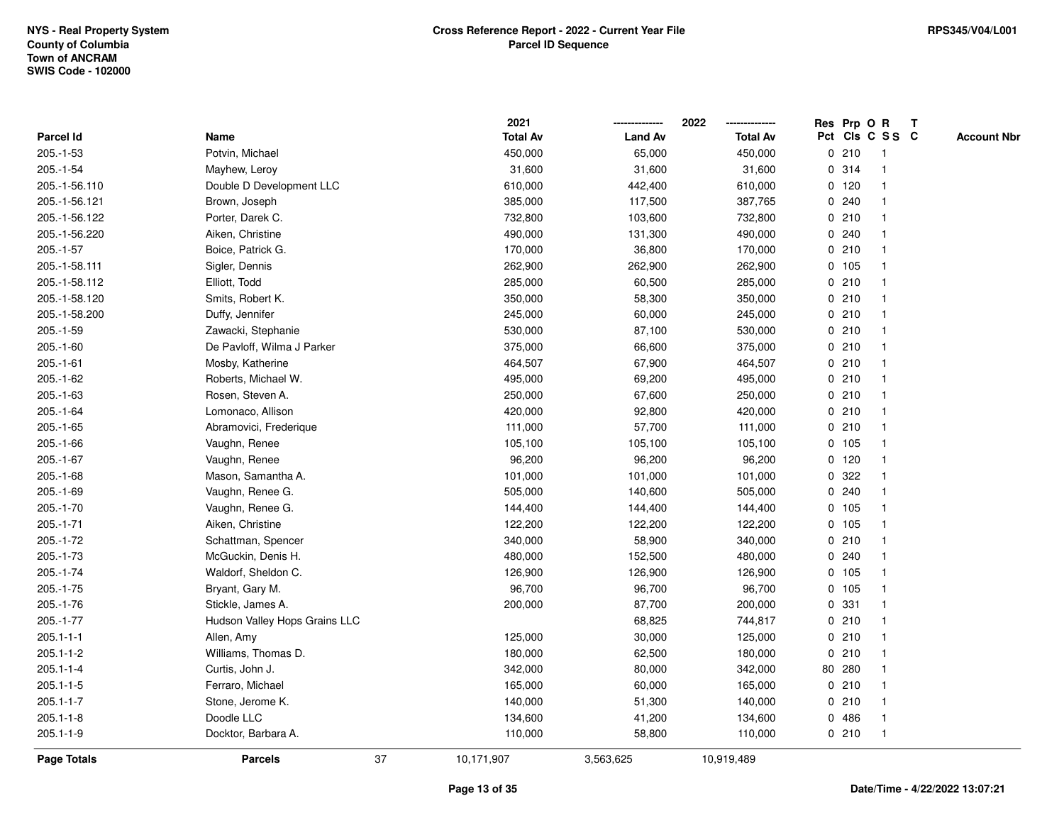NYS - Real Property System
County of Columbia
Town of ANCRAM
SWIS Code - 102000

**Cross Reference Report - 2022 - Current Year File**
**Parcel ID Sequence**

RPS345/V04/L001

| Parcel Id | Name | 2021 Total Av | 2022 Land Av | 2022 Total Av | Res Pct | Prp Cls | O C | R S S | T C | Account Nbr |
|---|---|---|---|---|---|---|---|---|---|---|
| 205.-1-53 | Potvin, Michael | 450,000 | 65,000 | 450,000 | 0 | 210 | | 1 | | |
| 205.-1-54 | Mayhew, Leroy | 31,600 | 31,600 | 31,600 | 0 | 314 | | 1 | | |
| 205.-1-56.110 | Double D Development LLC | 610,000 | 442,400 | 610,000 | 0 | 120 | | 1 | | |
| 205.-1-56.121 | Brown, Joseph | 385,000 | 117,500 | 387,765 | 0 | 240 | | 1 | | |
| 205.-1-56.122 | Porter, Darek C. | 732,800 | 103,600 | 732,800 | 0 | 210 | | 1 | | |
| 205.-1-56.220 | Aiken, Christine | 490,000 | 131,300 | 490,000 | 0 | 240 | | 1 | | |
| 205.-1-57 | Boice, Patrick G. | 170,000 | 36,800 | 170,000 | 0 | 210 | | 1 | | |
| 205.-1-58.111 | Sigler, Dennis | 262,900 | 262,900 | 262,900 | 0 | 105 | | 1 | | |
| 205.-1-58.112 | Elliott, Todd | 285,000 | 60,500 | 285,000 | 0 | 210 | | 1 | | |
| 205.-1-58.120 | Smits, Robert K. | 350,000 | 58,300 | 350,000 | 0 | 210 | | 1 | | |
| 205.-1-58.200 | Duffy, Jennifer | 245,000 | 60,000 | 245,000 | 0 | 210 | | 1 | | |
| 205.-1-59 | Zawacki, Stephanie | 530,000 | 87,100 | 530,000 | 0 | 210 | | 1 | | |
| 205.-1-60 | De Pavloff, Wilma J Parker | 375,000 | 66,600 | 375,000 | 0 | 210 | | 1 | | |
| 205.-1-61 | Mosby, Katherine | 464,507 | 67,900 | 464,507 | 0 | 210 | | 1 | | |
| 205.-1-62 | Roberts, Michael W. | 495,000 | 69,200 | 495,000 | 0 | 210 | | 1 | | |
| 205.-1-63 | Rosen, Steven A. | 250,000 | 67,600 | 250,000 | 0 | 210 | | 1 | | |
| 205.-1-64 | Lomonaco, Allison | 420,000 | 92,800 | 420,000 | 0 | 210 | | 1 | | |
| 205.-1-65 | Abramovici, Frederique | 111,000 | 57,700 | 111,000 | 0 | 210 | | 1 | | |
| 205.-1-66 | Vaughn, Renee | 105,100 | 105,100 | 105,100 | 0 | 105 | | 1 | | |
| 205.-1-67 | Vaughn, Renee | 96,200 | 96,200 | 96,200 | 0 | 120 | | 1 | | |
| 205.-1-68 | Mason, Samantha A. | 101,000 | 101,000 | 101,000 | 0 | 322 | | 1 | | |
| 205.-1-69 | Vaughn, Renee G. | 505,000 | 140,600 | 505,000 | 0 | 240 | | 1 | | |
| 205.-1-70 | Vaughn, Renee G. | 144,400 | 144,400 | 144,400 | 0 | 105 | | 1 | | |
| 205.-1-71 | Aiken, Christine | 122,200 | 122,200 | 122,200 | 0 | 105 | | 1 | | |
| 205.-1-72 | Schattman, Spencer | 340,000 | 58,900 | 340,000 | 0 | 210 | | 1 | | |
| 205.-1-73 | McGuckin, Denis H. | 480,000 | 152,500 | 480,000 | 0 | 240 | | 1 | | |
| 205.-1-74 | Waldorf, Sheldon C. | 126,900 | 126,900 | 126,900 | 0 | 105 | | 1 | | |
| 205.-1-75 | Bryant, Gary M. | 96,700 | 96,700 | 96,700 | 0 | 105 | | 1 | | |
| 205.-1-76 | Stickle, James A. | 200,000 | 87,700 | 200,000 | 0 | 331 | | 1 | | |
| 205.-1-77 | Hudson Valley Hops Grains LLC | | 68,825 | 744,817 | 0 | 210 | | 1 | | |
| 205.1-1-1 | Allen, Amy | 125,000 | 30,000 | 125,000 | 0 | 210 | | 1 | | |
| 205.1-1-2 | Williams, Thomas D. | 180,000 | 62,500 | 180,000 | 0 | 210 | | 1 | | |
| 205.1-1-4 | Curtis, John J. | 342,000 | 80,000 | 342,000 | 80 | 280 | | 1 | | |
| 205.1-1-5 | Ferraro, Michael | 165,000 | 60,000 | 165,000 | 0 | 210 | | 1 | | |
| 205.1-1-7 | Stone, Jerome K. | 140,000 | 51,300 | 140,000 | 0 | 210 | | 1 | | |
| 205.1-1-8 | Doodle LLC | 134,600 | 41,200 | 134,600 | 0 | 486 | | 1 | | |
| 205.1-1-9 | Docktor, Barbara A. | 110,000 | 58,800 | 110,000 | 0 | 210 | | 1 | | |
| **Page Totals** | **Parcels** 37 | 10,171,907 | 3,563,625 | 10,919,489 | | | | | | |

Date/Time - 4/22/2022 13:07:21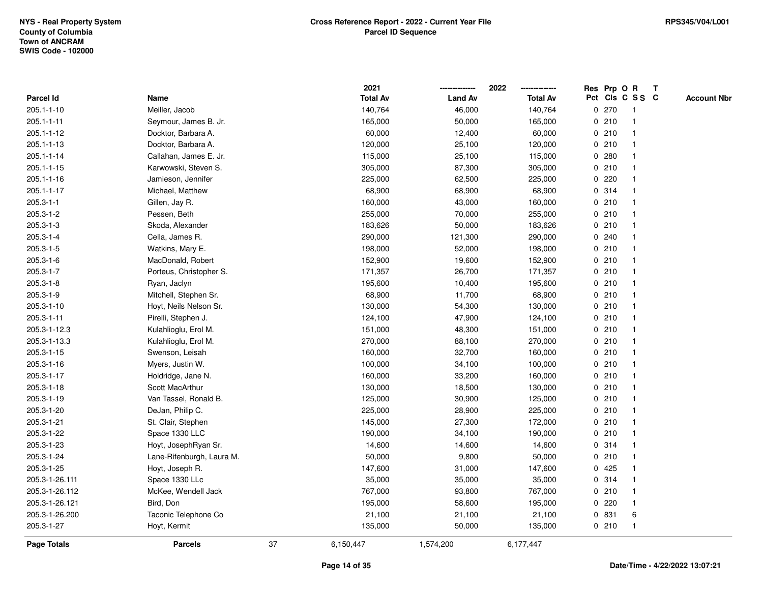NYS - Real Property System
County of Columbia
Town of ANCRAM
SWIS Code - 102000

**Cross Reference Report - 2022 - Current Year File**
**Parcel ID Sequence**

RPS345/V04/L001

| Parcel Id | Name | 2021 Total Av | 2022 Land Av | 2022 Total Av | Res Pct | Prp Cls | O C | R S S | T C | Account Nbr |
|---|---|---|---|---|---|---|---|---|---|---|
| 205.1-1-10 | Meiller, Jacob | 140,764 | 46,000 | 140,764 | 0 | 270 | | 1 | | |
| 205.1-1-11 | Seymour, James B. Jr. | 165,000 | 50,000 | 165,000 | 0 | 210 | | 1 | | |
| 205.1-1-12 | Docktor, Barbara A. | 60,000 | 12,400 | 60,000 | 0 | 210 | | 1 | | |
| 205.1-1-13 | Docktor, Barbara A. | 120,000 | 25,100 | 120,000 | 0 | 210 | | 1 | | |
| 205.1-1-14 | Callahan, James E. Jr. | 115,000 | 25,100 | 115,000 | 0 | 280 | | 1 | | |
| 205.1-1-15 | Karwowski, Steven S. | 305,000 | 87,300 | 305,000 | 0 | 210 | | 1 | | |
| 205.1-1-16 | Jamieson, Jennifer | 225,000 | 62,500 | 225,000 | 0 | 220 | | 1 | | |
| 205.1-1-17 | Michael, Matthew | 68,900 | 68,900 | 68,900 | 0 | 314 | | 1 | | |
| 205.3-1-1 | Gillen, Jay R. | 160,000 | 43,000 | 160,000 | 0 | 210 | | 1 | | |
| 205.3-1-2 | Pessen, Beth | 255,000 | 70,000 | 255,000 | 0 | 210 | | 1 | | |
| 205.3-1-3 | Skoda, Alexander | 183,626 | 50,000 | 183,626 | 0 | 210 | | 1 | | |
| 205.3-1-4 | Cella, James R. | 290,000 | 121,300 | 290,000 | 0 | 240 | | 1 | | |
| 205.3-1-5 | Watkins, Mary E. | 198,000 | 52,000 | 198,000 | 0 | 210 | | 1 | | |
| 205.3-1-6 | MacDonald, Robert | 152,900 | 19,600 | 152,900 | 0 | 210 | | 1 | | |
| 205.3-1-7 | Porteus, Christopher S. | 171,357 | 26,700 | 171,357 | 0 | 210 | | 1 | | |
| 205.3-1-8 | Ryan, Jaclyn | 195,600 | 10,400 | 195,600 | 0 | 210 | | 1 | | |
| 205.3-1-9 | Mitchell, Stephen Sr. | 68,900 | 11,700 | 68,900 | 0 | 210 | | 1 | | |
| 205.3-1-10 | Hoyt, Neils Nelson Sr. | 130,000 | 54,300 | 130,000 | 0 | 210 | | 1 | | |
| 205.3-1-11 | Pirelli, Stephen J. | 124,100 | 47,900 | 124,100 | 0 | 210 | | 1 | | |
| 205.3-1-12.3 | Kulahlioglu, Erol M. | 151,000 | 48,300 | 151,000 | 0 | 210 | | 1 | | |
| 205.3-1-13.3 | Kulahlioglu, Erol M. | 270,000 | 88,100 | 270,000 | 0 | 210 | | 1 | | |
| 205.3-1-15 | Swenson, Leisah | 160,000 | 32,700 | 160,000 | 0 | 210 | | 1 | | |
| 205.3-1-16 | Myers, Justin W. | 100,000 | 34,100 | 100,000 | 0 | 210 | | 1 | | |
| 205.3-1-17 | Holdridge, Jane N. | 160,000 | 33,200 | 160,000 | 0 | 210 | | 1 | | |
| 205.3-1-18 | Scott MacArthur | 130,000 | 18,500 | 130,000 | 0 | 210 | | 1 | | |
| 205.3-1-19 | Van Tassel, Ronald B. | 125,000 | 30,900 | 125,000 | 0 | 210 | | 1 | | |
| 205.3-1-20 | DeJan, Philip C. | 225,000 | 28,900 | 225,000 | 0 | 210 | | 1 | | |
| 205.3-1-21 | St. Clair, Stephen | 145,000 | 27,300 | 172,000 | 0 | 210 | | 1 | | |
| 205.3-1-22 | Space 1330 LLC | 190,000 | 34,100 | 190,000 | 0 | 210 | | 1 | | |
| 205.3-1-23 | Hoyt, JosephRyan Sr. | 14,600 | 14,600 | 14,600 | 0 | 314 | | 1 | | |
| 205.3-1-24 | Lane-Rifenburgh, Laura M. | 50,000 | 9,800 | 50,000 | 0 | 210 | | 1 | | |
| 205.3-1-25 | Hoyt, Joseph R. | 147,600 | 31,000 | 147,600 | 0 | 425 | | 1 | | |
| 205.3-1-26.111 | Space 1330 LLc | 35,000 | 35,000 | 35,000 | 0 | 314 | | 1 | | |
| 205.3-1-26.112 | McKee, Wendell Jack | 767,000 | 93,800 | 767,000 | 0 | 210 | | 1 | | |
| 205.3-1-26.121 | Bird, Don | 195,000 | 58,600 | 195,000 | 0 | 220 | | 1 | | |
| 205.3-1-26.200 | Taconic Telephone Co | 21,100 | 21,100 | 21,100 | 0 | 831 | | 6 | | |
| 205.3-1-27 | Hoyt, Kermit | 135,000 | 50,000 | 135,000 | 0 | 210 | | 1 | | |
| **Page Totals** | **Parcels** 37 | 6,150,447 | 1,574,200 | 6,177,447 | | | | | | |

Date/Time - 4/22/2022 13:07:21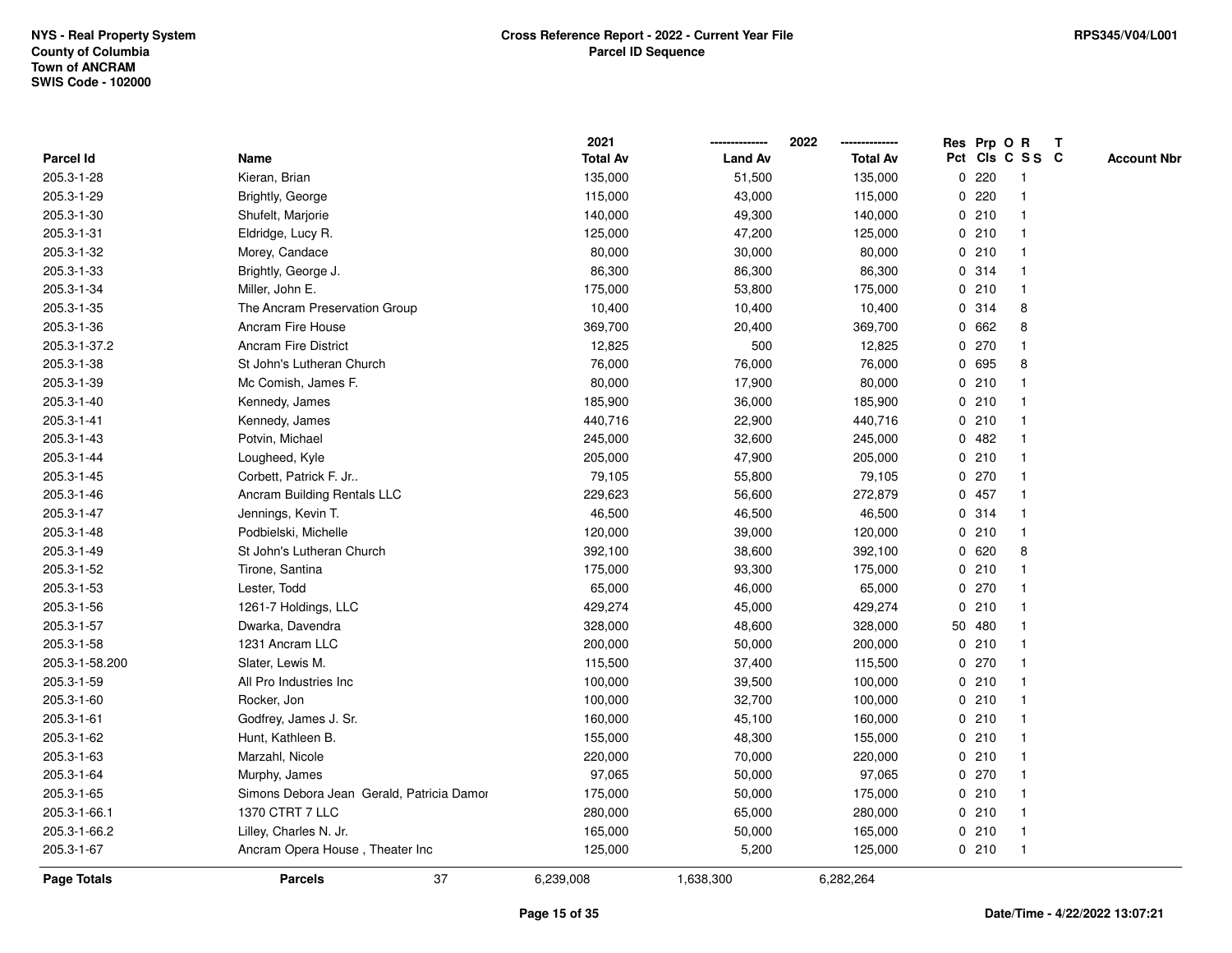NYS - Real Property System
County of Columbia
Town of ANCRAM
SWIS Code - 102000

**Cross Reference Report - 2022 - Current Year File**
**Parcel ID Sequence**

RPS345/V04/L001

| Parcel Id | Name | 2021 Total Av | 2022 Land Av | 2022 Total Av | Res Pct | Prp Cls | O C | R S S | T C | Account Nbr |
|---|---|---|---|---|---|---|---|---|---|---|
| 205.3-1-28 | Kieran, Brian | 135,000 | 51,500 | 135,000 | 0 | 220 | | 1 | | |
| 205.3-1-29 | Brightly, George | 115,000 | 43,000 | 115,000 | 0 | 220 | | 1 | | |
| 205.3-1-30 | Shufelt, Marjorie | 140,000 | 49,300 | 140,000 | 0 | 210 | | 1 | | |
| 205.3-1-31 | Eldridge, Lucy R. | 125,000 | 47,200 | 125,000 | 0 | 210 | | 1 | | |
| 205.3-1-32 | Morey, Candace | 80,000 | 30,000 | 80,000 | 0 | 210 | | 1 | | |
| 205.3-1-33 | Brightly, George J. | 86,300 | 86,300 | 86,300 | 0 | 314 | | 1 | | |
| 205.3-1-34 | Miller, John E. | 175,000 | 53,800 | 175,000 | 0 | 210 | | 1 | | |
| 205.3-1-35 | The Ancram Preservation Group | 10,400 | 10,400 | 10,400 | 0 | 314 | | 8 | | |
| 205.3-1-36 | Ancram Fire House | 369,700 | 20,400 | 369,700 | 0 | 662 | | 8 | | |
| 205.3-1-37.2 | Ancram Fire District | 12,825 | 500 | 12,825 | 0 | 270 | | 1 | | |
| 205.3-1-38 | St John's Lutheran Church | 76,000 | 76,000 | 76,000 | 0 | 695 | | 8 | | |
| 205.3-1-39 | Mc Comish, James F. | 80,000 | 17,900 | 80,000 | 0 | 210 | | 1 | | |
| 205.3-1-40 | Kennedy, James | 185,900 | 36,000 | 185,900 | 0 | 210 | | 1 | | |
| 205.3-1-41 | Kennedy, James | 440,716 | 22,900 | 440,716 | 0 | 210 | | 1 | | |
| 205.3-1-43 | Potvin, Michael | 245,000 | 32,600 | 245,000 | 0 | 482 | | 1 | | |
| 205.3-1-44 | Lougheed, Kyle | 205,000 | 47,900 | 205,000 | 0 | 210 | | 1 | | |
| 205.3-1-45 | Corbett, Patrick F. Jr.. | 79,105 | 55,800 | 79,105 | 0 | 270 | | 1 | | |
| 205.3-1-46 | Ancram Building Rentals LLC | 229,623 | 56,600 | 272,879 | 0 | 457 | | 1 | | |
| 205.3-1-47 | Jennings, Kevin T. | 46,500 | 46,500 | 46,500 | 0 | 314 | | 1 | | |
| 205.3-1-48 | Podbielski, Michelle | 120,000 | 39,000 | 120,000 | 0 | 210 | | 1 | | |
| 205.3-1-49 | St John's Lutheran Church | 392,100 | 38,600 | 392,100 | 0 | 620 | | 8 | | |
| 205.3-1-52 | Tirone, Santina | 175,000 | 93,300 | 175,000 | 0 | 210 | | 1 | | |
| 205.3-1-53 | Lester, Todd | 65,000 | 46,000 | 65,000 | 0 | 270 | | 1 | | |
| 205.3-1-56 | 1261-7 Holdings, LLC | 429,274 | 45,000 | 429,274 | 0 | 210 | | 1 | | |
| 205.3-1-57 | Dwarka, Davendra | 328,000 | 48,600 | 328,000 | 50 | 480 | | 1 | | |
| 205.3-1-58 | 1231 Ancram LLC | 200,000 | 50,000 | 200,000 | 0 | 210 | | 1 | | |
| 205.3-1-58.200 | Slater, Lewis M. | 115,500 | 37,400 | 115,500 | 0 | 270 | | 1 | | |
| 205.3-1-59 | All Pro Industries Inc | 100,000 | 39,500 | 100,000 | 0 | 210 | | 1 | | |
| 205.3-1-60 | Rocker, Jon | 100,000 | 32,700 | 100,000 | 0 | 210 | | 1 | | |
| 205.3-1-61 | Godfrey, James J. Sr. | 160,000 | 45,100 | 160,000 | 0 | 210 | | 1 | | |
| 205.3-1-62 | Hunt, Kathleen B. | 155,000 | 48,300 | 155,000 | 0 | 210 | | 1 | | |
| 205.3-1-63 | Marzahl, Nicole | 220,000 | 70,000 | 220,000 | 0 | 210 | | 1 | | |
| 205.3-1-64 | Murphy, James | 97,065 | 50,000 | 97,065 | 0 | 270 | | 1 | | |
| 205.3-1-65 | Simons Debora Jean Gerald, Patricia Damor | 175,000 | 50,000 | 175,000 | 0 | 210 | | 1 | | |
| 205.3-1-66.1 | 1370 CTRT 7 LLC | 280,000 | 65,000 | 280,000 | 0 | 210 | | 1 | | |
| 205.3-1-66.2 | Lilley, Charles N. Jr. | 165,000 | 50,000 | 165,000 | 0 | 210 | | 1 | | |
| 205.3-1-67 | Ancram Opera House , Theater Inc | 125,000 | 5,200 | 125,000 | 0 | 210 | | 1 | | |
| **Page Totals** | **Parcels** 37 | 6,239,008 | 1,638,300 | 6,282,264 | | | | | | |

**Date/Time - 4/22/2022 13:07:21**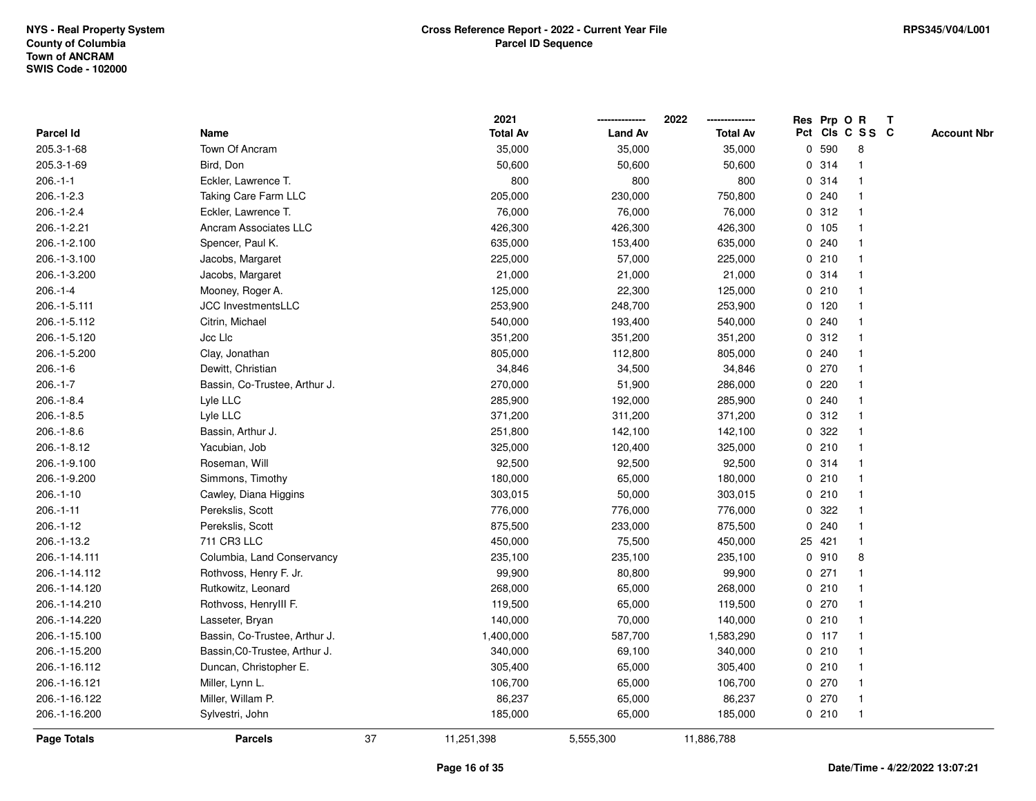NYS - Real Property System
County of Columbia
Town of ANCRAM
SWIS Code - 102000

**Cross Reference Report - 2022 - Current Year File**
**Parcel ID Sequence**

RPS345/V04/L001

| Parcel Id | Name | 2021 Total Av | 2022 Land Av | 2022 Total Av | Res Pct | Prp Cls | O C | R S S | T C | Account Nbr |
|---|---|---|---|---|---|---|---|---|---|---|
| 205.3-1-68 | Town Of Ancram | 35,000 | 35,000 | 35,000 | 0 | 590 | | 8 | | |
| 205.3-1-69 | Bird, Don | 50,600 | 50,600 | 50,600 | 0 | 314 | | 1 | | |
| 206.-1-1 | Eckler, Lawrence T. | 800 | 800 | 800 | 0 | 314 | | 1 | | |
| 206.-1-2.3 | Taking Care Farm LLC | 205,000 | 230,000 | 750,800 | 0 | 240 | | 1 | | |
| 206.-1-2.4 | Eckler, Lawrence T. | 76,000 | 76,000 | 76,000 | 0 | 312 | | 1 | | |
| 206.-1-2.21 | Ancram Associates LLC | 426,300 | 426,300 | 426,300 | 0 | 105 | | 1 | | |
| 206.-1-2.100 | Spencer, Paul K. | 635,000 | 153,400 | 635,000 | 0 | 240 | | 1 | | |
| 206.-1-3.100 | Jacobs, Margaret | 225,000 | 57,000 | 225,000 | 0 | 210 | | 1 | | |
| 206.-1-3.200 | Jacobs, Margaret | 21,000 | 21,000 | 21,000 | 0 | 314 | | 1 | | |
| 206.-1-4 | Mooney, Roger A. | 125,000 | 22,300 | 125,000 | 0 | 210 | | 1 | | |
| 206.-1-5.111 | JCC InvestmentsLLC | 253,900 | 248,700 | 253,900 | 0 | 120 | | 1 | | |
| 206.-1-5.112 | Citrin, Michael | 540,000 | 193,400 | 540,000 | 0 | 240 | | 1 | | |
| 206.-1-5.120 | Jcc Llc | 351,200 | 351,200 | 351,200 | 0 | 312 | | 1 | | |
| 206.-1-5.200 | Clay, Jonathan | 805,000 | 112,800 | 805,000 | 0 | 240 | | 1 | | |
| 206.-1-6 | Dewitt, Christian | 34,846 | 34,500 | 34,846 | 0 | 270 | | 1 | | |
| 206.-1-7 | Bassin, Co-Trustee, Arthur J. | 270,000 | 51,900 | 286,000 | 0 | 220 | | 1 | | |
| 206.-1-8.4 | Lyle LLC | 285,900 | 192,000 | 285,900 | 0 | 240 | | 1 | | |
| 206.-1-8.5 | Lyle LLC | 371,200 | 311,200 | 371,200 | 0 | 312 | | 1 | | |
| 206.-1-8.6 | Bassin, Arthur J. | 251,800 | 142,100 | 142,100 | 0 | 322 | | 1 | | |
| 206.-1-8.12 | Yacubian, Job | 325,000 | 120,400 | 325,000 | 0 | 210 | | 1 | | |
| 206.-1-9.100 | Roseman, Will | 92,500 | 92,500 | 92,500 | 0 | 314 | | 1 | | |
| 206.-1-9.200 | Simmons, Timothy | 180,000 | 65,000 | 180,000 | 0 | 210 | | 1 | | |
| 206.-1-10 | Cawley, Diana Higgins | 303,015 | 50,000 | 303,015 | 0 | 210 | | 1 | | |
| 206.-1-11 | Perekslis, Scott | 776,000 | 776,000 | 776,000 | 0 | 322 | | 1 | | |
| 206.-1-12 | Perekslis, Scott | 875,500 | 233,000 | 875,500 | 0 | 240 | | 1 | | |
| 206.-1-13.2 | 711 CR3 LLC | 450,000 | 75,500 | 450,000 | 25 | 421 | | 1 | | |
| 206.-1-14.111 | Columbia, Land Conservancy | 235,100 | 235,100 | 235,100 | 0 | 910 | | 8 | | |
| 206.-1-14.112 | Rothvoss, Henry F. Jr. | 99,900 | 80,800 | 99,900 | 0 | 271 | | 1 | | |
| 206.-1-14.120 | Rutkowitz, Leonard | 268,000 | 65,000 | 268,000 | 0 | 210 | | 1 | | |
| 206.-1-14.210 | Rothvoss, HenryIII F. | 119,500 | 65,000 | 119,500 | 0 | 270 | | 1 | | |
| 206.-1-14.220 | Lasseter, Bryan | 140,000 | 70,000 | 140,000 | 0 | 210 | | 1 | | |
| 206.-1-15.100 | Bassin, Co-Trustee, Arthur J. | 1,400,000 | 587,700 | 1,583,290 | 0 | 117 | | 1 | | |
| 206.-1-15.200 | Bassin,C0-Trustee, Arthur J. | 340,000 | 69,100 | 340,000 | 0 | 210 | | 1 | | |
| 206.-1-16.112 | Duncan, Christopher E. | 305,400 | 65,000 | 305,400 | 0 | 210 | | 1 | | |
| 206.-1-16.121 | Miller, Lynn L. | 106,700 | 65,000 | 106,700 | 0 | 270 | | 1 | | |
| 206.-1-16.122 | Miller, Willam P. | 86,237 | 65,000 | 86,237 | 0 | 270 | | 1 | | |
| 206.-1-16.200 | Sylvestri, John | 185,000 | 65,000 | 185,000 | 0 | 210 | | 1 | | |
| **Page Totals** | **Parcels** 37 | 11,251,398 | 5,555,300 | 11,886,788 | | | | | | |

Date/Time - 4/22/2022 13:07:21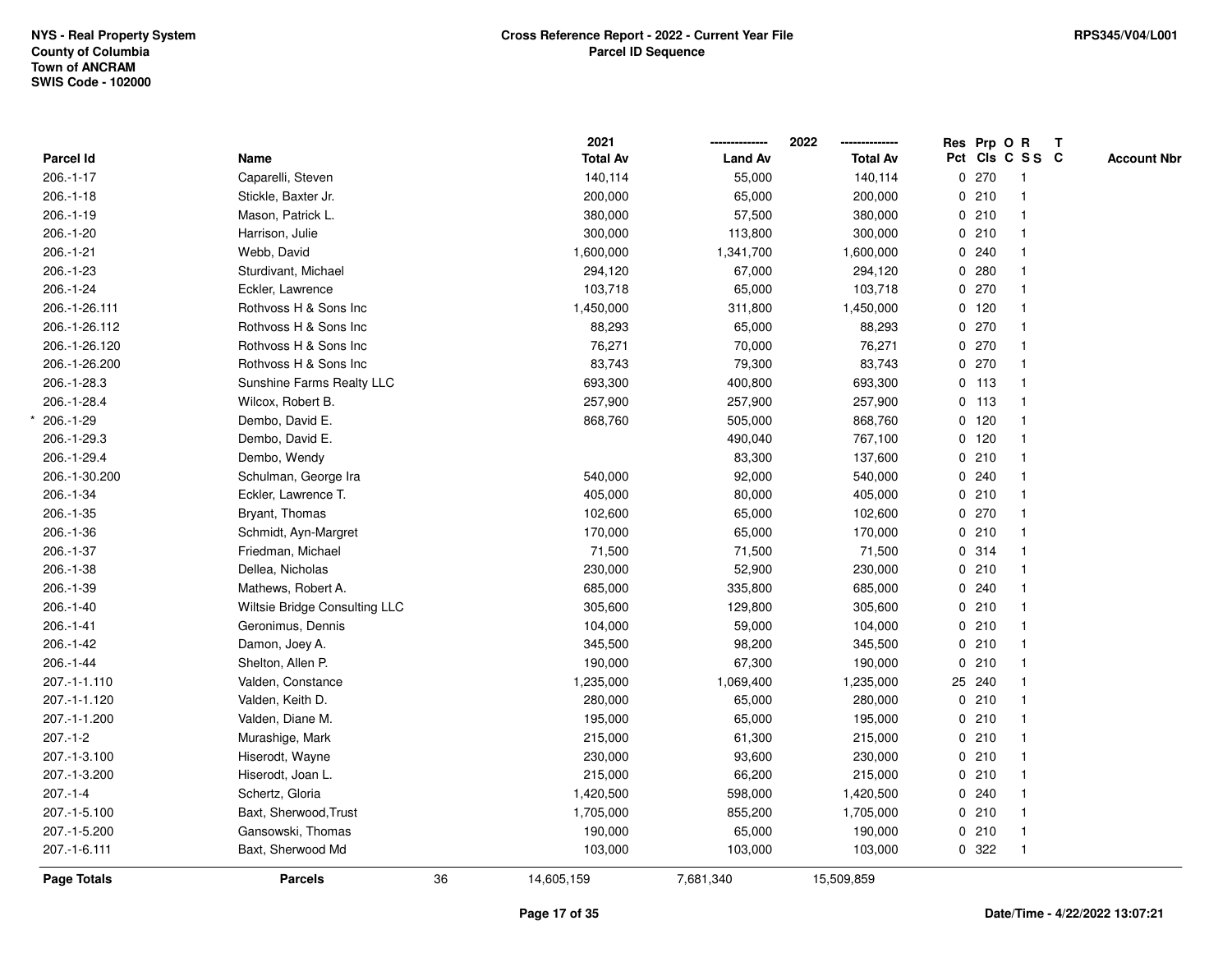NYS - Real Property System
County of Columbia
Town of ANCRAM
SWIS Code - 102000

**Cross Reference Report - 2022 - Current Year File**
**Parcel ID Sequence**

RPS345/V04/L001

| Parcel Id | Name | | 2021 Total Av | 2022 Land Av | 2022 Total Av | Res Pct | Prp Cls | O C | R S S | T C | Account Nbr |
|---|---|---|---|---|---|---|---|---|---|---|---|
| 206.-1-17 | Caparelli, Steven | | 140,114 | 55,000 | 140,114 | 0 | 270 | | 1 | | |
| 206.-1-18 | Stickle, Baxter Jr. | | 200,000 | 65,000 | 200,000 | 0 | 210 | | 1 | | |
| 206.-1-19 | Mason, Patrick L. | | 380,000 | 57,500 | 380,000 | 0 | 210 | | 1 | | |
| 206.-1-20 | Harrison, Julie | | 300,000 | 113,800 | 300,000 | 0 | 210 | | 1 | | |
| 206.-1-21 | Webb, David | | 1,600,000 | 1,341,700 | 1,600,000 | 0 | 240 | | 1 | | |
| 206.-1-23 | Sturdivant, Michael | | 294,120 | 67,000 | 294,120 | 0 | 280 | | 1 | | |
| 206.-1-24 | Eckler, Lawrence | | 103,718 | 65,000 | 103,718 | 0 | 270 | | 1 | | |
| 206.-1-26.111 | Rothvoss H & Sons Inc | | 1,450,000 | 311,800 | 1,450,000 | 0 | 120 | | 1 | | |
| 206.-1-26.112 | Rothvoss H & Sons Inc | | 88,293 | 65,000 | 88,293 | 0 | 270 | | 1 | | |
| 206.-1-26.120 | Rothvoss H & Sons Inc | | 76,271 | 70,000 | 76,271 | 0 | 270 | | 1 | | |
| 206.-1-26.200 | Rothvoss H & Sons Inc | | 83,743 | 79,300 | 83,743 | 0 | 270 | | 1 | | |
| 206.-1-28.3 | Sunshine Farms Realty LLC | | 693,300 | 400,800 | 693,300 | 0 | 113 | | 1 | | |
| 206.-1-28.4 | Wilcox, Robert B. | | 257,900 | 257,900 | 257,900 | 0 | 113 | | 1 | | |
| * 206.-1-29 | Dembo, David E. | | 868,760 | 505,000 | 868,760 | 0 | 120 | | 1 | | |
| 206.-1-29.3 | Dembo, David E. | | | 490,040 | 767,100 | 0 | 120 | | 1 | | |
| 206.-1-29.4 | Dembo, Wendy | | | 83,300 | 137,600 | 0 | 210 | | 1 | | |
| 206.-1-30.200 | Schulman, George Ira | | 540,000 | 92,000 | 540,000 | 0 | 240 | | 1 | | |
| 206.-1-34 | Eckler, Lawrence T. | | 405,000 | 80,000 | 405,000 | 0 | 210 | | 1 | | |
| 206.-1-35 | Bryant, Thomas | | 102,600 | 65,000 | 102,600 | 0 | 270 | | 1 | | |
| 206.-1-36 | Schmidt, Ayn-Margret | | 170,000 | 65,000 | 170,000 | 0 | 210 | | 1 | | |
| 206.-1-37 | Friedman, Michael | | 71,500 | 71,500 | 71,500 | 0 | 314 | | 1 | | |
| 206.-1-38 | Dellea, Nicholas | | 230,000 | 52,900 | 230,000 | 0 | 210 | | 1 | | |
| 206.-1-39 | Mathews, Robert A. | | 685,000 | 335,800 | 685,000 | 0 | 240 | | 1 | | |
| 206.-1-40 | Wiltsie Bridge Consulting LLC | | 305,600 | 129,800 | 305,600 | 0 | 210 | | 1 | | |
| 206.-1-41 | Geronimus, Dennis | | 104,000 | 59,000 | 104,000 | 0 | 210 | | 1 | | |
| 206.-1-42 | Damon, Joey A. | | 345,500 | 98,200 | 345,500 | 0 | 210 | | 1 | | |
| 206.-1-44 | Shelton, Allen P. | | 190,000 | 67,300 | 190,000 | 0 | 210 | | 1 | | |
| 207.-1-1.110 | Valden, Constance | | 1,235,000 | 1,069,400 | 1,235,000 | 25 | 240 | | 1 | | |
| 207.-1-1.120 | Valden, Keith D. | | 280,000 | 65,000 | 280,000 | 0 | 210 | | 1 | | |
| 207.-1-1.200 | Valden, Diane M. | | 195,000 | 65,000 | 195,000 | 0 | 210 | | 1 | | |
| 207.-1-2 | Murashige, Mark | | 215,000 | 61,300 | 215,000 | 0 | 210 | | 1 | | |
| 207.-1-3.100 | Hiserodt, Wayne | | 230,000 | 93,600 | 230,000 | 0 | 210 | | 1 | | |
| 207.-1-3.200 | Hiserodt, Joan L. | | 215,000 | 66,200 | 215,000 | 0 | 210 | | 1 | | |
| 207.-1-4 | Schertz, Gloria | | 1,420,500 | 598,000 | 1,420,500 | 0 | 240 | | 1 | | |
| 207.-1-5.100 | Baxt, Sherwood,Trust | | 1,705,000 | 855,200 | 1,705,000 | 0 | 210 | | 1 | | |
| 207.-1-5.200 | Gansowski, Thomas | | 190,000 | 65,000 | 190,000 | 0 | 210 | | 1 | | |
| 207.-1-6.111 | Baxt, Sherwood Md | | 103,000 | 103,000 | 103,000 | 0 | 322 | | 1 | | |
| **Page Totals** | **Parcels** | 36 | 14,605,159 | 7,681,340 | 15,509,859 | | | | | | |

Date/Time - 4/22/2022 13:07:21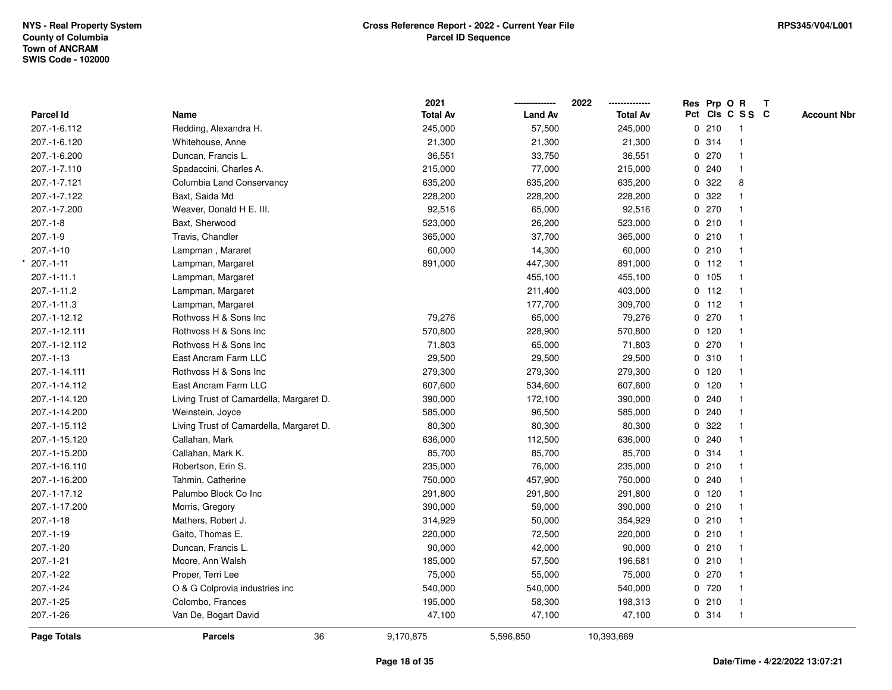NYS - Real Property System
County of Columbia
Town of ANCRAM
SWIS Code - 102000

**Cross Reference Report - 2022 - Current Year File**
**Parcel ID Sequence**

RPS345/V04/L001

| Parcel Id | Name | 2021 Total Av | 2022 Land Av | 2022 Total Av | Res Pct | Prp Cls | O C | R S S | T C | Account Nbr |
|---|---|---|---|---|---|---|---|---|---|---|
| 207.-1-6.112 | Redding, Alexandra H. | 245,000 | 57,500 | 245,000 | 0 | 210 | | 1 | | |
| 207.-1-6.120 | Whitehouse, Anne | 21,300 | 21,300 | 21,300 | 0 | 314 | | 1 | | |
| 207.-1-6.200 | Duncan, Francis L. | 36,551 | 33,750 | 36,551 | 0 | 270 | | 1 | | |
| 207.-1-7.110 | Spadaccini, Charles A. | 215,000 | 77,000 | 215,000 | 0 | 240 | | 1 | | |
| 207.-1-7.121 | Columbia Land Conservancy | 635,200 | 635,200 | 635,200 | 0 | 322 | | 8 | | |
| 207.-1-7.122 | Baxt, Saida Md | 228,200 | 228,200 | 228,200 | 0 | 322 | | 1 | | |
| 207.-1-7.200 | Weaver, Donald H E. III. | 92,516 | 65,000 | 92,516 | 0 | 270 | | 1 | | |
| 207.-1-8 | Baxt, Sherwood | 523,000 | 26,200 | 523,000 | 0 | 210 | | 1 | | |
| 207.-1-9 | Travis, Chandler | 365,000 | 37,700 | 365,000 | 0 | 210 | | 1 | | |
| 207.-1-10 | Lampman , Mararet | 60,000 | 14,300 | 60,000 | 0 | 210 | | 1 | | |
| * 207.-1-11 | Lampman, Margaret | 891,000 | 447,300 | 891,000 | 0 | 112 | | 1 | | |
| 207.-1-11.1 | Lampman, Margaret | | 455,100 | 455,100 | 0 | 105 | | 1 | | |
| 207.-1-11.2 | Lampman, Margaret | | 211,400 | 403,000 | 0 | 112 | | 1 | | |
| 207.-1-11.3 | Lampman, Margaret | | 177,700 | 309,700 | 0 | 112 | | 1 | | |
| 207.-1-12.12 | Rothvoss H & Sons Inc | 79,276 | 65,000 | 79,276 | 0 | 270 | | 1 | | |
| 207.-1-12.111 | Rothvoss H & Sons Inc | 570,800 | 228,900 | 570,800 | 0 | 120 | | 1 | | |
| 207.-1-12.112 | Rothvoss H & Sons Inc | 71,803 | 65,000 | 71,803 | 0 | 270 | | 1 | | |
| 207.-1-13 | East Ancram Farm LLC | 29,500 | 29,500 | 29,500 | 0 | 310 | | 1 | | |
| 207.-1-14.111 | Rothvoss H & Sons Inc | 279,300 | 279,300 | 279,300 | 0 | 120 | | 1 | | |
| 207.-1-14.112 | East Ancram Farm LLC | 607,600 | 534,600 | 607,600 | 0 | 120 | | 1 | | |
| 207.-1-14.120 | Living Trust of Camardella, Margaret D. | 390,000 | 172,100 | 390,000 | 0 | 240 | | 1 | | |
| 207.-1-14.200 | Weinstein, Joyce | 585,000 | 96,500 | 585,000 | 0 | 240 | | 1 | | |
| 207.-1-15.112 | Living Trust of Camardella, Margaret D. | 80,300 | 80,300 | 80,300 | 0 | 322 | | 1 | | |
| 207.-1-15.120 | Callahan, Mark | 636,000 | 112,500 | 636,000 | 0 | 240 | | 1 | | |
| 207.-1-15.200 | Callahan, Mark K. | 85,700 | 85,700 | 85,700 | 0 | 314 | | 1 | | |
| 207.-1-16.110 | Robertson, Erin S. | 235,000 | 76,000 | 235,000 | 0 | 210 | | 1 | | |
| 207.-1-16.200 | Tahmin, Catherine | 750,000 | 457,900 | 750,000 | 0 | 240 | | 1 | | |
| 207.-1-17.12 | Palumbo Block Co Inc | 291,800 | 291,800 | 291,800 | 0 | 120 | | 1 | | |
| 207.-1-17.200 | Morris, Gregory | 390,000 | 59,000 | 390,000 | 0 | 210 | | 1 | | |
| 207.-1-18 | Mathers, Robert J. | 314,929 | 50,000 | 354,929 | 0 | 210 | | 1 | | |
| 207.-1-19 | Gaito, Thomas E. | 220,000 | 72,500 | 220,000 | 0 | 210 | | 1 | | |
| 207.-1-20 | Duncan, Francis L. | 90,000 | 42,000 | 90,000 | 0 | 210 | | 1 | | |
| 207.-1-21 | Moore, Ann Walsh | 185,000 | 57,500 | 196,681 | 0 | 210 | | 1 | | |
| 207.-1-22 | Proper, Terri Lee | 75,000 | 55,000 | 75,000 | 0 | 270 | | 1 | | |
| 207.-1-24 | O & G Colprovia industries inc | 540,000 | 540,000 | 540,000 | 0 | 720 | | 1 | | |
| 207.-1-25 | Colombo, Frances | 195,000 | 58,300 | 198,313 | 0 | 210 | | 1 | | |
| 207.-1-26 | Van De, Bogart David | 47,100 | 47,100 | 47,100 | 0 | 314 | | 1 | | |
| **Page Totals** | **Parcels** 36 | 9,170,875 | 5,596,850 | 10,393,669 | | | | | | |

Date/Time - 4/22/2022 13:07:21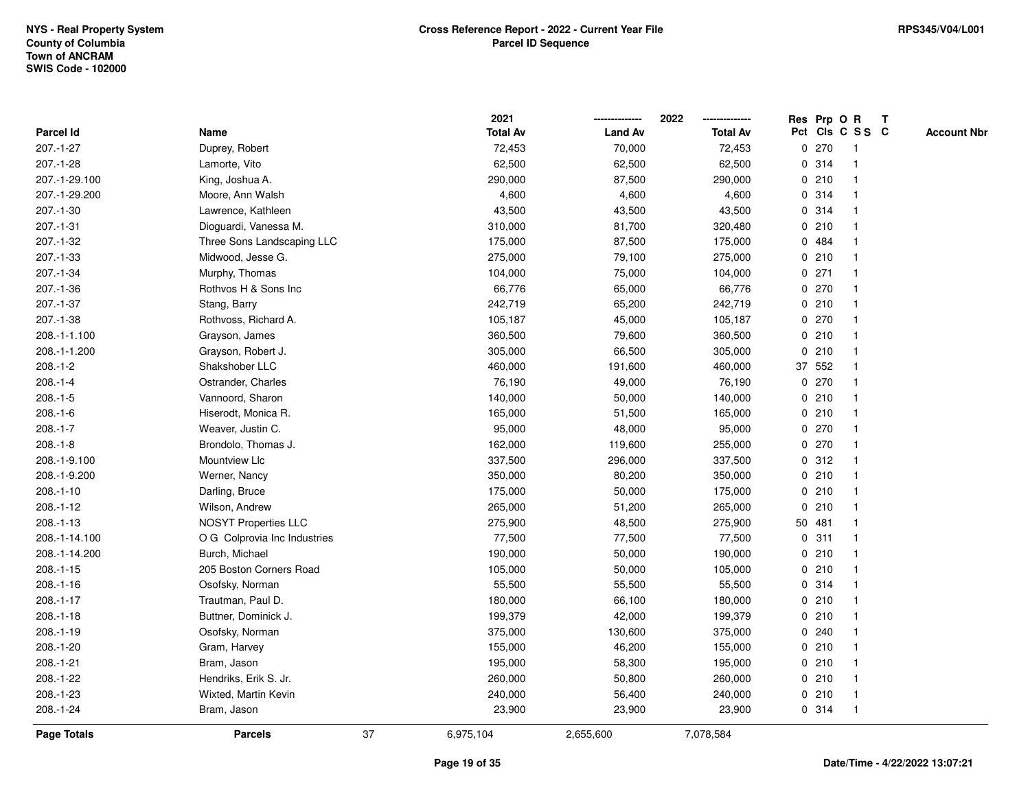NYS - Real Property System
County of Columbia
Town of ANCRAM
SWIS Code - 102000

## Cross Reference Report - 2022 - Current Year File
### Parcel ID Sequence

| Parcel Id | Name | 2021 Total Av | 2022 Land Av | 2022 Total Av | Res Pct | Prp Cls | O C | R SS | T C | Account Nbr |
|---|---|---|---|---|---|---|---|---|---|---|
| 207.-1-27 | Duprey, Robert | 72,453 | 70,000 | 72,453 | 0 | 270 | | 1 | | |
| 207.-1-28 | Lamorte, Vito | 62,500 | 62,500 | 62,500 | 0 | 314 | | 1 | | |
| 207.-1-29.100 | King, Joshua A. | 290,000 | 87,500 | 290,000 | 0 | 210 | | 1 | | |
| 207.-1-29.200 | Moore, Ann Walsh | 4,600 | 4,600 | 4,600 | 0 | 314 | | 1 | | |
| 207.-1-30 | Lawrence, Kathleen | 43,500 | 43,500 | 43,500 | 0 | 314 | | 1 | | |
| 207.-1-31 | Dioguardi, Vanessa M. | 310,000 | 81,700 | 320,480 | 0 | 210 | | 1 | | |
| 207.-1-32 | Three Sons Landscaping LLC | 175,000 | 87,500 | 175,000 | 0 | 484 | | 1 | | |
| 207.-1-33 | Midwood, Jesse G. | 275,000 | 79,100 | 275,000 | 0 | 210 | | 1 | | |
| 207.-1-34 | Murphy, Thomas | 104,000 | 75,000 | 104,000 | 0 | 271 | | 1 | | |
| 207.-1-36 | Rothvos H & Sons Inc | 66,776 | 65,000 | 66,776 | 0 | 270 | | 1 | | |
| 207.-1-37 | Stang, Barry | 242,719 | 65,200 | 242,719 | 0 | 210 | | 1 | | |
| 207.-1-38 | Rothvoss, Richard A. | 105,187 | 45,000 | 105,187 | 0 | 270 | | 1 | | |
| 208.-1-1.100 | Grayson, James | 360,500 | 79,600 | 360,500 | 0 | 210 | | 1 | | |
| 208.-1-1.200 | Grayson, Robert J. | 305,000 | 66,500 | 305,000 | 0 | 210 | | 1 | | |
| 208.-1-2 | Shakshober LLC | 460,000 | 191,600 | 460,000 | 37 | 552 | | 1 | | |
| 208.-1-4 | Ostrander, Charles | 76,190 | 49,000 | 76,190 | 0 | 270 | | 1 | | |
| 208.-1-5 | Vannoord, Sharon | 140,000 | 50,000 | 140,000 | 0 | 210 | | 1 | | |
| 208.-1-6 | Hiserodt, Monica R. | 165,000 | 51,500 | 165,000 | 0 | 210 | | 1 | | |
| 208.-1-7 | Weaver, Justin C. | 95,000 | 48,000 | 95,000 | 0 | 270 | | 1 | | |
| 208.-1-8 | Brondolo, Thomas J. | 162,000 | 119,600 | 255,000 | 0 | 270 | | 1 | | |
| 208.-1-9.100 | Mountview Llc | 337,500 | 296,000 | 337,500 | 0 | 312 | | 1 | | |
| 208.-1-9.200 | Werner, Nancy | 350,000 | 80,200 | 350,000 | 0 | 210 | | 1 | | |
| 208.-1-10 | Darling, Bruce | 175,000 | 50,000 | 175,000 | 0 | 210 | | 1 | | |
| 208.-1-12 | Wilson, Andrew | 265,000 | 51,200 | 265,000 | 0 | 210 | | 1 | | |
| 208.-1-13 | NOSYT Properties LLC | 275,900 | 48,500 | 275,900 | 50 | 481 | | 1 | | |
| 208.-1-14.100 | O G Colprovia Inc Industries | 77,500 | 77,500 | 77,500 | 0 | 311 | | 1 | | |
| 208.-1-14.200 | Burch, Michael | 190,000 | 50,000 | 190,000 | 0 | 210 | | 1 | | |
| 208.-1-15 | 205 Boston Corners Road | 105,000 | 50,000 | 105,000 | 0 | 210 | | 1 | | |
| 208.-1-16 | Osofsky, Norman | 55,500 | 55,500 | 55,500 | 0 | 314 | | 1 | | |
| 208.-1-17 | Trautman, Paul D. | 180,000 | 66,100 | 180,000 | 0 | 210 | | 1 | | |
| 208.-1-18 | Buttner, Dominick J. | 199,379 | 42,000 | 199,379 | 0 | 210 | | 1 | | |
| 208.-1-19 | Osofsky, Norman | 375,000 | 130,600 | 375,000 | 0 | 240 | | 1 | | |
| 208.-1-20 | Gram, Harvey | 155,000 | 46,200 | 155,000 | 0 | 210 | | 1 | | |
| 208.-1-21 | Bram, Jason | 195,000 | 58,300 | 195,000 | 0 | 210 | | 1 | | |
| 208.-1-22 | Hendriks, Erik S. Jr. | 260,000 | 50,800 | 260,000 | 0 | 210 | | 1 | | |
| 208.-1-23 | Wixted, Martin Kevin | 240,000 | 56,400 | 240,000 | 0 | 210 | | 1 | | |
| 208.-1-24 | Bram, Jason | 23,900 | 23,900 | 23,900 | 0 | 314 | | 1 | | |
| **Page Totals** | **Parcels** 37 | 6,975,104 | 2,655,600 | 7,078,584 | | | | | | |

Date/Time - 4/22/2022 13:07:21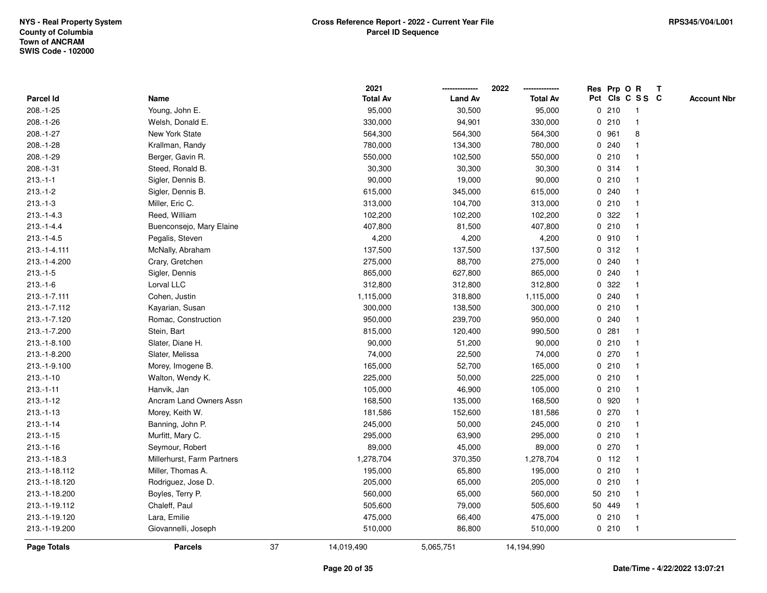NYS - Real Property System
County of Columbia
Town of ANCRAM
SWIS Code - 102000

**Cross Reference Report - 2022 - Current Year File**
**Parcel ID Sequence**

RPS345/V04/L001

| Parcel Id | Name | 2021 Total Av | 2022 Land Av | 2022 Total Av | Res Pct | Prp Cls | O C | R S S | T C | Account Nbr |
|---|---|---|---|---|---|---|---|---|---|---|
| 208.-1-25 | Young, John E. | 95,000 | 30,500 | 95,000 | 0 | 210 | | 1 | | |
| 208.-1-26 | Welsh, Donald E. | 330,000 | 94,901 | 330,000 | 0 | 210 | | 1 | | |
| 208.-1-27 | New York State | 564,300 | 564,300 | 564,300 | 0 | 961 | | 8 | | |
| 208.-1-28 | Krallman, Randy | 780,000 | 134,300 | 780,000 | 0 | 240 | | 1 | | |
| 208.-1-29 | Berger, Gavin R. | 550,000 | 102,500 | 550,000 | 0 | 210 | | 1 | | |
| 208.-1-31 | Steed, Ronald B. | 30,300 | 30,300 | 30,300 | 0 | 314 | | 1 | | |
| 213.-1-1 | Sigler, Dennis B. | 90,000 | 19,000 | 90,000 | 0 | 210 | | 1 | | |
| 213.-1-2 | Sigler, Dennis B. | 615,000 | 345,000 | 615,000 | 0 | 240 | | 1 | | |
| 213.-1-3 | Miller, Eric C. | 313,000 | 104,700 | 313,000 | 0 | 210 | | 1 | | |
| 213.-1-4.3 | Reed, William | 102,200 | 102,200 | 102,200 | 0 | 322 | | 1 | | |
| 213.-1-4.4 | Buenconsejo, Mary Elaine | 407,800 | 81,500 | 407,800 | 0 | 210 | | 1 | | |
| 213.-1-4.5 | Pegalis, Steven | 4,200 | 4,200 | 4,200 | 0 | 910 | | 1 | | |
| 213.-1-4.111 | McNally, Abraham | 137,500 | 137,500 | 137,500 | 0 | 312 | | 1 | | |
| 213.-1-4.200 | Crary, Gretchen | 275,000 | 88,700 | 275,000 | 0 | 240 | | 1 | | |
| 213.-1-5 | Sigler, Dennis | 865,000 | 627,800 | 865,000 | 0 | 240 | | 1 | | |
| 213.-1-6 | Lorval LLC | 312,800 | 312,800 | 312,800 | 0 | 322 | | 1 | | |
| 213.-1-7.111 | Cohen, Justin | 1,115,000 | 318,800 | 1,115,000 | 0 | 240 | | 1 | | |
| 213.-1-7.112 | Kayarian, Susan | 300,000 | 138,500 | 300,000 | 0 | 210 | | 1 | | |
| 213.-1-7.120 | Romac, Construction | 950,000 | 239,700 | 950,000 | 0 | 240 | | 1 | | |
| 213.-1-7.200 | Stein, Bart | 815,000 | 120,400 | 990,500 | 0 | 281 | | 1 | | |
| 213.-1-8.100 | Slater, Diane H. | 90,000 | 51,200 | 90,000 | 0 | 210 | | 1 | | |
| 213.-1-8.200 | Slater, Melissa | 74,000 | 22,500 | 74,000 | 0 | 270 | | 1 | | |
| 213.-1-9.100 | Morey, Imogene B. | 165,000 | 52,700 | 165,000 | 0 | 210 | | 1 | | |
| 213.-1-10 | Walton, Wendy K. | 225,000 | 50,000 | 225,000 | 0 | 210 | | 1 | | |
| 213.-1-11 | Hanvik, Jan | 105,000 | 46,900 | 105,000 | 0 | 210 | | 1 | | |
| 213.-1-12 | Ancram Land Owners Assn | 168,500 | 135,000 | 168,500 | 0 | 920 | | 1 | | |
| 213.-1-13 | Morey, Keith W. | 181,586 | 152,600 | 181,586 | 0 | 270 | | 1 | | |
| 213.-1-14 | Banning, John P. | 245,000 | 50,000 | 245,000 | 0 | 210 | | 1 | | |
| 213.-1-15 | Murfitt, Mary C. | 295,000 | 63,900 | 295,000 | 0 | 210 | | 1 | | |
| 213.-1-16 | Seymour, Robert | 89,000 | 45,000 | 89,000 | 0 | 270 | | 1 | | |
| 213.-1-18.3 | Millerhurst, Farm Partners | 1,278,704 | 370,350 | 1,278,704 | 0 | 112 | | 1 | | |
| 213.-1-18.112 | Miller, Thomas A. | 195,000 | 65,800 | 195,000 | 0 | 210 | | 1 | | |
| 213.-1-18.120 | Rodriguez, Jose D. | 205,000 | 65,000 | 205,000 | 0 | 210 | | 1 | | |
| 213.-1-18.200 | Boyles, Terry P. | 560,000 | 65,000 | 560,000 | 50 | 210 | | 1 | | |
| 213.-1-19.112 | Chaleff, Paul | 505,600 | 79,000 | 505,600 | 50 | 449 | | 1 | | |
| 213.-1-19.120 | Lara, Emilie | 475,000 | 66,400 | 475,000 | 0 | 210 | | 1 | | |
| 213.-1-19.200 | Giovannelli, Joseph | 510,000 | 86,800 | 510,000 | 0 | 210 | | 1 | | |
| **Page Totals** | **Parcels** 37 | 14,019,490 | 5,065,751 | 14,194,990 | | | | | | |

Date/Time - 4/22/2022 13:07:21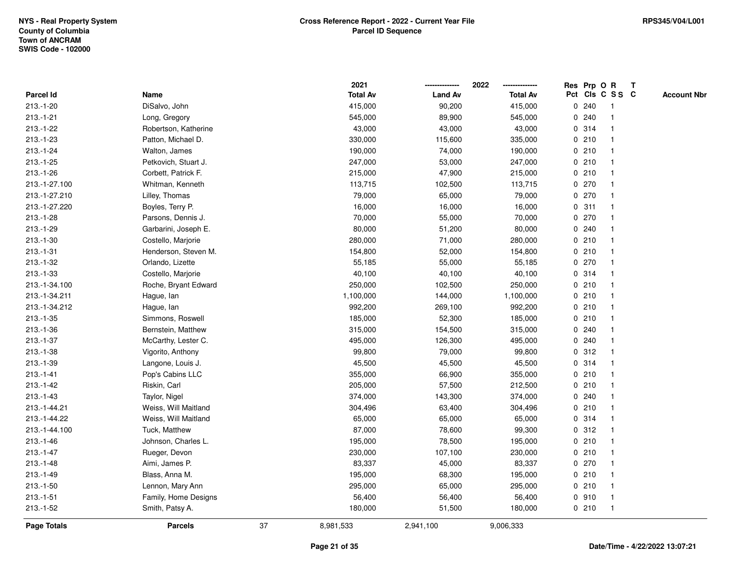NYS - Real Property System
County of Columbia
Town of ANCRAM
SWIS Code - 102000

**Cross Reference Report - 2022 - Current Year File**
**Parcel ID Sequence**

RPS345/V04/L001

| Parcel Id | Name | 2021 Total Av | 2022 Land Av | 2022 Total Av | Res Pct | Prp Cls | O C | R S S | T C | Account Nbr |
|---|---|---|---|---|---|---|---|---|---|---|
| 213.-1-20 | DiSalvo, John | 415,000 | 90,200 | 415,000 | 0 | 240 | | 1 | | |
| 213.-1-21 | Long, Gregory | 545,000 | 89,900 | 545,000 | 0 | 240 | | 1 | | |
| 213.-1-22 | Robertson, Katherine | 43,000 | 43,000 | 43,000 | 0 | 314 | | 1 | | |
| 213.-1-23 | Patton, Michael D. | 330,000 | 115,600 | 335,000 | 0 | 210 | | 1 | | |
| 213.-1-24 | Walton, James | 190,000 | 74,000 | 190,000 | 0 | 210 | | 1 | | |
| 213.-1-25 | Petkovich, Stuart J. | 247,000 | 53,000 | 247,000 | 0 | 210 | | 1 | | |
| 213.-1-26 | Corbett, Patrick F. | 215,000 | 47,900 | 215,000 | 0 | 210 | | 1 | | |
| 213.-1-27.100 | Whitman, Kenneth | 113,715 | 102,500 | 113,715 | 0 | 270 | | 1 | | |
| 213.-1-27.210 | Lilley, Thomas | 79,000 | 65,000 | 79,000 | 0 | 270 | | 1 | | |
| 213.-1-27.220 | Boyles, Terry P. | 16,000 | 16,000 | 16,000 | 0 | 311 | | 1 | | |
| 213.-1-28 | Parsons, Dennis J. | 70,000 | 55,000 | 70,000 | 0 | 270 | | 1 | | |
| 213.-1-29 | Garbarini, Joseph E. | 80,000 | 51,200 | 80,000 | 0 | 240 | | 1 | | |
| 213.-1-30 | Costello, Marjorie | 280,000 | 71,000 | 280,000 | 0 | 210 | | 1 | | |
| 213.-1-31 | Henderson, Steven M. | 154,800 | 52,000 | 154,800 | 0 | 210 | | 1 | | |
| 213.-1-32 | Orlando, Lizette | 55,185 | 55,000 | 55,185 | 0 | 270 | | 1 | | |
| 213.-1-33 | Costello, Marjorie | 40,100 | 40,100 | 40,100 | 0 | 314 | | 1 | | |
| 213.-1-34.100 | Roche, Bryant Edward | 250,000 | 102,500 | 250,000 | 0 | 210 | | 1 | | |
| 213.-1-34.211 | Hague, Ian | 1,100,000 | 144,000 | 1,100,000 | 0 | 210 | | 1 | | |
| 213.-1-34.212 | Hague, Ian | 992,200 | 269,100 | 992,200 | 0 | 210 | | 1 | | |
| 213.-1-35 | Simmons, Roswell | 185,000 | 52,300 | 185,000 | 0 | 210 | | 1 | | |
| 213.-1-36 | Bernstein, Matthew | 315,000 | 154,500 | 315,000 | 0 | 240 | | 1 | | |
| 213.-1-37 | McCarthy, Lester C. | 495,000 | 126,300 | 495,000 | 0 | 240 | | 1 | | |
| 213.-1-38 | Vigorito, Anthony | 99,800 | 79,000 | 99,800 | 0 | 312 | | 1 | | |
| 213.-1-39 | Langone, Louis J. | 45,500 | 45,500 | 45,500 | 0 | 314 | | 1 | | |
| 213.-1-41 | Pop's Cabins LLC | 355,000 | 66,900 | 355,000 | 0 | 210 | | 1 | | |
| 213.-1-42 | Riskin, Carl | 205,000 | 57,500 | 212,500 | 0 | 210 | | 1 | | |
| 213.-1-43 | Taylor, Nigel | 374,000 | 143,300 | 374,000 | 0 | 240 | | 1 | | |
| 213.-1-44.21 | Weiss, Will Maitland | 304,496 | 63,400 | 304,496 | 0 | 210 | | 1 | | |
| 213.-1-44.22 | Weiss, Will Maitland | 65,000 | 65,000 | 65,000 | 0 | 314 | | 1 | | |
| 213.-1-44.100 | Tuck, Matthew | 87,000 | 78,600 | 99,300 | 0 | 312 | | 1 | | |
| 213.-1-46 | Johnson, Charles L. | 195,000 | 78,500 | 195,000 | 0 | 210 | | 1 | | |
| 213.-1-47 | Rueger, Devon | 230,000 | 107,100 | 230,000 | 0 | 210 | | 1 | | |
| 213.-1-48 | Aimi, James P. | 83,337 | 45,000 | 83,337 | 0 | 270 | | 1 | | |
| 213.-1-49 | Blass, Anna M. | 195,000 | 68,300 | 195,000 | 0 | 210 | | 1 | | |
| 213.-1-50 | Lennon, Mary Ann | 295,000 | 65,000 | 295,000 | 0 | 210 | | 1 | | |
| 213.-1-51 | Family, Home Designs | 56,400 | 56,400 | 56,400 | 0 | 910 | | 1 | | |
| 213.-1-52 | Smith, Patsy A. | 180,000 | 51,500 | 180,000 | 0 | 210 | | 1 | | |
| **Page Totals** | **Parcels** 37 | 8,981,533 | 2,941,100 | 9,006,333 | | | | | | |

Date/Time - 4/22/2022 13:07:21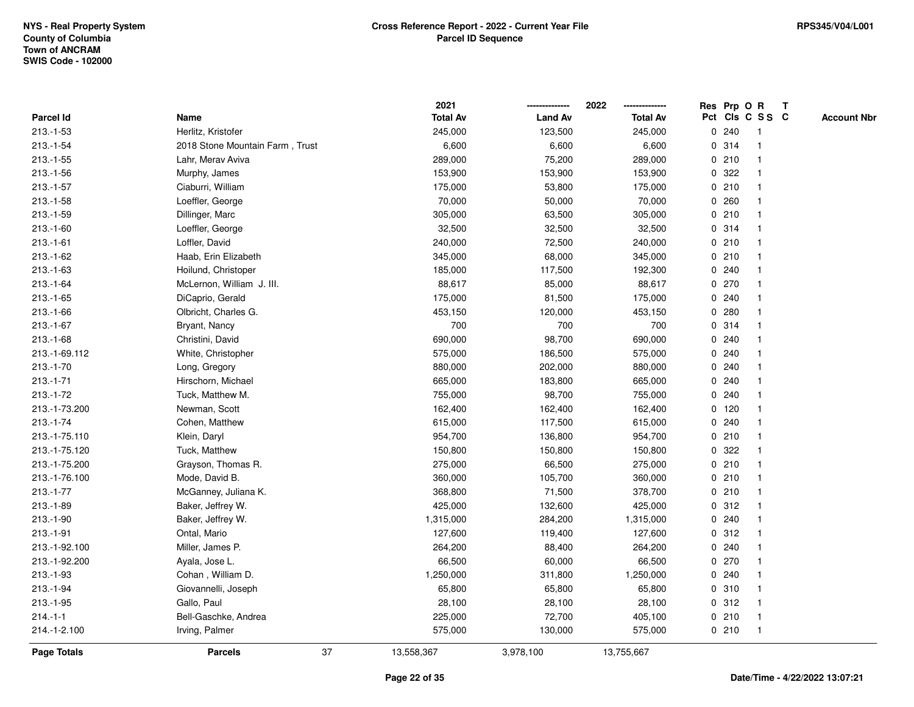NYS - Real Property System
County of Columbia
Town of ANCRAM
SWIS Code - 102000

**Cross Reference Report - 2022 - Current Year File**
**Parcel ID Sequence**

RPS345/V04/L001

| Parcel Id | Name | 2021 Total Av | 2022 Land Av | 2022 Total Av | Res Pct | Prp Cls | O C | R S S | T C | Account Nbr |
|---|---|---|---|---|---|---|---|---|---|---|
| 213.-1-53 | Herlitz, Kristofer | 245,000 | 123,500 | 245,000 | 0 | 240 | | 1 | | |
| 213.-1-54 | 2018 Stone Mountain Farm , Trust | 6,600 | 6,600 | 6,600 | 0 | 314 | | 1 | | |
| 213.-1-55 | Lahr, Merav Aviva | 289,000 | 75,200 | 289,000 | 0 | 210 | | 1 | | |
| 213.-1-56 | Murphy, James | 153,900 | 153,900 | 153,900 | 0 | 322 | | 1 | | |
| 213.-1-57 | Ciaburri, William | 175,000 | 53,800 | 175,000 | 0 | 210 | | 1 | | |
| 213.-1-58 | Loeffler, George | 70,000 | 50,000 | 70,000 | 0 | 260 | | 1 | | |
| 213.-1-59 | Dillinger, Marc | 305,000 | 63,500 | 305,000 | 0 | 210 | | 1 | | |
| 213.-1-60 | Loeffler, George | 32,500 | 32,500 | 32,500 | 0 | 314 | | 1 | | |
| 213.-1-61 | Loffler, David | 240,000 | 72,500 | 240,000 | 0 | 210 | | 1 | | |
| 213.-1-62 | Haab, Erin Elizabeth | 345,000 | 68,000 | 345,000 | 0 | 210 | | 1 | | |
| 213.-1-63 | Hoilund, Christoper | 185,000 | 117,500 | 192,300 | 0 | 240 | | 1 | | |
| 213.-1-64 | McLernon, William J. III. | 88,617 | 85,000 | 88,617 | 0 | 270 | | 1 | | |
| 213.-1-65 | DiCaprio, Gerald | 175,000 | 81,500 | 175,000 | 0 | 240 | | 1 | | |
| 213.-1-66 | Olbricht, Charles G. | 453,150 | 120,000 | 453,150 | 0 | 280 | | 1 | | |
| 213.-1-67 | Bryant, Nancy | 700 | 700 | 700 | 0 | 314 | | 1 | | |
| 213.-1-68 | Christini, David | 690,000 | 98,700 | 690,000 | 0 | 240 | | 1 | | |
| 213.-1-69.112 | White, Christopher | 575,000 | 186,500 | 575,000 | 0 | 240 | | 1 | | |
| 213.-1-70 | Long, Gregory | 880,000 | 202,000 | 880,000 | 0 | 240 | | 1 | | |
| 213.-1-71 | Hirschorn, Michael | 665,000 | 183,800 | 665,000 | 0 | 240 | | 1 | | |
| 213.-1-72 | Tuck, Matthew M. | 755,000 | 98,700 | 755,000 | 0 | 240 | | 1 | | |
| 213.-1-73.200 | Newman, Scott | 162,400 | 162,400 | 162,400 | 0 | 120 | | 1 | | |
| 213.-1-74 | Cohen, Matthew | 615,000 | 117,500 | 615,000 | 0 | 240 | | 1 | | |
| 213.-1-75.110 | Klein, Daryl | 954,700 | 136,800 | 954,700 | 0 | 210 | | 1 | | |
| 213.-1-75.120 | Tuck, Matthew | 150,800 | 150,800 | 150,800 | 0 | 322 | | 1 | | |
| 213.-1-75.200 | Grayson, Thomas R. | 275,000 | 66,500 | 275,000 | 0 | 210 | | 1 | | |
| 213.-1-76.100 | Mode, David B. | 360,000 | 105,700 | 360,000 | 0 | 210 | | 1 | | |
| 213.-1-77 | McGanney, Juliana K. | 368,800 | 71,500 | 378,700 | 0 | 210 | | 1 | | |
| 213.-1-89 | Baker, Jeffrey W. | 425,000 | 132,600 | 425,000 | 0 | 312 | | 1 | | |
| 213.-1-90 | Baker, Jeffrey W. | 1,315,000 | 284,200 | 1,315,000 | 0 | 240 | | 1 | | |
| 213.-1-91 | Ontal, Mario | 127,600 | 119,400 | 127,600 | 0 | 312 | | 1 | | |
| 213.-1-92.100 | Miller, James P. | 264,200 | 88,400 | 264,200 | 0 | 240 | | 1 | | |
| 213.-1-92.200 | Ayala, Jose L. | 66,500 | 60,000 | 66,500 | 0 | 270 | | 1 | | |
| 213.-1-93 | Cohan , William D. | 1,250,000 | 311,800 | 1,250,000 | 0 | 240 | | 1 | | |
| 213.-1-94 | Giovannelli, Joseph | 65,800 | 65,800 | 65,800 | 0 | 310 | | 1 | | |
| 213.-1-95 | Gallo, Paul | 28,100 | 28,100 | 28,100 | 0 | 312 | | 1 | | |
| 214.-1-1 | Bell-Gaschke, Andrea | 225,000 | 72,700 | 405,100 | 0 | 210 | | 1 | | |
| 214.-1-2.100 | Irving, Palmer | 575,000 | 130,000 | 575,000 | 0 | 210 | | 1 | | |
| **Page Totals** | **Parcels** 37 | 13,558,367 | 3,978,100 | 13,755,667 | | | | | | |

Date/Time - 4/22/2022 13:07:21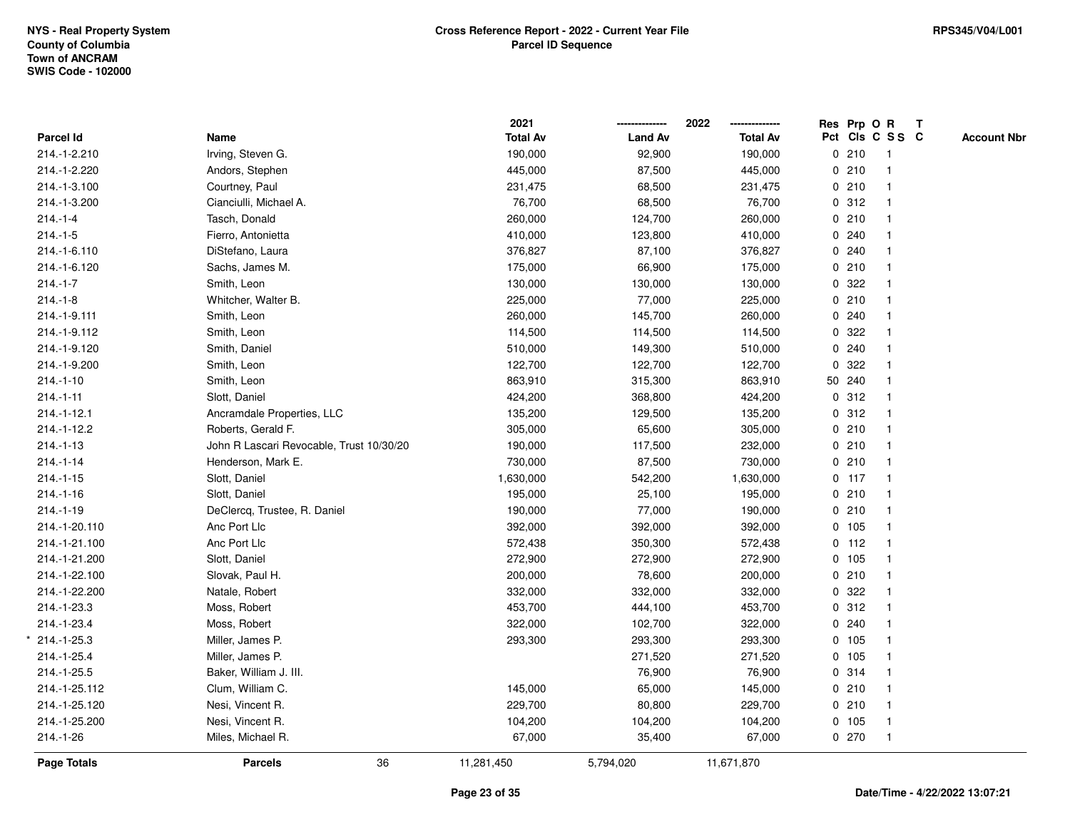NYS - Real Property System
County of Columbia
Town of ANCRAM
SWIS Code - 102000

**Cross Reference Report - 2022 - Current Year File**
**Parcel ID Sequence**

RPS345/V04/L001

| Parcel Id | Name | 2021 Total Av | 2022 Land Av | 2022 Total Av | Res Pct | Prp Cls | O C | R S S | T C | Account Nbr |
|---|---|---|---|---|---|---|---|---|---|---|
| 214.-1-2.210 | Irving, Steven G. | 190,000 | 92,900 | 190,000 | 0 | 210 | | 1 | | |
| 214.-1-2.220 | Andors, Stephen | 445,000 | 87,500 | 445,000 | 0 | 210 | | 1 | | |
| 214.-1-3.100 | Courtney, Paul | 231,475 | 68,500 | 231,475 | 0 | 210 | | 1 | | |
| 214.-1-3.200 | Cianciulli, Michael A. | 76,700 | 68,500 | 76,700 | 0 | 312 | | 1 | | |
| 214.-1-4 | Tasch, Donald | 260,000 | 124,700 | 260,000 | 0 | 210 | | 1 | | |
| 214.-1-5 | Fierro, Antonietta | 410,000 | 123,800 | 410,000 | 0 | 240 | | 1 | | |
| 214.-1-6.110 | DiStefano, Laura | 376,827 | 87,100 | 376,827 | 0 | 240 | | 1 | | |
| 214.-1-6.120 | Sachs, James M. | 175,000 | 66,900 | 175,000 | 0 | 210 | | 1 | | |
| 214.-1-7 | Smith, Leon | 130,000 | 130,000 | 130,000 | 0 | 322 | | 1 | | |
| 214.-1-8 | Whitcher, Walter B. | 225,000 | 77,000 | 225,000 | 0 | 210 | | 1 | | |
| 214.-1-9.111 | Smith, Leon | 260,000 | 145,700 | 260,000 | 0 | 240 | | 1 | | |
| 214.-1-9.112 | Smith, Leon | 114,500 | 114,500 | 114,500 | 0 | 322 | | 1 | | |
| 214.-1-9.120 | Smith, Daniel | 510,000 | 149,300 | 510,000 | 0 | 240 | | 1 | | |
| 214.-1-9.200 | Smith, Leon | 122,700 | 122,700 | 122,700 | 0 | 322 | | 1 | | |
| 214.-1-10 | Smith, Leon | 863,910 | 315,300 | 863,910 | 50 | 240 | | 1 | | |
| 214.-1-11 | Slott, Daniel | 424,200 | 368,800 | 424,200 | 0 | 312 | | 1 | | |
| 214.-1-12.1 | Ancramdale Properties, LLC | 135,200 | 129,500 | 135,200 | 0 | 312 | | 1 | | |
| 214.-1-12.2 | Roberts, Gerald F. | 305,000 | 65,600 | 305,000 | 0 | 210 | | 1 | | |
| 214.-1-13 | John R Lascari Revocable, Trust 10/30/20 | 190,000 | 117,500 | 232,000 | 0 | 210 | | 1 | | |
| 214.-1-14 | Henderson, Mark E. | 730,000 | 87,500 | 730,000 | 0 | 210 | | 1 | | |
| 214.-1-15 | Slott, Daniel | 1,630,000 | 542,200 | 1,630,000 | 0 | 117 | | 1 | | |
| 214.-1-16 | Slott, Daniel | 195,000 | 25,100 | 195,000 | 0 | 210 | | 1 | | |
| 214.-1-19 | DeClercq, Trustee, R. Daniel | 190,000 | 77,000 | 190,000 | 0 | 210 | | 1 | | |
| 214.-1-20.110 | Anc Port Llc | 392,000 | 392,000 | 392,000 | 0 | 105 | | 1 | | |
| 214.-1-21.100 | Anc Port Llc | 572,438 | 350,300 | 572,438 | 0 | 112 | | 1 | | |
| 214.-1-21.200 | Slott, Daniel | 272,900 | 272,900 | 272,900 | 0 | 105 | | 1 | | |
| 214.-1-22.100 | Slovak, Paul H. | 200,000 | 78,600 | 200,000 | 0 | 210 | | 1 | | |
| 214.-1-22.200 | Natale, Robert | 332,000 | 332,000 | 332,000 | 0 | 322 | | 1 | | |
| 214.-1-23.3 | Moss, Robert | 453,700 | 444,100 | 453,700 | 0 | 312 | | 1 | | |
| 214.-1-23.4 | Moss, Robert | 322,000 | 102,700 | 322,000 | 0 | 240 | | 1 | | |
| * 214.-1-25.3 | Miller, James P. | 293,300 | 293,300 | 293,300 | 0 | 105 | | 1 | | |
| 214.-1-25.4 | Miller, James P. | | 271,520 | 271,520 | 0 | 105 | | 1 | | |
| 214.-1-25.5 | Baker, William J. III. | | 76,900 | 76,900 | 0 | 314 | | 1 | | |
| 214.-1-25.112 | Clum, William C. | 145,000 | 65,000 | 145,000 | 0 | 210 | | 1 | | |
| 214.-1-25.120 | Nesi, Vincent R. | 229,700 | 80,800 | 229,700 | 0 | 210 | | 1 | | |
| 214.-1-25.200 | Nesi, Vincent R. | 104,200 | 104,200 | 104,200 | 0 | 105 | | 1 | | |
| 214.-1-26 | Miles, Michael R. | 67,000 | 35,400 | 67,000 | 0 | 270 | | 1 | | |
| **Page Totals** | **Parcels** 36 | 11,281,450 | 5,794,020 | 11,671,870 | | | | | | |

Date/Time - 4/22/2022 13:07:21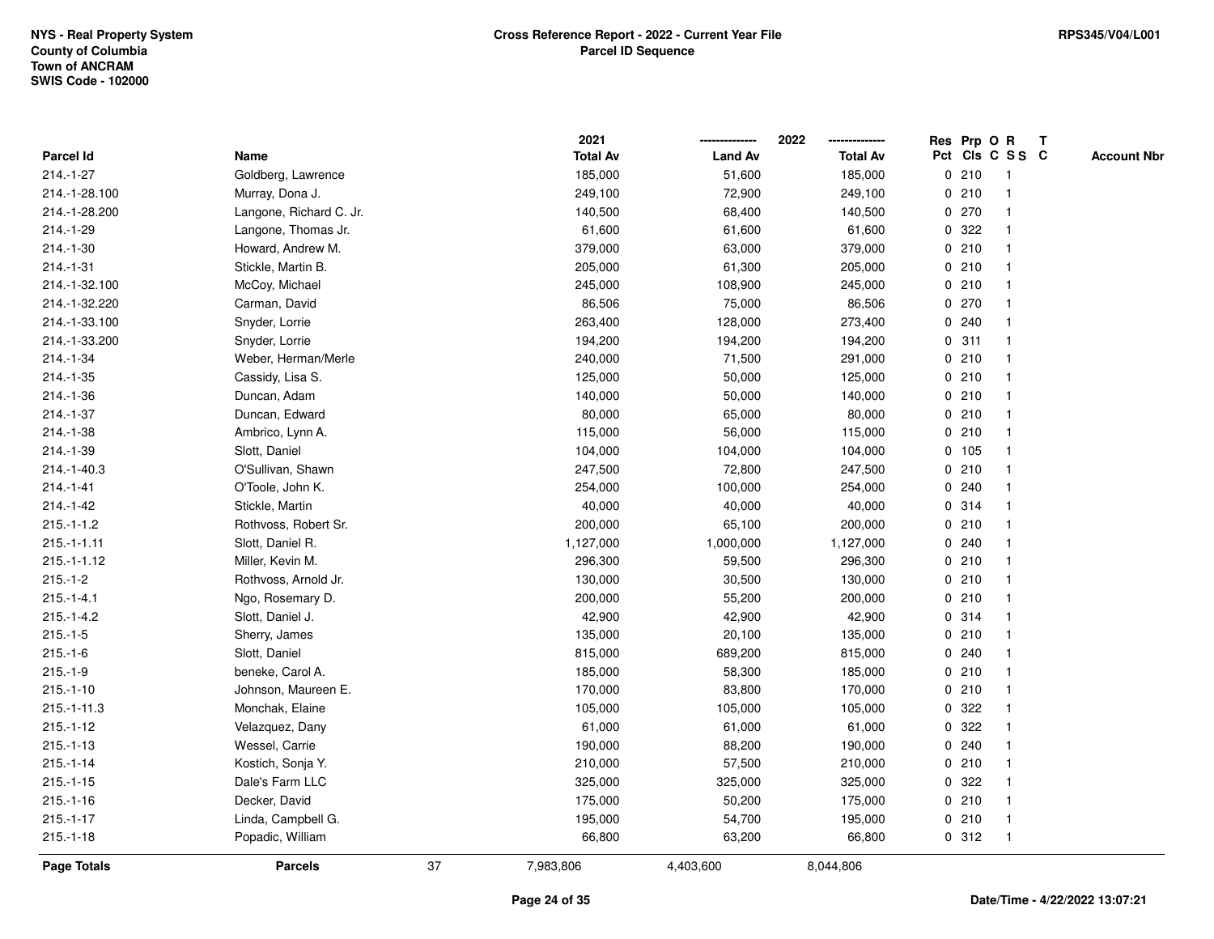NYS - Real Property System
County of Columbia
Town of ANCRAM
SWIS Code - 102000

**Cross Reference Report - 2022 - Current Year File**
**Parcel ID Sequence**

RPS345/V04/L001

| Parcel Id | Name | 2021 Total Av | 2022 Land Av | 2022 Total Av | Res Pct | Prp Cls | O C | R S S | T C | Account Nbr |
|---|---|---|---|---|---|---|---|---|---|---|
| 214.-1-27 | Goldberg, Lawrence | 185,000 | 51,600 | 185,000 | 0 | 210 | | 1 | | |
| 214.-1-28.100 | Murray, Dona J. | 249,100 | 72,900 | 249,100 | 0 | 210 | | 1 | | |
| 214.-1-28.200 | Langone, Richard C. Jr. | 140,500 | 68,400 | 140,500 | 0 | 270 | | 1 | | |
| 214.-1-29 | Langone, Thomas Jr. | 61,600 | 61,600 | 61,600 | 0 | 322 | | 1 | | |
| 214.-1-30 | Howard, Andrew M. | 379,000 | 63,000 | 379,000 | 0 | 210 | | 1 | | |
| 214.-1-31 | Stickle, Martin B. | 205,000 | 61,300 | 205,000 | 0 | 210 | | 1 | | |
| 214.-1-32.100 | McCoy, Michael | 245,000 | 108,900 | 245,000 | 0 | 210 | | 1 | | |
| 214.-1-32.220 | Carman, David | 86,506 | 75,000 | 86,506 | 0 | 270 | | 1 | | |
| 214.-1-33.100 | Snyder, Lorrie | 263,400 | 128,000 | 273,400 | 0 | 240 | | 1 | | |
| 214.-1-33.200 | Snyder, Lorrie | 194,200 | 194,200 | 194,200 | 0 | 311 | | 1 | | |
| 214.-1-34 | Weber, Herman/Merle | 240,000 | 71,500 | 291,000 | 0 | 210 | | 1 | | |
| 214.-1-35 | Cassidy, Lisa S. | 125,000 | 50,000 | 125,000 | 0 | 210 | | 1 | | |
| 214.-1-36 | Duncan, Adam | 140,000 | 50,000 | 140,000 | 0 | 210 | | 1 | | |
| 214.-1-37 | Duncan, Edward | 80,000 | 65,000 | 80,000 | 0 | 210 | | 1 | | |
| 214.-1-38 | Ambrico, Lynn A. | 115,000 | 56,000 | 115,000 | 0 | 210 | | 1 | | |
| 214.-1-39 | Slott, Daniel | 104,000 | 104,000 | 104,000 | 0 | 105 | | 1 | | |
| 214.-1-40.3 | O'Sullivan, Shawn | 247,500 | 72,800 | 247,500 | 0 | 210 | | 1 | | |
| 214.-1-41 | O'Toole, John K. | 254,000 | 100,000 | 254,000 | 0 | 240 | | 1 | | |
| 214.-1-42 | Stickle, Martin | 40,000 | 40,000 | 40,000 | 0 | 314 | | 1 | | |
| 215.-1-1.2 | Rothvoss, Robert Sr. | 200,000 | 65,100 | 200,000 | 0 | 210 | | 1 | | |
| 215.-1-1.11 | Slott, Daniel R. | 1,127,000 | 1,000,000 | 1,127,000 | 0 | 240 | | 1 | | |
| 215.-1-1.12 | Miller, Kevin M. | 296,300 | 59,500 | 296,300 | 0 | 210 | | 1 | | |
| 215.-1-2 | Rothvoss, Arnold Jr. | 130,000 | 30,500 | 130,000 | 0 | 210 | | 1 | | |
| 215.-1-4.1 | Ngo, Rosemary D. | 200,000 | 55,200 | 200,000 | 0 | 210 | | 1 | | |
| 215.-1-4.2 | Slott, Daniel J. | 42,900 | 42,900 | 42,900 | 0 | 314 | | 1 | | |
| 215.-1-5 | Sherry, James | 135,000 | 20,100 | 135,000 | 0 | 210 | | 1 | | |
| 215.-1-6 | Slott, Daniel | 815,000 | 689,200 | 815,000 | 0 | 240 | | 1 | | |
| 215.-1-9 | beneke, Carol A. | 185,000 | 58,300 | 185,000 | 0 | 210 | | 1 | | |
| 215.-1-10 | Johnson, Maureen E. | 170,000 | 83,800 | 170,000 | 0 | 210 | | 1 | | |
| 215.-1-11.3 | Monchak, Elaine | 105,000 | 105,000 | 105,000 | 0 | 322 | | 1 | | |
| 215.-1-12 | Velazquez, Dany | 61,000 | 61,000 | 61,000 | 0 | 322 | | 1 | | |
| 215.-1-13 | Wessel, Carrie | 190,000 | 88,200 | 190,000 | 0 | 240 | | 1 | | |
| 215.-1-14 | Kostich, Sonja Y. | 210,000 | 57,500 | 210,000 | 0 | 210 | | 1 | | |
| 215.-1-15 | Dale's Farm LLC | 325,000 | 325,000 | 325,000 | 0 | 322 | | 1 | | |
| 215.-1-16 | Decker, David | 175,000 | 50,200 | 175,000 | 0 | 210 | | 1 | | |
| 215.-1-17 | Linda, Campbell G. | 195,000 | 54,700 | 195,000 | 0 | 210 | | 1 | | |
| 215.-1-18 | Popadic, William | 66,800 | 63,200 | 66,800 | 0 | 312 | | 1 | | |
| **Page Totals** | **Parcels** 37 | 7,983,806 | 4,403,600 | 8,044,806 | | | | | | |

Date/Time - 4/22/2022 13:07:21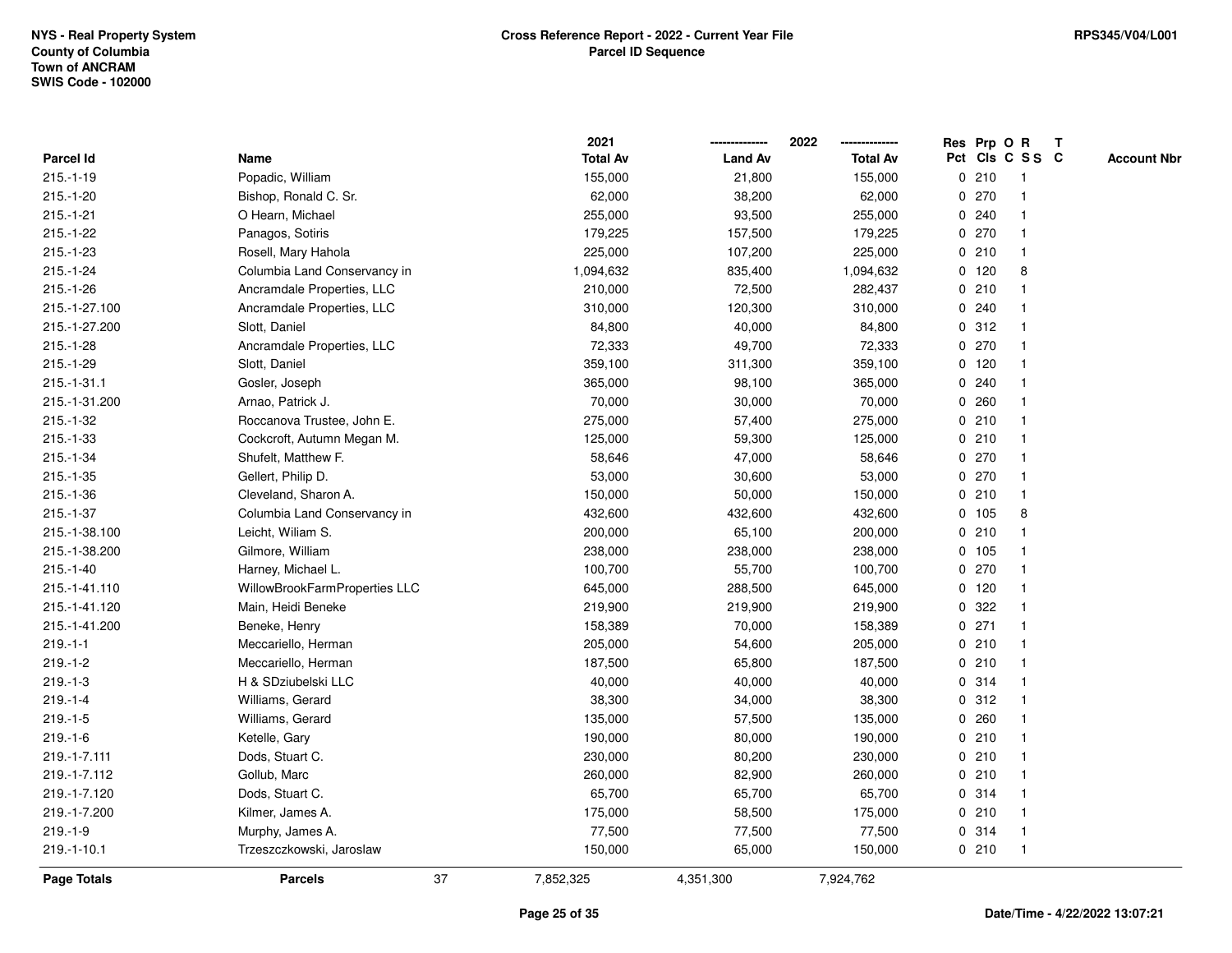NYS - Real Property System
County of Columbia
Town of ANCRAM
SWIS Code - 102000

**Cross Reference Report - 2022 - Current Year File**
**Parcel ID Sequence**

RPS345/V04/L001

| Parcel Id | Name | 2021 Total Av | 2022 Land Av | 2022 Total Av | Res Pct | Prp Cls | O C | R S S | T C | Account Nbr |
|---|---|---|---|---|---|---|---|---|---|---|
| 215.-1-19 | Popadic, William | 155,000 | 21,800 | 155,000 | 0 | 210 | | 1 | | |
| 215.-1-20 | Bishop, Ronald C. Sr. | 62,000 | 38,200 | 62,000 | 0 | 270 | | 1 | | |
| 215.-1-21 | O Hearn, Michael | 255,000 | 93,500 | 255,000 | 0 | 240 | | 1 | | |
| 215.-1-22 | Panagos, Sotiris | 179,225 | 157,500 | 179,225 | 0 | 270 | | 1 | | |
| 215.-1-23 | Rosell, Mary Hahola | 225,000 | 107,200 | 225,000 | 0 | 210 | | 1 | | |
| 215.-1-24 | Columbia Land Conservancy in | 1,094,632 | 835,400 | 1,094,632 | 0 | 120 | | 8 | | |
| 215.-1-26 | Ancramdale Properties, LLC | 210,000 | 72,500 | 282,437 | 0 | 210 | | 1 | | |
| 215.-1-27.100 | Ancramdale Properties, LLC | 310,000 | 120,300 | 310,000 | 0 | 240 | | 1 | | |
| 215.-1-27.200 | Slott, Daniel | 84,800 | 40,000 | 84,800 | 0 | 312 | | 1 | | |
| 215.-1-28 | Ancramdale Properties, LLC | 72,333 | 49,700 | 72,333 | 0 | 270 | | 1 | | |
| 215.-1-29 | Slott, Daniel | 359,100 | 311,300 | 359,100 | 0 | 120 | | 1 | | |
| 215.-1-31.1 | Gosler, Joseph | 365,000 | 98,100 | 365,000 | 0 | 240 | | 1 | | |
| 215.-1-31.200 | Arnao, Patrick J. | 70,000 | 30,000 | 70,000 | 0 | 260 | | 1 | | |
| 215.-1-32 | Roccanova Trustee, John E. | 275,000 | 57,400 | 275,000 | 0 | 210 | | 1 | | |
| 215.-1-33 | Cockcroft, Autumn Megan M. | 125,000 | 59,300 | 125,000 | 0 | 210 | | 1 | | |
| 215.-1-34 | Shufelt, Matthew F. | 58,646 | 47,000 | 58,646 | 0 | 270 | | 1 | | |
| 215.-1-35 | Gellert, Philip D. | 53,000 | 30,600 | 53,000 | 0 | 270 | | 1 | | |
| 215.-1-36 | Cleveland, Sharon A. | 150,000 | 50,000 | 150,000 | 0 | 210 | | 1 | | |
| 215.-1-37 | Columbia Land Conservancy in | 432,600 | 432,600 | 432,600 | 0 | 105 | | 8 | | |
| 215.-1-38.100 | Leicht, Wiliam S. | 200,000 | 65,100 | 200,000 | 0 | 210 | | 1 | | |
| 215.-1-38.200 | Gilmore, William | 238,000 | 238,000 | 238,000 | 0 | 105 | | 1 | | |
| 215.-1-40 | Harney, Michael L. | 100,700 | 55,700 | 100,700 | 0 | 270 | | 1 | | |
| 215.-1-41.110 | WillowBrookFarmProperties LLC | 645,000 | 288,500 | 645,000 | 0 | 120 | | 1 | | |
| 215.-1-41.120 | Main, Heidi Beneke | 219,900 | 219,900 | 219,900 | 0 | 322 | | 1 | | |
| 215.-1-41.200 | Beneke, Henry | 158,389 | 70,000 | 158,389 | 0 | 271 | | 1 | | |
| 219.-1-1 | Meccariello, Herman | 205,000 | 54,600 | 205,000 | 0 | 210 | | 1 | | |
| 219.-1-2 | Meccariello, Herman | 187,500 | 65,800 | 187,500 | 0 | 210 | | 1 | | |
| 219.-1-3 | H & SDziubelski LLC | 40,000 | 40,000 | 40,000 | 0 | 314 | | 1 | | |
| 219.-1-4 | Williams, Gerard | 38,300 | 34,000 | 38,300 | 0 | 312 | | 1 | | |
| 219.-1-5 | Williams, Gerard | 135,000 | 57,500 | 135,000 | 0 | 260 | | 1 | | |
| 219.-1-6 | Ketelle, Gary | 190,000 | 80,000 | 190,000 | 0 | 210 | | 1 | | |
| 219.-1-7.111 | Dods, Stuart C. | 230,000 | 80,200 | 230,000 | 0 | 210 | | 1 | | |
| 219.-1-7.112 | Gollub, Marc | 260,000 | 82,900 | 260,000 | 0 | 210 | | 1 | | |
| 219.-1-7.120 | Dods, Stuart C. | 65,700 | 65,700 | 65,700 | 0 | 314 | | 1 | | |
| 219.-1-7.200 | Kilmer, James A. | 175,000 | 58,500 | 175,000 | 0 | 210 | | 1 | | |
| 219.-1-9 | Murphy, James A. | 77,500 | 77,500 | 77,500 | 0 | 314 | | 1 | | |
| 219.-1-10.1 | Trzeszczkowski, Jaroslaw | 150,000 | 65,000 | 150,000 | 0 | 210 | | 1 | | |
| **Page Totals** | **Parcels** 37 | 7,852,325 | 4,351,300 | 7,924,762 | | | | | | |

Date/Time - 4/22/2022 13:07:21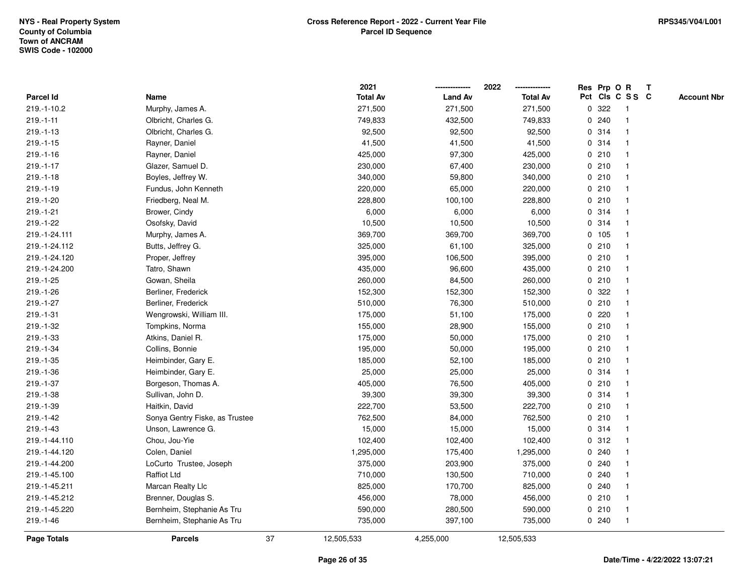NYS - Real Property System
County of Columbia
Town of ANCRAM
SWIS Code - 102000

**Cross Reference Report - 2022 - Current Year File**
**Parcel ID Sequence**

RPS345/V04/L001

| Parcel Id | Name | 2021 Total Av | 2022 Land Av | 2022 Total Av | Res Pct | Prp Cls | O C | R S S | T C | Account Nbr |
|---|---|---|---|---|---|---|---|---|---|---|
| 219.-1-10.2 | Murphy, James A. | 271,500 | 271,500 | 271,500 | 0 | 322 | | 1 | | |
| 219.-1-11 | Olbricht, Charles G. | 749,833 | 432,500 | 749,833 | 0 | 240 | | 1 | | |
| 219.-1-13 | Olbricht, Charles G. | 92,500 | 92,500 | 92,500 | 0 | 314 | | 1 | | |
| 219.-1-15 | Rayner, Daniel | 41,500 | 41,500 | 41,500 | 0 | 314 | | 1 | | |
| 219.-1-16 | Rayner, Daniel | 425,000 | 97,300 | 425,000 | 0 | 210 | | 1 | | |
| 219.-1-17 | Glazer, Samuel D. | 230,000 | 67,400 | 230,000 | 0 | 210 | | 1 | | |
| 219.-1-18 | Boyles, Jeffrey W. | 340,000 | 59,800 | 340,000 | 0 | 210 | | 1 | | |
| 219.-1-19 | Fundus, John Kenneth | 220,000 | 65,000 | 220,000 | 0 | 210 | | 1 | | |
| 219.-1-20 | Friedberg, Neal M. | 228,800 | 100,100 | 228,800 | 0 | 210 | | 1 | | |
| 219.-1-21 | Brower, Cindy | 6,000 | 6,000 | 6,000 | 0 | 314 | | 1 | | |
| 219.-1-22 | Osofsky, David | 10,500 | 10,500 | 10,500 | 0 | 314 | | 1 | | |
| 219.-1-24.111 | Murphy, James A. | 369,700 | 369,700 | 369,700 | 0 | 105 | | 1 | | |
| 219.-1-24.112 | Butts, Jeffrey G. | 325,000 | 61,100 | 325,000 | 0 | 210 | | 1 | | |
| 219.-1-24.120 | Proper, Jeffrey | 395,000 | 106,500 | 395,000 | 0 | 210 | | 1 | | |
| 219.-1-24.200 | Tatro, Shawn | 435,000 | 96,600 | 435,000 | 0 | 210 | | 1 | | |
| 219.-1-25 | Gowan, Sheila | 260,000 | 84,500 | 260,000 | 0 | 210 | | 1 | | |
| 219.-1-26 | Berliner, Frederick | 152,300 | 152,300 | 152,300 | 0 | 322 | | 1 | | |
| 219.-1-27 | Berliner, Frederick | 510,000 | 76,300 | 510,000 | 0 | 210 | | 1 | | |
| 219.-1-31 | Wengrowski, William III. | 175,000 | 51,100 | 175,000 | 0 | 220 | | 1 | | |
| 219.-1-32 | Tompkins, Norma | 155,000 | 28,900 | 155,000 | 0 | 210 | | 1 | | |
| 219.-1-33 | Atkins, Daniel R. | 175,000 | 50,000 | 175,000 | 0 | 210 | | 1 | | |
| 219.-1-34 | Collins, Bonnie | 195,000 | 50,000 | 195,000 | 0 | 210 | | 1 | | |
| 219.-1-35 | Heimbinder, Gary E. | 185,000 | 52,100 | 185,000 | 0 | 210 | | 1 | | |
| 219.-1-36 | Heimbinder, Gary E. | 25,000 | 25,000 | 25,000 | 0 | 314 | | 1 | | |
| 219.-1-37 | Borgeson, Thomas A. | 405,000 | 76,500 | 405,000 | 0 | 210 | | 1 | | |
| 219.-1-38 | Sullivan, John D. | 39,300 | 39,300 | 39,300 | 0 | 314 | | 1 | | |
| 219.-1-39 | Haitkin, David | 222,700 | 53,500 | 222,700 | 0 | 210 | | 1 | | |
| 219.-1-42 | Sonya Gentry Fiske, as Trustee | 762,500 | 84,000 | 762,500 | 0 | 210 | | 1 | | |
| 219.-1-43 | Unson, Lawrence G. | 15,000 | 15,000 | 15,000 | 0 | 314 | | 1 | | |
| 219.-1-44.110 | Chou, Jou-Yie | 102,400 | 102,400 | 102,400 | 0 | 312 | | 1 | | |
| 219.-1-44.120 | Colen, Daniel | 1,295,000 | 175,400 | 1,295,000 | 0 | 240 | | 1 | | |
| 219.-1-44.200 | LoCurto  Trustee, Joseph | 375,000 | 203,900 | 375,000 | 0 | 240 | | 1 | | |
| 219.-1-45.100 | Raffiot Ltd | 710,000 | 130,500 | 710,000 | 0 | 240 | | 1 | | |
| 219.-1-45.211 | Marcan Realty Llc | 825,000 | 170,700 | 825,000 | 0 | 240 | | 1 | | |
| 219.-1-45.212 | Brenner, Douglas S. | 456,000 | 78,000 | 456,000 | 0 | 210 | | 1 | | |
| 219.-1-45.220 | Bernheim, Stephanie As Tru | 590,000 | 280,500 | 590,000 | 0 | 210 | | 1 | | |
| 219.-1-46 | Bernheim, Stephanie As Tru | 735,000 | 397,100 | 735,000 | 0 | 240 | | 1 | | |
| **Page Totals** | **Parcels** 37 | 12,505,533 | 4,255,000 | 12,505,533 | | | | | | |

Date/Time - 4/22/2022 13:07:21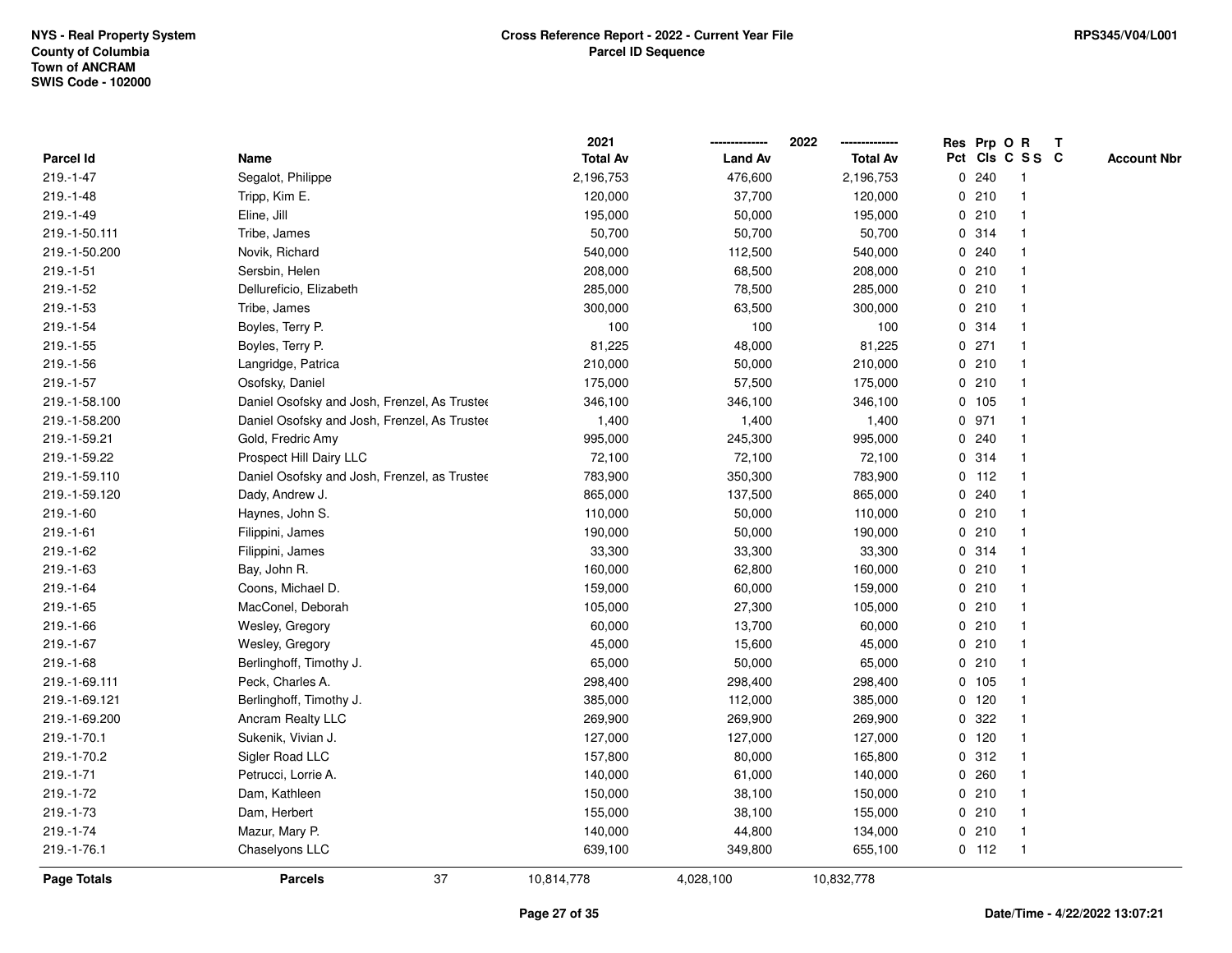NYS - Real Property System
County of Columbia
Town of ANCRAM
SWIS Code - 102000

# Cross Reference Report - 2022 - Current Year File
## Parcel ID Sequence

RPS345/V04/L001

| Parcel Id | Name | 2021 Total Av | 2022 Land Av | 2022 Total Av | Res Pct | Prp Cls | O C | R S S | T C | Account Nbr |
|---|---|---|---|---|---|---|---|---|---|---|
| 219.-1-47 | Segalot, Philippe | 2,196,753 | 476,600 | 2,196,753 | 0 | 240 | | 1 | | |
| 219.-1-48 | Tripp, Kim E. | 120,000 | 37,700 | 120,000 | 0 | 210 | | 1 | | |
| 219.-1-49 | Eline, Jill | 195,000 | 50,000 | 195,000 | 0 | 210 | | 1 | | |
| 219.-1-50.111 | Tribe, James | 50,700 | 50,700 | 50,700 | 0 | 314 | | 1 | | |
| 219.-1-50.200 | Novik, Richard | 540,000 | 112,500 | 540,000 | 0 | 240 | | 1 | | |
| 219.-1-51 | Sersbin, Helen | 208,000 | 68,500 | 208,000 | 0 | 210 | | 1 | | |
| 219.-1-52 | Dellureficio, Elizabeth | 285,000 | 78,500 | 285,000 | 0 | 210 | | 1 | | |
| 219.-1-53 | Tribe, James | 300,000 | 63,500 | 300,000 | 0 | 210 | | 1 | | |
| 219.-1-54 | Boyles, Terry P. | 100 | 100 | 100 | 0 | 314 | | 1 | | |
| 219.-1-55 | Boyles, Terry P. | 81,225 | 48,000 | 81,225 | 0 | 271 | | 1 | | |
| 219.-1-56 | Langridge, Patrica | 210,000 | 50,000 | 210,000 | 0 | 210 | | 1 | | |
| 219.-1-57 | Osofsky, Daniel | 175,000 | 57,500 | 175,000 | 0 | 210 | | 1 | | |
| 219.-1-58.100 | Daniel Osofsky and Josh, Frenzel, As Trustee | 346,100 | 346,100 | 346,100 | 0 | 105 | | 1 | | |
| 219.-1-58.200 | Daniel Osofsky and Josh, Frenzel, As Trustee | 1,400 | 1,400 | 1,400 | 0 | 971 | | 1 | | |
| 219.-1-59.21 | Gold, Fredric Amy | 995,000 | 245,300 | 995,000 | 0 | 240 | | 1 | | |
| 219.-1-59.22 | Prospect Hill Dairy LLC | 72,100 | 72,100 | 72,100 | 0 | 314 | | 1 | | |
| 219.-1-59.110 | Daniel Osofsky and Josh, Frenzel, as Trustee | 783,900 | 350,300 | 783,900 | 0 | 112 | | 1 | | |
| 219.-1-59.120 | Dady, Andrew J. | 865,000 | 137,500 | 865,000 | 0 | 240 | | 1 | | |
| 219.-1-60 | Haynes, John S. | 110,000 | 50,000 | 110,000 | 0 | 210 | | 1 | | |
| 219.-1-61 | Filippini, James | 190,000 | 50,000 | 190,000 | 0 | 210 | | 1 | | |
| 219.-1-62 | Filippini, James | 33,300 | 33,300 | 33,300 | 0 | 314 | | 1 | | |
| 219.-1-63 | Bay, John R. | 160,000 | 62,800 | 160,000 | 0 | 210 | | 1 | | |
| 219.-1-64 | Coons, Michael D. | 159,000 | 60,000 | 159,000 | 0 | 210 | | 1 | | |
| 219.-1-65 | MacConel, Deborah | 105,000 | 27,300 | 105,000 | 0 | 210 | | 1 | | |
| 219.-1-66 | Wesley, Gregory | 60,000 | 13,700 | 60,000 | 0 | 210 | | 1 | | |
| 219.-1-67 | Wesley, Gregory | 45,000 | 15,600 | 45,000 | 0 | 210 | | 1 | | |
| 219.-1-68 | Berlinghoff, Timothy J. | 65,000 | 50,000 | 65,000 | 0 | 210 | | 1 | | |
| 219.-1-69.111 | Peck, Charles A. | 298,400 | 298,400 | 298,400 | 0 | 105 | | 1 | | |
| 219.-1-69.121 | Berlinghoff, Timothy J. | 385,000 | 112,000 | 385,000 | 0 | 120 | | 1 | | |
| 219.-1-69.200 | Ancram Realty LLC | 269,900 | 269,900 | 269,900 | 0 | 322 | | 1 | | |
| 219.-1-70.1 | Sukenik, Vivian J. | 127,000 | 127,000 | 127,000 | 0 | 120 | | 1 | | |
| 219.-1-70.2 | Sigler Road LLC | 157,800 | 80,000 | 165,800 | 0 | 312 | | 1 | | |
| 219.-1-71 | Petrucci, Lorrie A. | 140,000 | 61,000 | 140,000 | 0 | 260 | | 1 | | |
| 219.-1-72 | Dam, Kathleen | 150,000 | 38,100 | 150,000 | 0 | 210 | | 1 | | |
| 219.-1-73 | Dam, Herbert | 155,000 | 38,100 | 155,000 | 0 | 210 | | 1 | | |
| 219.-1-74 | Mazur, Mary P. | 140,000 | 44,800 | 134,000 | 0 | 210 | | 1 | | |
| 219.-1-76.1 | Chaselyons LLC | 639,100 | 349,800 | 655,100 | 0 | 112 | | 1 | | |
| **Page Totals** | **Parcels** 37 | 10,814,778 | 4,028,100 | 10,832,778 | | | | | | |

Date/Time - 4/22/2022 13:07:21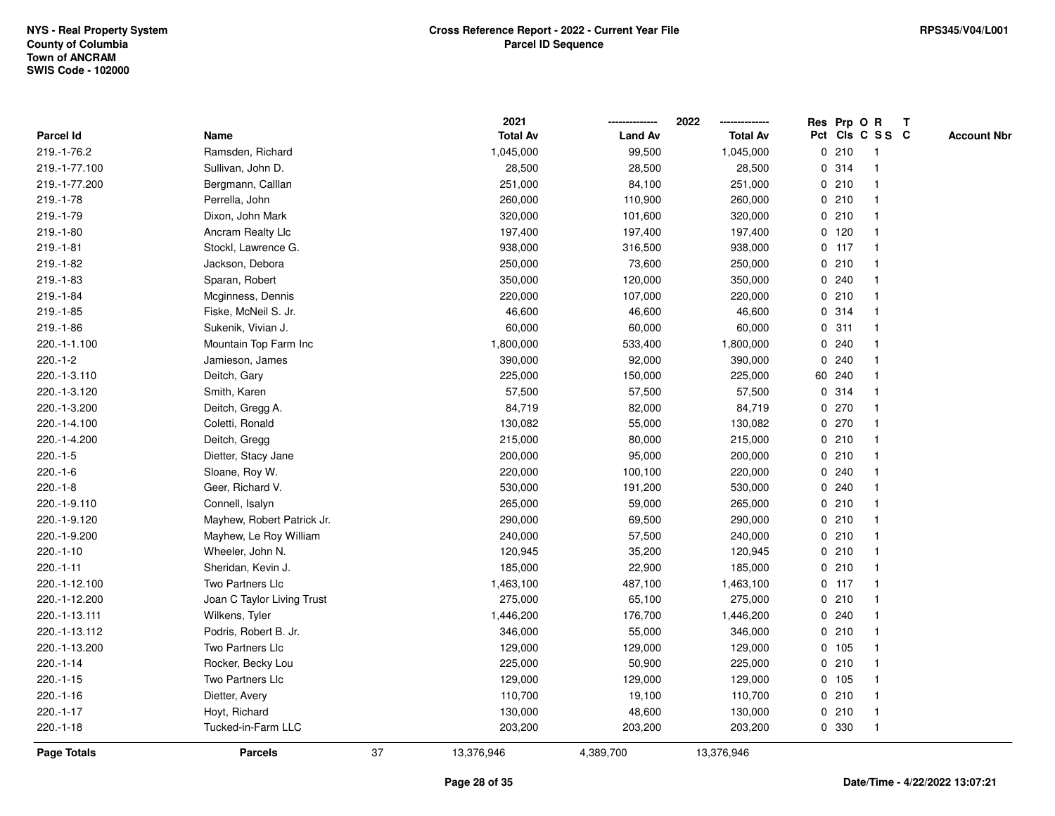NYS - Real Property System
County of Columbia
Town of ANCRAM
SWIS Code - 102000

**Cross Reference Report - 2022 - Current Year File**
**Parcel ID Sequence**

RPS345/V04/L001

| Parcel Id | Name | 2021 Total Av | 2022 Land Av | 2022 Total Av | Res Pct | Prp Cls | O C | R S S | T C | Account Nbr |
|---|---|---|---|---|---|---|---|---|---|---|
| 219.-1-76.2 | Ramsden, Richard | 1,045,000 | 99,500 | 1,045,000 | 0 | 210 | | 1 | | |
| 219.-1-77.100 | Sullivan, John D. | 28,500 | 28,500 | 28,500 | 0 | 314 | | 1 | | |
| 219.-1-77.200 | Bergmann, Calllan | 251,000 | 84,100 | 251,000 | 0 | 210 | | 1 | | |
| 219.-1-78 | Perrella, John | 260,000 | 110,900 | 260,000 | 0 | 210 | | 1 | | |
| 219.-1-79 | Dixon, John Mark | 320,000 | 101,600 | 320,000 | 0 | 210 | | 1 | | |
| 219.-1-80 | Ancram Realty Llc | 197,400 | 197,400 | 197,400 | 0 | 120 | | 1 | | |
| 219.-1-81 | Stockl, Lawrence G. | 938,000 | 316,500 | 938,000 | 0 | 117 | | 1 | | |
| 219.-1-82 | Jackson, Debora | 250,000 | 73,600 | 250,000 | 0 | 210 | | 1 | | |
| 219.-1-83 | Sparan, Robert | 350,000 | 120,000 | 350,000 | 0 | 240 | | 1 | | |
| 219.-1-84 | Mcginness, Dennis | 220,000 | 107,000 | 220,000 | 0 | 210 | | 1 | | |
| 219.-1-85 | Fiske, McNeil S. Jr. | 46,600 | 46,600 | 46,600 | 0 | 314 | | 1 | | |
| 219.-1-86 | Sukenik, Vivian J. | 60,000 | 60,000 | 60,000 | 0 | 311 | | 1 | | |
| 220.-1-1.100 | Mountain Top Farm Inc | 1,800,000 | 533,400 | 1,800,000 | 0 | 240 | | 1 | | |
| 220.-1-2 | Jamieson, James | 390,000 | 92,000 | 390,000 | 0 | 240 | | 1 | | |
| 220.-1-3.110 | Deitch, Gary | 225,000 | 150,000 | 225,000 | 60 | 240 | | 1 | | |
| 220.-1-3.120 | Smith, Karen | 57,500 | 57,500 | 57,500 | 0 | 314 | | 1 | | |
| 220.-1-3.200 | Deitch, Gregg A. | 84,719 | 82,000 | 84,719 | 0 | 270 | | 1 | | |
| 220.-1-4.100 | Coletti, Ronald | 130,082 | 55,000 | 130,082 | 0 | 270 | | 1 | | |
| 220.-1-4.200 | Deitch, Gregg | 215,000 | 80,000 | 215,000 | 0 | 210 | | 1 | | |
| 220.-1-5 | Dietter, Stacy Jane | 200,000 | 95,000 | 200,000 | 0 | 210 | | 1 | | |
| 220.-1-6 | Sloane, Roy W. | 220,000 | 100,100 | 220,000 | 0 | 240 | | 1 | | |
| 220.-1-8 | Geer, Richard V. | 530,000 | 191,200 | 530,000 | 0 | 240 | | 1 | | |
| 220.-1-9.110 | Connell, Isalyn | 265,000 | 59,000 | 265,000 | 0 | 210 | | 1 | | |
| 220.-1-9.120 | Mayhew, Robert Patrick Jr. | 290,000 | 69,500 | 290,000 | 0 | 210 | | 1 | | |
| 220.-1-9.200 | Mayhew, Le Roy William | 240,000 | 57,500 | 240,000 | 0 | 210 | | 1 | | |
| 220.-1-10 | Wheeler, John N. | 120,945 | 35,200 | 120,945 | 0 | 210 | | 1 | | |
| 220.-1-11 | Sheridan, Kevin J. | 185,000 | 22,900 | 185,000 | 0 | 210 | | 1 | | |
| 220.-1-12.100 | Two Partners Llc | 1,463,100 | 487,100 | 1,463,100 | 0 | 117 | | 1 | | |
| 220.-1-12.200 | Joan C Taylor Living Trust | 275,000 | 65,100 | 275,000 | 0 | 210 | | 1 | | |
| 220.-1-13.111 | Wilkens, Tyler | 1,446,200 | 176,700 | 1,446,200 | 0 | 240 | | 1 | | |
| 220.-1-13.112 | Podris, Robert B. Jr. | 346,000 | 55,000 | 346,000 | 0 | 210 | | 1 | | |
| 220.-1-13.200 | Two Partners Llc | 129,000 | 129,000 | 129,000 | 0 | 105 | | 1 | | |
| 220.-1-14 | Rocker, Becky Lou | 225,000 | 50,900 | 225,000 | 0 | 210 | | 1 | | |
| 220.-1-15 | Two Partners Llc | 129,000 | 129,000 | 129,000 | 0 | 105 | | 1 | | |
| 220.-1-16 | Dietter, Avery | 110,700 | 19,100 | 110,700 | 0 | 210 | | 1 | | |
| 220.-1-17 | Hoyt, Richard | 130,000 | 48,600 | 130,000 | 0 | 210 | | 1 | | |
| 220.-1-18 | Tucked-in-Farm LLC | 203,200 | 203,200 | 203,200 | 0 | 330 | | 1 | | |
| **Page Totals** | **Parcels** 37 | 13,376,946 | 4,389,700 | 13,376,946 | | | | | | |

**Date/Time - 4/22/2022 13:07:21**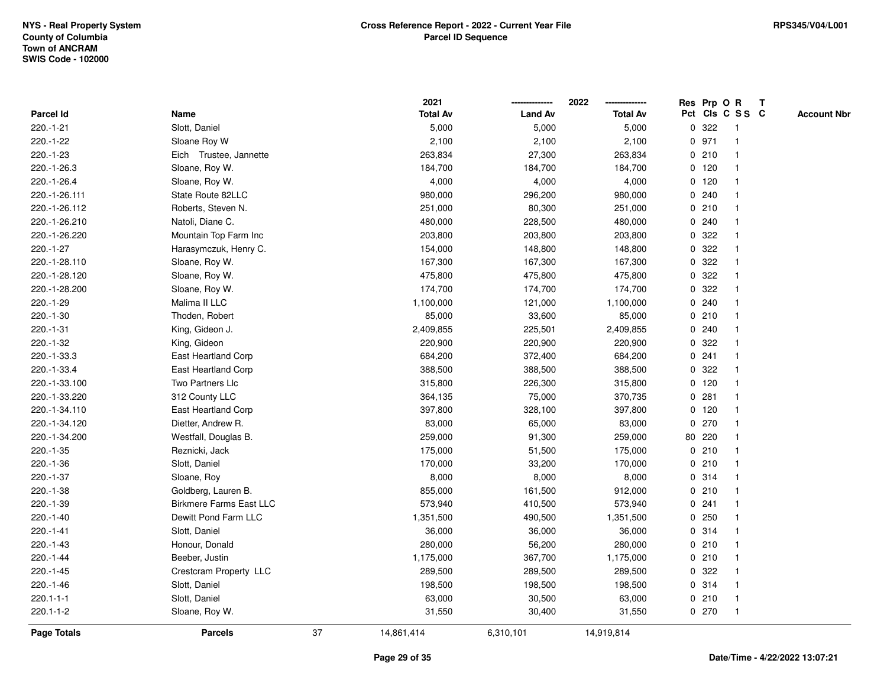| Parcel Id | Name | 2021 Total Av | 2022 Land Av | 2022 Total Av | Res Pct | Prp Cls | O C | R S S | T C | Account Nbr |
|---|---|---|---|---|---|---|---|---|---|---|
| 220.-1-21 | Slott, Daniel | 5,000 | 5,000 | 5,000 | 0 | 322 | | 1 | | |
| 220.-1-22 | Sloane Roy W | 2,100 | 2,100 | 2,100 | 0 | 971 | | 1 | | |
| 220.-1-23 | Eich Trustee, Jannette | 263,834 | 27,300 | 263,834 | 0 | 210 | | 1 | | |
| 220.-1-26.3 | Sloane, Roy W. | 184,700 | 184,700 | 184,700 | 0 | 120 | | 1 | | |
| 220.-1-26.4 | Sloane, Roy W. | 4,000 | 4,000 | 4,000 | 0 | 120 | | 1 | | |
| 220.-1-26.111 | State Route 82LLC | 980,000 | 296,200 | 980,000 | 0 | 240 | | 1 | | |
| 220.-1-26.112 | Roberts, Steven N. | 251,000 | 80,300 | 251,000 | 0 | 210 | | 1 | | |
| 220.-1-26.210 | Natoli, Diane C. | 480,000 | 228,500 | 480,000 | 0 | 240 | | 1 | | |
| 220.-1-26.220 | Mountain Top Farm Inc | 203,800 | 203,800 | 203,800 | 0 | 322 | | 1 | | |
| 220.-1-27 | Harasymczuk, Henry C. | 154,000 | 148,800 | 148,800 | 0 | 322 | | 1 | | |
| 220.-1-28.110 | Sloane, Roy W. | 167,300 | 167,300 | 167,300 | 0 | 322 | | 1 | | |
| 220.-1-28.120 | Sloane, Roy W. | 475,800 | 475,800 | 475,800 | 0 | 322 | | 1 | | |
| 220.-1-28.200 | Sloane, Roy W. | 174,700 | 174,700 | 174,700 | 0 | 322 | | 1 | | |
| 220.-1-29 | Malima II LLC | 1,100,000 | 121,000 | 1,100,000 | 0 | 240 | | 1 | | |
| 220.-1-30 | Thoden, Robert | 85,000 | 33,600 | 85,000 | 0 | 210 | | 1 | | |
| 220.-1-31 | King, Gideon J. | 2,409,855 | 225,501 | 2,409,855 | 0 | 240 | | 1 | | |
| 220.-1-32 | King, Gideon | 220,900 | 220,900 | 220,900 | 0 | 322 | | 1 | | |
| 220.-1-33.3 | East Heartland Corp | 684,200 | 372,400 | 684,200 | 0 | 241 | | 1 | | |
| 220.-1-33.4 | East Heartland Corp | 388,500 | 388,500 | 388,500 | 0 | 322 | | 1 | | |
| 220.-1-33.100 | Two Partners Llc | 315,800 | 226,300 | 315,800 | 0 | 120 | | 1 | | |
| 220.-1-33.220 | 312 County LLC | 364,135 | 75,000 | 370,735 | 0 | 281 | | 1 | | |
| 220.-1-34.110 | East Heartland Corp | 397,800 | 328,100 | 397,800 | 0 | 120 | | 1 | | |
| 220.-1-34.120 | Dietter, Andrew R. | 83,000 | 65,000 | 83,000 | 0 | 270 | | 1 | | |
| 220.-1-34.200 | Westfall, Douglas B. | 259,000 | 91,300 | 259,000 | 80 | 220 | | 1 | | |
| 220.-1-35 | Reznicki, Jack | 175,000 | 51,500 | 175,000 | 0 | 210 | | 1 | | |
| 220.-1-36 | Slott, Daniel | 170,000 | 33,200 | 170,000 | 0 | 210 | | 1 | | |
| 220.-1-37 | Sloane, Roy | 8,000 | 8,000 | 8,000 | 0 | 314 | | 1 | | |
| 220.-1-38 | Goldberg, Lauren B. | 855,000 | 161,500 | 912,000 | 0 | 210 | | 1 | | |
| 220.-1-39 | Birkmere Farms East LLC | 573,940 | 410,500 | 573,940 | 0 | 241 | | 1 | | |
| 220.-1-40 | Dewitt Pond Farm LLC | 1,351,500 | 490,500 | 1,351,500 | 0 | 250 | | 1 | | |
| 220.-1-41 | Slott, Daniel | 36,000 | 36,000 | 36,000 | 0 | 314 | | 1 | | |
| 220.-1-43 | Honour, Donald | 280,000 | 56,200 | 280,000 | 0 | 210 | | 1 | | |
| 220.-1-44 | Beeber, Justin | 1,175,000 | 367,700 | 1,175,000 | 0 | 210 | | 1 | | |
| 220.-1-45 | Crestcram Property LLC | 289,500 | 289,500 | 289,500 | 0 | 322 | | 1 | | |
| 220.-1-46 | Slott, Daniel | 198,500 | 198,500 | 198,500 | 0 | 314 | | 1 | | |
| 220.1-1-1 | Slott, Daniel | 63,000 | 30,500 | 63,000 | 0 | 210 | | 1 | | |
| 220.1-1-2 | Sloane, Roy W. | 31,550 | 30,400 | 31,550 | 0 | 270 | | 1 | | |
| **Page Totals** | **Parcels** 37 | 14,861,414 | 6,310,101 | 14,919,814 | | | | | | |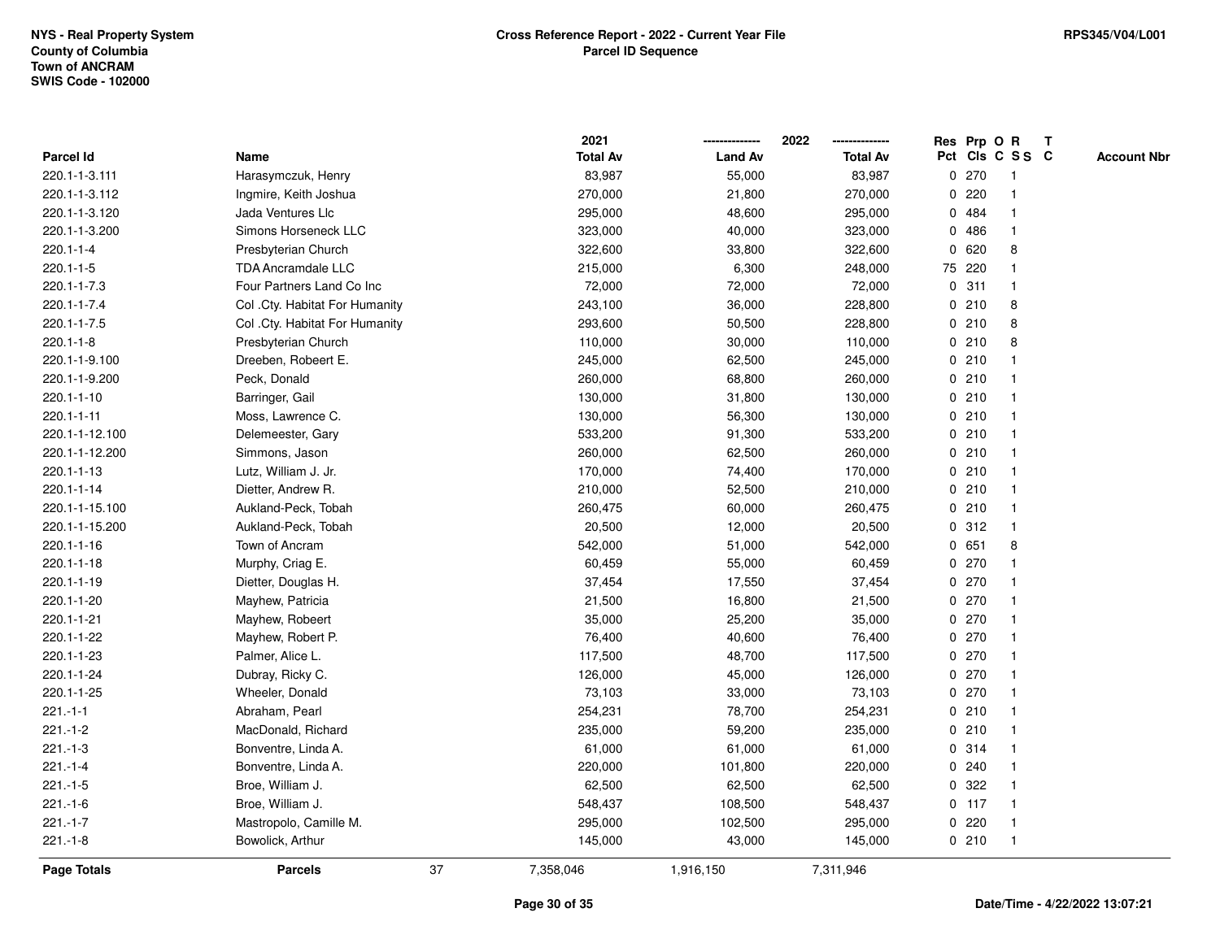NYS - Real Property System
County of Columbia
Town of ANCRAM
SWIS Code - 102000

**Cross Reference Report - 2022 - Current Year File**
**Parcel ID Sequence**

RPS345/V04/L001

| Parcel Id | Name | 2021 Total Av | 2022 Land Av | 2022 Total Av | Res Pct | Prp Cls | O C | R S S | T C | Account Nbr |
|---|---|---|---|---|---|---|---|---|---|---|
| 220.1-1-3.111 | Harasymczuk, Henry | 83,987 | 55,000 | 83,987 | 0 | 270 | | 1 | | |
| 220.1-1-3.112 | Ingmire, Keith Joshua | 270,000 | 21,800 | 270,000 | 0 | 220 | | 1 | | |
| 220.1-1-3.120 | Jada Ventures Llc | 295,000 | 48,600 | 295,000 | 0 | 484 | | 1 | | |
| 220.1-1-3.200 | Simons Horseneck LLC | 323,000 | 40,000 | 323,000 | 0 | 486 | | 1 | | |
| 220.1-1-4 | Presbyterian Church | 322,600 | 33,800 | 322,600 | 0 | 620 | | 8 | | |
| 220.1-1-5 | TDA Ancramdale LLC | 215,000 | 6,300 | 248,000 | 75 | 220 | | 1 | | |
| 220.1-1-7.3 | Four Partners Land Co Inc | 72,000 | 72,000 | 72,000 | 0 | 311 | | 1 | | |
| 220.1-1-7.4 | Col .Cty. Habitat For Humanity | 243,100 | 36,000 | 228,800 | 0 | 210 | | 8 | | |
| 220.1-1-7.5 | Col .Cty. Habitat For Humanity | 293,600 | 50,500 | 228,800 | 0 | 210 | | 8 | | |
| 220.1-1-8 | Presbyterian Church | 110,000 | 30,000 | 110,000 | 0 | 210 | | 8 | | |
| 220.1-1-9.100 | Dreeben, Robeert E. | 245,000 | 62,500 | 245,000 | 0 | 210 | | 1 | | |
| 220.1-1-9.200 | Peck, Donald | 260,000 | 68,800 | 260,000 | 0 | 210 | | 1 | | |
| 220.1-1-10 | Barringer, Gail | 130,000 | 31,800 | 130,000 | 0 | 210 | | 1 | | |
| 220.1-1-11 | Moss, Lawrence C. | 130,000 | 56,300 | 130,000 | 0 | 210 | | 1 | | |
| 220.1-1-12.100 | Delemeester, Gary | 533,200 | 91,300 | 533,200 | 0 | 210 | | 1 | | |
| 220.1-1-12.200 | Simmons, Jason | 260,000 | 62,500 | 260,000 | 0 | 210 | | 1 | | |
| 220.1-1-13 | Lutz, William J. Jr. | 170,000 | 74,400 | 170,000 | 0 | 210 | | 1 | | |
| 220.1-1-14 | Dietter, Andrew R. | 210,000 | 52,500 | 210,000 | 0 | 210 | | 1 | | |
| 220.1-1-15.100 | Aukland-Peck, Tobah | 260,475 | 60,000 | 260,475 | 0 | 210 | | 1 | | |
| 220.1-1-15.200 | Aukland-Peck, Tobah | 20,500 | 12,000 | 20,500 | 0 | 312 | | 1 | | |
| 220.1-1-16 | Town of Ancram | 542,000 | 51,000 | 542,000 | 0 | 651 | | 8 | | |
| 220.1-1-18 | Murphy, Criag E. | 60,459 | 55,000 | 60,459 | 0 | 270 | | 1 | | |
| 220.1-1-19 | Dietter, Douglas H. | 37,454 | 17,550 | 37,454 | 0 | 270 | | 1 | | |
| 220.1-1-20 | Mayhew, Patricia | 21,500 | 16,800 | 21,500 | 0 | 270 | | 1 | | |
| 220.1-1-21 | Mayhew, Robeert | 35,000 | 25,200 | 35,000 | 0 | 270 | | 1 | | |
| 220.1-1-22 | Mayhew, Robert P. | 76,400 | 40,600 | 76,400 | 0 | 270 | | 1 | | |
| 220.1-1-23 | Palmer, Alice L. | 117,500 | 48,700 | 117,500 | 0 | 270 | | 1 | | |
| 220.1-1-24 | Dubray, Ricky C. | 126,000 | 45,000 | 126,000 | 0 | 270 | | 1 | | |
| 220.1-1-25 | Wheeler, Donald | 73,103 | 33,000 | 73,103 | 0 | 270 | | 1 | | |
| 221.-1-1 | Abraham, Pearl | 254,231 | 78,700 | 254,231 | 0 | 210 | | 1 | | |
| 221.-1-2 | MacDonald, Richard | 235,000 | 59,200 | 235,000 | 0 | 210 | | 1 | | |
| 221.-1-3 | Bonventre, Linda A. | 61,000 | 61,000 | 61,000 | 0 | 314 | | 1 | | |
| 221.-1-4 | Bonventre, Linda A. | 220,000 | 101,800 | 220,000 | 0 | 240 | | 1 | | |
| 221.-1-5 | Broe, William J. | 62,500 | 62,500 | 62,500 | 0 | 322 | | 1 | | |
| 221.-1-6 | Broe, William J. | 548,437 | 108,500 | 548,437 | 0 | 117 | | 1 | | |
| 221.-1-7 | Mastropolo, Camille M. | 295,000 | 102,500 | 295,000 | 0 | 220 | | 1 | | |
| 221.-1-8 | Bowolick, Arthur | 145,000 | 43,000 | 145,000 | 0 | 210 | | 1 | | |
| **Page Totals** | **Parcels** 37 | 7,358,046 | 1,916,150 | 7,311,946 | | | | | | |

Date/Time - 4/22/2022 13:07:21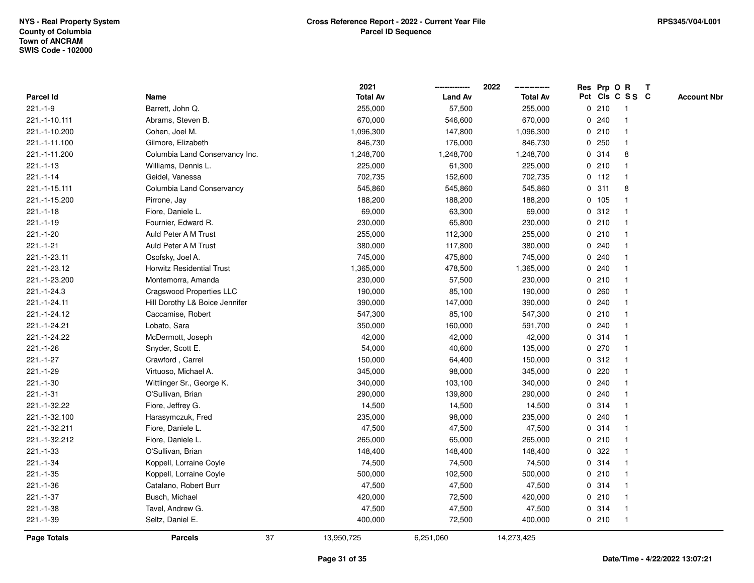NYS - Real Property System
County of Columbia
Town of ANCRAM
SWIS Code - 102000

**Cross Reference Report - 2022 - Current Year File**
**Parcel ID Sequence**

RPS345/V04/L001

| Parcel Id | Name | 2021 Total Av | 2022 Land Av | 2022 Total Av | Res Pct | Prp Cls | O C | R S S | T C | Account Nbr |
|---|---|---|---|---|---|---|---|---|---|---|
| 221.-1-9 | Barrett, John Q. | 255,000 | 57,500 | 255,000 | 0 | 210 | | 1 | | |
| 221.-1-10.111 | Abrams, Steven B. | 670,000 | 546,600 | 670,000 | 0 | 240 | | 1 | | |
| 221.-1-10.200 | Cohen, Joel M. | 1,096,300 | 147,800 | 1,096,300 | 0 | 210 | | 1 | | |
| 221.-1-11.100 | Gilmore, Elizabeth | 846,730 | 176,000 | 846,730 | 0 | 250 | | 1 | | |
| 221.-1-11.200 | Columbia Land Conservancy Inc. | 1,248,700 | 1,248,700 | 1,248,700 | 0 | 314 | | 8 | | |
| 221.-1-13 | Williams, Dennis L. | 225,000 | 61,300 | 225,000 | 0 | 210 | | 1 | | |
| 221.-1-14 | Geidel, Vanessa | 702,735 | 152,600 | 702,735 | 0 | 112 | | 1 | | |
| 221.-1-15.111 | Columbia Land Conservancy | 545,860 | 545,860 | 545,860 | 0 | 311 | | 8 | | |
| 221.-1-15.200 | Pirrone, Jay | 188,200 | 188,200 | 188,200 | 0 | 105 | | 1 | | |
| 221.-1-18 | Fiore, Daniele L. | 69,000 | 63,300 | 69,000 | 0 | 312 | | 1 | | |
| 221.-1-19 | Fournier, Edward R. | 230,000 | 65,800 | 230,000 | 0 | 210 | | 1 | | |
| 221.-1-20 | Auld Peter A M Trust | 255,000 | 112,300 | 255,000 | 0 | 210 | | 1 | | |
| 221.-1-21 | Auld Peter A M Trust | 380,000 | 117,800 | 380,000 | 0 | 240 | | 1 | | |
| 221.-1-23.11 | Osofsky, Joel A. | 745,000 | 475,800 | 745,000 | 0 | 240 | | 1 | | |
| 221.-1-23.12 | Horwitz Residential Trust | 1,365,000 | 478,500 | 1,365,000 | 0 | 240 | | 1 | | |
| 221.-1-23.200 | Montemorra, Amanda | 230,000 | 57,500 | 230,000 | 0 | 210 | | 1 | | |
| 221.-1-24.3 | Cragswood Properties LLC | 190,000 | 85,100 | 190,000 | 0 | 260 | | 1 | | |
| 221.-1-24.11 | Hill Dorothy L& Boice Jennifer | 390,000 | 147,000 | 390,000 | 0 | 240 | | 1 | | |
| 221.-1-24.12 | Caccamise, Robert | 547,300 | 85,100 | 547,300 | 0 | 210 | | 1 | | |
| 221.-1-24.21 | Lobato, Sara | 350,000 | 160,000 | 591,700 | 0 | 240 | | 1 | | |
| 221.-1-24.22 | McDermott, Joseph | 42,000 | 42,000 | 42,000 | 0 | 314 | | 1 | | |
| 221.-1-26 | Snyder, Scott E. | 54,000 | 40,600 | 135,000 | 0 | 270 | | 1 | | |
| 221.-1-27 | Crawford , Carrel | 150,000 | 64,400 | 150,000 | 0 | 312 | | 1 | | |
| 221.-1-29 | Virtuoso, Michael A. | 345,000 | 98,000 | 345,000 | 0 | 220 | | 1 | | |
| 221.-1-30 | Wittlinger Sr., George K. | 340,000 | 103,100 | 340,000 | 0 | 240 | | 1 | | |
| 221.-1-31 | O'Sullivan, Brian | 290,000 | 139,800 | 290,000 | 0 | 240 | | 1 | | |
| 221.-1-32.22 | Fiore, Jeffrey G. | 14,500 | 14,500 | 14,500 | 0 | 314 | | 1 | | |
| 221.-1-32.100 | Harasymczuk, Fred | 235,000 | 98,000 | 235,000 | 0 | 240 | | 1 | | |
| 221.-1-32.211 | Fiore, Daniele L. | 47,500 | 47,500 | 47,500 | 0 | 314 | | 1 | | |
| 221.-1-32.212 | Fiore, Daniele L. | 265,000 | 65,000 | 265,000 | 0 | 210 | | 1 | | |
| 221.-1-33 | O'Sullivan, Brian | 148,400 | 148,400 | 148,400 | 0 | 322 | | 1 | | |
| 221.-1-34 | Koppell, Lorraine Coyle | 74,500 | 74,500 | 74,500 | 0 | 314 | | 1 | | |
| 221.-1-35 | Koppell, Lorraine Coyle | 500,000 | 102,500 | 500,000 | 0 | 210 | | 1 | | |
| 221.-1-36 | Catalano, Robert Burr | 47,500 | 47,500 | 47,500 | 0 | 314 | | 1 | | |
| 221.-1-37 | Busch, Michael | 420,000 | 72,500 | 420,000 | 0 | 210 | | 1 | | |
| 221.-1-38 | Tavel, Andrew G. | 47,500 | 47,500 | 47,500 | 0 | 314 | | 1 | | |
| 221.-1-39 | Seltz, Daniel E. | 400,000 | 72,500 | 400,000 | 0 | 210 | | 1 | | |
| **Page Totals** | **Parcels** 37 | 13,950,725 | 6,251,060 | 14,273,425 | | | | | | |

Date/Time - 4/22/2022 13:07:21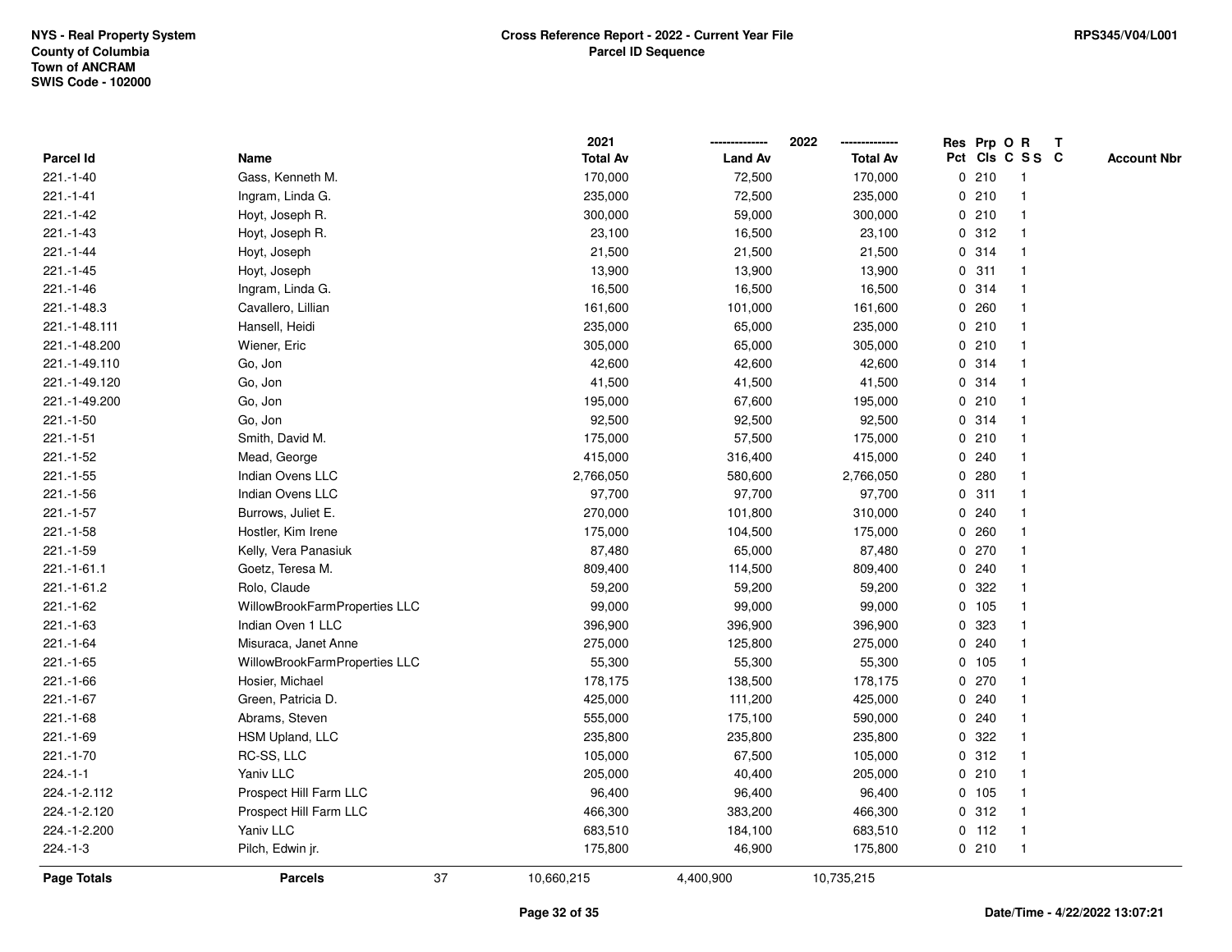NYS - Real Property System
County of Columbia
Town of ANCRAM
SWIS Code - 102000

**Cross Reference Report - 2022 - Current Year File**
**Parcel ID Sequence**

RPS345/V04/L001

| Parcel Id | Name | 2021 Total Av | 2022 Land Av | 2022 Total Av | Res Pct | Prp Cls | O C | R S S | T C | Account Nbr |
|---|---|---|---|---|---|---|---|---|---|---|
| 221.-1-40 | Gass, Kenneth M. | 170,000 | 72,500 | 170,000 | 0 | 210 | | 1 | | |
| 221.-1-41 | Ingram, Linda G. | 235,000 | 72,500 | 235,000 | 0 | 210 | | 1 | | |
| 221.-1-42 | Hoyt, Joseph R. | 300,000 | 59,000 | 300,000 | 0 | 210 | | 1 | | |
| 221.-1-43 | Hoyt, Joseph R. | 23,100 | 16,500 | 23,100 | 0 | 312 | | 1 | | |
| 221.-1-44 | Hoyt, Joseph | 21,500 | 21,500 | 21,500 | 0 | 314 | | 1 | | |
| 221.-1-45 | Hoyt, Joseph | 13,900 | 13,900 | 13,900 | 0 | 311 | | 1 | | |
| 221.-1-46 | Ingram, Linda G. | 16,500 | 16,500 | 16,500 | 0 | 314 | | 1 | | |
| 221.-1-48.3 | Cavallero, Lillian | 161,600 | 101,000 | 161,600 | 0 | 260 | | 1 | | |
| 221.-1-48.111 | Hansell, Heidi | 235,000 | 65,000 | 235,000 | 0 | 210 | | 1 | | |
| 221.-1-48.200 | Wiener, Eric | 305,000 | 65,000 | 305,000 | 0 | 210 | | 1 | | |
| 221.-1-49.110 | Go, Jon | 42,600 | 42,600 | 42,600 | 0 | 314 | | 1 | | |
| 221.-1-49.120 | Go, Jon | 41,500 | 41,500 | 41,500 | 0 | 314 | | 1 | | |
| 221.-1-49.200 | Go, Jon | 195,000 | 67,600 | 195,000 | 0 | 210 | | 1 | | |
| 221.-1-50 | Go, Jon | 92,500 | 92,500 | 92,500 | 0 | 314 | | 1 | | |
| 221.-1-51 | Smith, David M. | 175,000 | 57,500 | 175,000 | 0 | 210 | | 1 | | |
| 221.-1-52 | Mead, George | 415,000 | 316,400 | 415,000 | 0 | 240 | | 1 | | |
| 221.-1-55 | Indian Ovens LLC | 2,766,050 | 580,600 | 2,766,050 | 0 | 280 | | 1 | | |
| 221.-1-56 | Indian Ovens LLC | 97,700 | 97,700 | 97,700 | 0 | 311 | | 1 | | |
| 221.-1-57 | Burrows, Juliet E. | 270,000 | 101,800 | 310,000 | 0 | 240 | | 1 | | |
| 221.-1-58 | Hostler, Kim Irene | 175,000 | 104,500 | 175,000 | 0 | 260 | | 1 | | |
| 221.-1-59 | Kelly, Vera Panasiuk | 87,480 | 65,000 | 87,480 | 0 | 270 | | 1 | | |
| 221.-1-61.1 | Goetz, Teresa M. | 809,400 | 114,500 | 809,400 | 0 | 240 | | 1 | | |
| 221.-1-61.2 | Rolo, Claude | 59,200 | 59,200 | 59,200 | 0 | 322 | | 1 | | |
| 221.-1-62 | WillowBrookFarmProperties LLC | 99,000 | 99,000 | 99,000 | 0 | 105 | | 1 | | |
| 221.-1-63 | Indian Oven 1 LLC | 396,900 | 396,900 | 396,900 | 0 | 323 | | 1 | | |
| 221.-1-64 | Misuraca, Janet Anne | 275,000 | 125,800 | 275,000 | 0 | 240 | | 1 | | |
| 221.-1-65 | WillowBrookFarmProperties LLC | 55,300 | 55,300 | 55,300 | 0 | 105 | | 1 | | |
| 221.-1-66 | Hosier, Michael | 178,175 | 138,500 | 178,175 | 0 | 270 | | 1 | | |
| 221.-1-67 | Green, Patricia D. | 425,000 | 111,200 | 425,000 | 0 | 240 | | 1 | | |
| 221.-1-68 | Abrams, Steven | 555,000 | 175,100 | 590,000 | 0 | 240 | | 1 | | |
| 221.-1-69 | HSM Upland, LLC | 235,800 | 235,800 | 235,800 | 0 | 322 | | 1 | | |
| 221.-1-70 | RC-SS, LLC | 105,000 | 67,500 | 105,000 | 0 | 312 | | 1 | | |
| 224.-1-1 | Yaniv LLC | 205,000 | 40,400 | 205,000 | 0 | 210 | | 1 | | |
| 224.-1-2.112 | Prospect Hill Farm LLC | 96,400 | 96,400 | 96,400 | 0 | 105 | | 1 | | |
| 224.-1-2.120 | Prospect Hill Farm LLC | 466,300 | 383,200 | 466,300 | 0 | 312 | | 1 | | |
| 224.-1-2.200 | Yaniv LLC | 683,510 | 184,100 | 683,510 | 0 | 112 | | 1 | | |
| 224.-1-3 | Pilch, Edwin jr. | 175,800 | 46,900 | 175,800 | 0 | 210 | | 1 | | |
| **Page Totals** | **Parcels** 37 | 10,660,215 | 4,400,900 | 10,735,215 | | | | | | |

Date/Time - 4/22/2022 13:07:21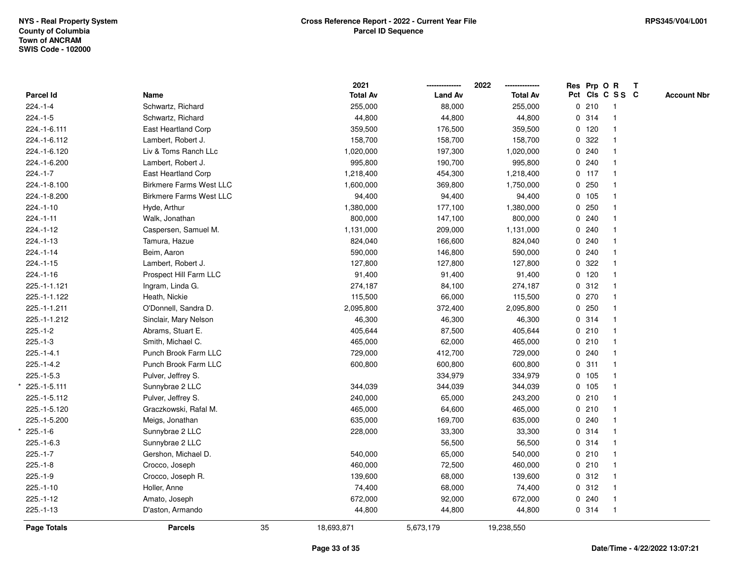NYS - Real Property System
County of Columbia
Town of ANCRAM
SWIS Code - 102000

**Cross Reference Report - 2022 - Current Year File**
**Parcel ID Sequence**

RPS345/V04/L001

| | Parcel Id | Name | 2021 Total Av | 2022 Land Av | 2022 Total Av | Res Pct | Prp Cls | O C | R S S | T C | Account Nbr |
|---|---|---|---|---|---|---|---|---|---|---|---|
| | 224.-1-4 | Schwartz, Richard | 255,000 | 88,000 | 255,000 | 0 | 210 | | 1 | | |
| | 224.-1-5 | Schwartz, Richard | 44,800 | 44,800 | 44,800 | 0 | 314 | | 1 | | |
| | 224.-1-6.111 | East Heartland Corp | 359,500 | 176,500 | 359,500 | 0 | 120 | | 1 | | |
| | 224.-1-6.112 | Lambert, Robert J. | 158,700 | 158,700 | 158,700 | 0 | 322 | | 1 | | |
| | 224.-1-6.120 | Liv & Toms Ranch LLc | 1,020,000 | 197,300 | 1,020,000 | 0 | 240 | | 1 | | |
| | 224.-1-6.200 | Lambert, Robert J. | 995,800 | 190,700 | 995,800 | 0 | 240 | | 1 | | |
| | 224.-1-7 | East Heartland Corp | 1,218,400 | 454,300 | 1,218,400 | 0 | 117 | | 1 | | |
| | 224.-1-8.100 | Birkmere Farms West LLC | 1,600,000 | 369,800 | 1,750,000 | 0 | 250 | | 1 | | |
| | 224.-1-8.200 | Birkmere Farms West LLC | 94,400 | 94,400 | 94,400 | 0 | 105 | | 1 | | |
| | 224.-1-10 | Hyde, Arthur | 1,380,000 | 177,100 | 1,380,000 | 0 | 250 | | 1 | | |
| | 224.-1-11 | Walk, Jonathan | 800,000 | 147,100 | 800,000 | 0 | 240 | | 1 | | |
| | 224.-1-12 | Caspersen, Samuel M. | 1,131,000 | 209,000 | 1,131,000 | 0 | 240 | | 1 | | |
| | 224.-1-13 | Tamura, Hazue | 824,040 | 166,600 | 824,040 | 0 | 240 | | 1 | | |
| | 224.-1-14 | Beim, Aaron | 590,000 | 146,800 | 590,000 | 0 | 240 | | 1 | | |
| | 224.-1-15 | Lambert, Robert J. | 127,800 | 127,800 | 127,800 | 0 | 322 | | 1 | | |
| | 224.-1-16 | Prospect Hill Farm LLC | 91,400 | 91,400 | 91,400 | 0 | 120 | | 1 | | |
| | 225.-1-1.121 | Ingram, Linda G. | 274,187 | 84,100 | 274,187 | 0 | 312 | | 1 | | |
| | 225.-1-1.122 | Heath, Nickie | 115,500 | 66,000 | 115,500 | 0 | 270 | | 1 | | |
| | 225.-1-1.211 | O'Donnell, Sandra D. | 2,095,800 | 372,400 | 2,095,800 | 0 | 250 | | 1 | | |
| | 225.-1-1.212 | Sinclair, Mary Nelson | 46,300 | 46,300 | 46,300 | 0 | 314 | | 1 | | |
| | 225.-1-2 | Abrams, Stuart E. | 405,644 | 87,500 | 405,644 | 0 | 210 | | 1 | | |
| | 225.-1-3 | Smith, Michael C. | 465,000 | 62,000 | 465,000 | 0 | 210 | | 1 | | |
| | 225.-1-4.1 | Punch Brook Farm LLC | 729,000 | 412,700 | 729,000 | 0 | 240 | | 1 | | |
| | 225.-1-4.2 | Punch Brook Farm LLC | 600,800 | 600,800 | 600,800 | 0 | 311 | | 1 | | |
| | 225.-1-5.3 | Pulver, Jeffrey S. | | 334,979 | 334,979 | 0 | 105 | | 1 | | |
| * | 225.-1-5.111 | Sunnybrae 2 LLC | 344,039 | 344,039 | 344,039 | 0 | 105 | | 1 | | |
| | 225.-1-5.112 | Pulver, Jeffrey S. | 240,000 | 65,000 | 243,200 | 0 | 210 | | 1 | | |
| | 225.-1-5.120 | Graczkowski, Rafal M. | 465,000 | 64,600 | 465,000 | 0 | 210 | | 1 | | |
| | 225.-1-5.200 | Meigs, Jonathan | 635,000 | 169,700 | 635,000 | 0 | 240 | | 1 | | |
| * | 225.-1-6 | Sunnybrae 2 LLC | 228,000 | 33,300 | 33,300 | 0 | 314 | | 1 | | |
| | 225.-1-6.3 | Sunnybrae 2 LLC | | 56,500 | 56,500 | 0 | 314 | | 1 | | |
| | 225.-1-7 | Gershon, Michael D. | 540,000 | 65,000 | 540,000 | 0 | 210 | | 1 | | |
| | 225.-1-8 | Crocco, Joseph | 460,000 | 72,500 | 460,000 | 0 | 210 | | 1 | | |
| | 225.-1-9 | Crocco, Joseph R. | 139,600 | 68,000 | 139,600 | 0 | 312 | | 1 | | |
| | 225.-1-10 | Holler, Anne | 74,400 | 68,000 | 74,400 | 0 | 312 | | 1 | | |
| | 225.-1-12 | Amato, Joseph | 672,000 | 92,000 | 672,000 | 0 | 240 | | 1 | | |
| | 225.-1-13 | D'aston, Armando | 44,800 | 44,800 | 44,800 | 0 | 314 | | 1 | | |

| Page Totals | Parcels | 35 | 18,693,871 | 5,673,179 | 19,238,550 |
|---|---|---|---|---|---|

Date/Time - 4/22/2022 13:07:21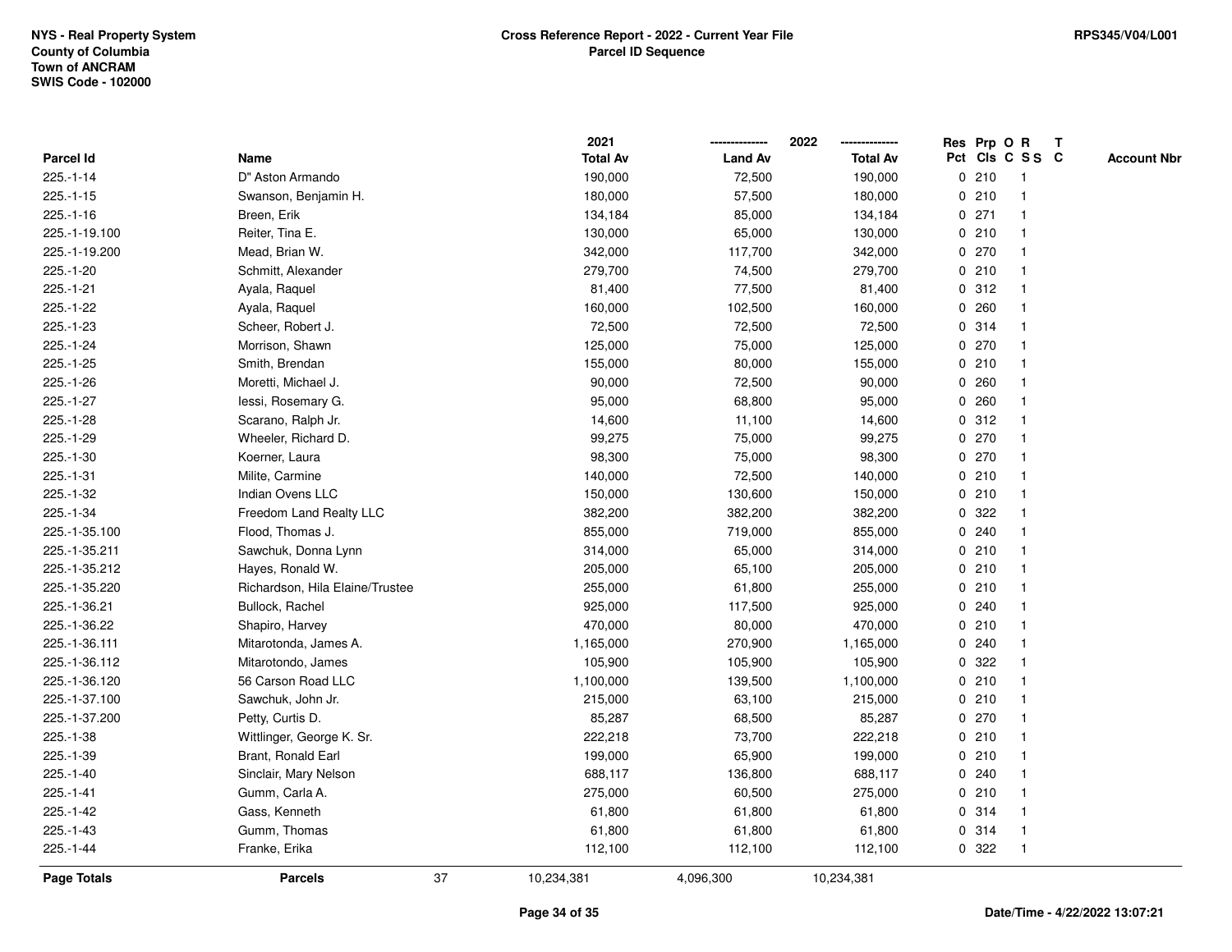NYS - Real Property System
County of Columbia
Town of ANCRAM
SWIS Code - 102000

## Cross Reference Report - 2022 - Current Year File
### Parcel ID Sequence

RPS345/V04/L001

| Parcel Id | Name | 2021 Total Av | 2022 Land Av | 2022 Total Av | Res Pct | Prp Cls | O C | R S S | T C | Account Nbr |
|---|---|---|---|---|---|---|---|---|---|---|
| 225.-1-14 | D" Aston Armando | 190,000 | 72,500 | 190,000 | 0 | 210 | | 1 | | |
| 225.-1-15 | Swanson, Benjamin H. | 180,000 | 57,500 | 180,000 | 0 | 210 | | 1 | | |
| 225.-1-16 | Breen, Erik | 134,184 | 85,000 | 134,184 | 0 | 271 | | 1 | | |
| 225.-1-19.100 | Reiter, Tina E. | 130,000 | 65,000 | 130,000 | 0 | 210 | | 1 | | |
| 225.-1-19.200 | Mead, Brian W. | 342,000 | 117,700 | 342,000 | 0 | 270 | | 1 | | |
| 225.-1-20 | Schmitt, Alexander | 279,700 | 74,500 | 279,700 | 0 | 210 | | 1 | | |
| 225.-1-21 | Ayala, Raquel | 81,400 | 77,500 | 81,400 | 0 | 312 | | 1 | | |
| 225.-1-22 | Ayala, Raquel | 160,000 | 102,500 | 160,000 | 0 | 260 | | 1 | | |
| 225.-1-23 | Scheer, Robert J. | 72,500 | 72,500 | 72,500 | 0 | 314 | | 1 | | |
| 225.-1-24 | Morrison, Shawn | 125,000 | 75,000 | 125,000 | 0 | 270 | | 1 | | |
| 225.-1-25 | Smith, Brendan | 155,000 | 80,000 | 155,000 | 0 | 210 | | 1 | | |
| 225.-1-26 | Moretti, Michael J. | 90,000 | 72,500 | 90,000 | 0 | 260 | | 1 | | |
| 225.-1-27 | Iessi, Rosemary G. | 95,000 | 68,800 | 95,000 | 0 | 260 | | 1 | | |
| 225.-1-28 | Scarano, Ralph Jr. | 14,600 | 11,100 | 14,600 | 0 | 312 | | 1 | | |
| 225.-1-29 | Wheeler, Richard D. | 99,275 | 75,000 | 99,275 | 0 | 270 | | 1 | | |
| 225.-1-30 | Koerner, Laura | 98,300 | 75,000 | 98,300 | 0 | 270 | | 1 | | |
| 225.-1-31 | Milite, Carmine | 140,000 | 72,500 | 140,000 | 0 | 210 | | 1 | | |
| 225.-1-32 | Indian Ovens LLC | 150,000 | 130,600 | 150,000 | 0 | 210 | | 1 | | |
| 225.-1-34 | Freedom Land Realty LLC | 382,200 | 382,200 | 382,200 | 0 | 322 | | 1 | | |
| 225.-1-35.100 | Flood, Thomas J. | 855,000 | 719,000 | 855,000 | 0 | 240 | | 1 | | |
| 225.-1-35.211 | Sawchuk, Donna Lynn | 314,000 | 65,000 | 314,000 | 0 | 210 | | 1 | | |
| 225.-1-35.212 | Hayes, Ronald W. | 205,000 | 65,100 | 205,000 | 0 | 210 | | 1 | | |
| 225.-1-35.220 | Richardson, Hila Elaine/Trustee | 255,000 | 61,800 | 255,000 | 0 | 210 | | 1 | | |
| 225.-1-36.21 | Bullock, Rachel | 925,000 | 117,500 | 925,000 | 0 | 240 | | 1 | | |
| 225.-1-36.22 | Shapiro, Harvey | 470,000 | 80,000 | 470,000 | 0 | 210 | | 1 | | |
| 225.-1-36.111 | Mitarotonda, James A. | 1,165,000 | 270,900 | 1,165,000 | 0 | 240 | | 1 | | |
| 225.-1-36.112 | Mitarotondo, James | 105,900 | 105,900 | 105,900 | 0 | 322 | | 1 | | |
| 225.-1-36.120 | 56 Carson Road LLC | 1,100,000 | 139,500 | 1,100,000 | 0 | 210 | | 1 | | |
| 225.-1-37.100 | Sawchuk, John Jr. | 215,000 | 63,100 | 215,000 | 0 | 210 | | 1 | | |
| 225.-1-37.200 | Petty, Curtis D. | 85,287 | 68,500 | 85,287 | 0 | 270 | | 1 | | |
| 225.-1-38 | Wittlinger, George K. Sr. | 222,218 | 73,700 | 222,218 | 0 | 210 | | 1 | | |
| 225.-1-39 | Brant, Ronald Earl | 199,000 | 65,900 | 199,000 | 0 | 210 | | 1 | | |
| 225.-1-40 | Sinclair, Mary Nelson | 688,117 | 136,800 | 688,117 | 0 | 240 | | 1 | | |
| 225.-1-41 | Gumm, Carla A. | 275,000 | 60,500 | 275,000 | 0 | 210 | | 1 | | |
| 225.-1-42 | Gass, Kenneth | 61,800 | 61,800 | 61,800 | 0 | 314 | | 1 | | |
| 225.-1-43 | Gumm, Thomas | 61,800 | 61,800 | 61,800 | 0 | 314 | | 1 | | |
| 225.-1-44 | Franke, Erika | 112,100 | 112,100 | 112,100 | 0 | 322 | | 1 | | |
| **Page Totals** | **Parcels** 37 | 10,234,381 | 4,096,300 | 10,234,381 | | | | | | |

Date/Time - 4/22/2022 13:07:21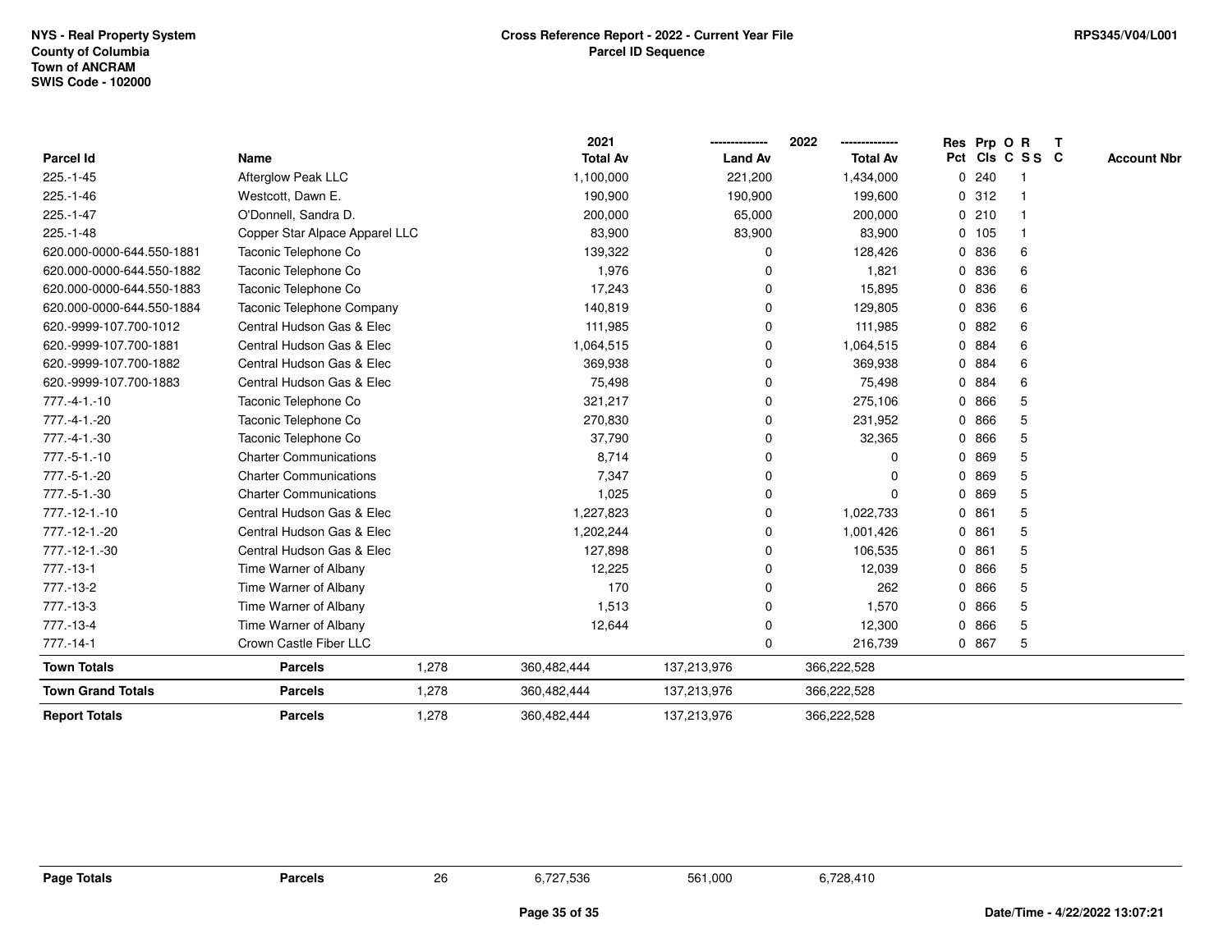NYS - Real Property System
County of Columbia
Town of ANCRAM
SWIS Code - 102000

**Cross Reference Report - 2022 - Current Year File**
**Parcel ID Sequence**

RPS345/V04/L001

| Parcel Id | Name | | 2021 Total Av | 2022 Land Av | 2022 Total Av | Res Pct | Prp Cls | O C | R S S | T C | Account Nbr |
|---|---|---|---|---|---|---|---|---|---|---|---|
| 225.-1-45 | Afterglow Peak LLC | | 1,100,000 | 221,200 | 1,434,000 | 0 | 240 | | 1 | | |
| 225.-1-46 | Westcott, Dawn E. | | 190,900 | 190,900 | 199,600 | 0 | 312 | | 1 | | |
| 225.-1-47 | O'Donnell, Sandra D. | | 200,000 | 65,000 | 200,000 | 0 | 210 | | 1 | | |
| 225.-1-48 | Copper Star Alpace Apparel LLC | | 83,900 | 83,900 | 83,900 | 0 | 105 | | 1 | | |
| 620.000-0000-644.550-1881 | Taconic Telephone Co | | 139,322 | 0 | 128,426 | 0 | 836 | | 6 | | |
| 620.000-0000-644.550-1882 | Taconic Telephone Co | | 1,976 | 0 | 1,821 | 0 | 836 | | 6 | | |
| 620.000-0000-644.550-1883 | Taconic Telephone Co | | 17,243 | 0 | 15,895 | 0 | 836 | | 6 | | |
| 620.000-0000-644.550-1884 | Taconic Telephone Company | | 140,819 | 0 | 129,805 | 0 | 836 | | 6 | | |
| 620.-9999-107.700-1012 | Central Hudson Gas & Elec | | 111,985 | 0 | 111,985 | 0 | 882 | | 6 | | |
| 620.-9999-107.700-1881 | Central Hudson Gas & Elec | | 1,064,515 | 0 | 1,064,515 | 0 | 884 | | 6 | | |
| 620.-9999-107.700-1882 | Central Hudson Gas & Elec | | 369,938 | 0 | 369,938 | 0 | 884 | | 6 | | |
| 620.-9999-107.700-1883 | Central Hudson Gas & Elec | | 75,498 | 0 | 75,498 | 0 | 884 | | 6 | | |
| 777.-4-1.-10 | Taconic Telephone Co | | 321,217 | 0 | 275,106 | 0 | 866 | | 5 | | |
| 777.-4-1.-20 | Taconic Telephone Co | | 270,830 | 0 | 231,952 | 0 | 866 | | 5 | | |
| 777.-4-1.-30 | Taconic Telephone Co | | 37,790 | 0 | 32,365 | 0 | 866 | | 5 | | |
| 777.-5-1.-10 | Charter Communications | | 8,714 | 0 | 0 | 0 | 869 | | 5 | | |
| 777.-5-1.-20 | Charter Communications | | 7,347 | 0 | 0 | 0 | 869 | | 5 | | |
| 777.-5-1.-30 | Charter Communications | | 1,025 | 0 | 0 | 0 | 869 | | 5 | | |
| 777.-12-1.-10 | Central Hudson Gas & Elec | | 1,227,823 | 0 | 1,022,733 | 0 | 861 | | 5 | | |
| 777.-12-1.-20 | Central Hudson Gas & Elec | | 1,202,244 | 0 | 1,001,426 | 0 | 861 | | 5 | | |
| 777.-12-1.-30 | Central Hudson Gas & Elec | | 127,898 | 0 | 106,535 | 0 | 861 | | 5 | | |
| 777.-13-1 | Time Warner of Albany | | 12,225 | 0 | 12,039 | 0 | 866 | | 5 | | |
| 777.-13-2 | Time Warner of Albany | | 170 | 0 | 262 | 0 | 866 | | 5 | | |
| 777.-13-3 | Time Warner of Albany | | 1,513 | 0 | 1,570 | 0 | 866 | | 5 | | |
| 777.-13-4 | Time Warner of Albany | | 12,644 | 0 | 12,300 | 0 | 866 | | 5 | | |
| 777.-14-1 | Crown Castle Fiber LLC | | | 0 | 216,739 | 0 | 867 | | 5 | | |
| **Town Totals** | **Parcels** | 1,278 | 360,482,444 | 137,213,976 | 366,222,528 | | | | | | |
| **Town Grand Totals** | **Parcels** | 1,278 | 360,482,444 | 137,213,976 | 366,222,528 | | | | | | |
| **Report Totals** | **Parcels** | 1,278 | 360,482,444 | 137,213,976 | 366,222,528 | | | | | | |

| | | | | | |
|---|---|---|---|---|---|
| **Page Totals** | **Parcels** | 26 | 6,727,536 | 561,000 | 6,728,410 |

**Date/Time - 4/22/2022 13:07:21**